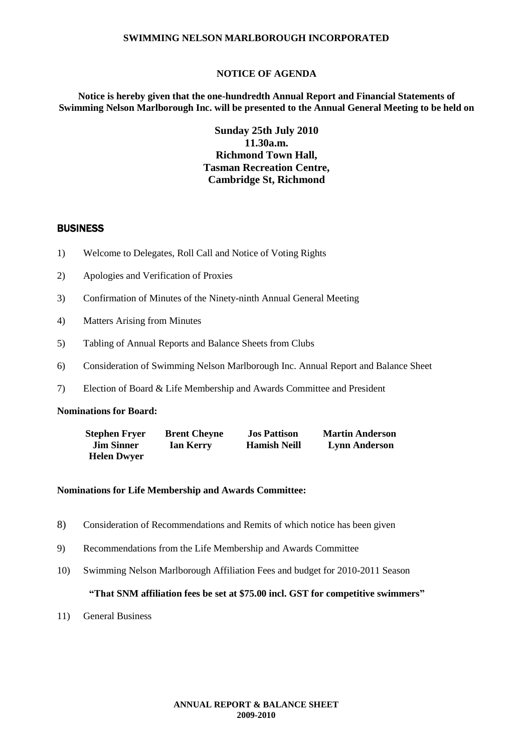**SWIMMING NELSON MARLBOROUGH INCORPORATED**

**NOTICE OF AGENDA**

**Notice is hereby given that the one-hundredth Annual Report and Financial Statements of Swimming Nelson Marlborough Inc. will be presented to the Annual General Meeting to be held on**

**Sunday 25th July 2010**
**11.30a.m.**
**Richmond Town Hall,**
**Tasman Recreation Centre,**
**Cambridge St, Richmond**

## BUSINESS

1) Welcome to Delegates, Roll Call and Notice of Voting Rights

2) Apologies and Verification of Proxies

3) Confirmation of Minutes of the Ninety-ninth Annual General Meeting

4) Matters Arising from Minutes

5) Tabling of Annual Reports and Balance Sheets from Clubs

6) Consideration of Swimming Nelson Marlborough Inc. Annual Report and Balance Sheet

7) Election of Board & Life Membership and Awards Committee and President

**Nominations for Board:**

| | | | |
|---|---|---|---|
| **Stephen Fryer** | **Brent Cheyne** | **Jos Pattison** | **Martin Anderson** |
| **Jim Sinner** | **Ian Kerry** | **Hamish Neill** | **Lynn Anderson** |
| **Helen Dwyer** | | | |

**Nominations for Life Membership and Awards Committee:**

8) Consideration of Recommendations and Remits of which notice has been given

9) Recommendations from the Life Membership and Awards Committee

10) Swimming Nelson Marlborough Affiliation Fees and budget for 2010-2011 Season

**"That SNM affiliation fees be set at $75.00 incl. GST for competitive swimmers"**

11) General Business

**ANNUAL REPORT & BALANCE SHEET**
**2009-2010**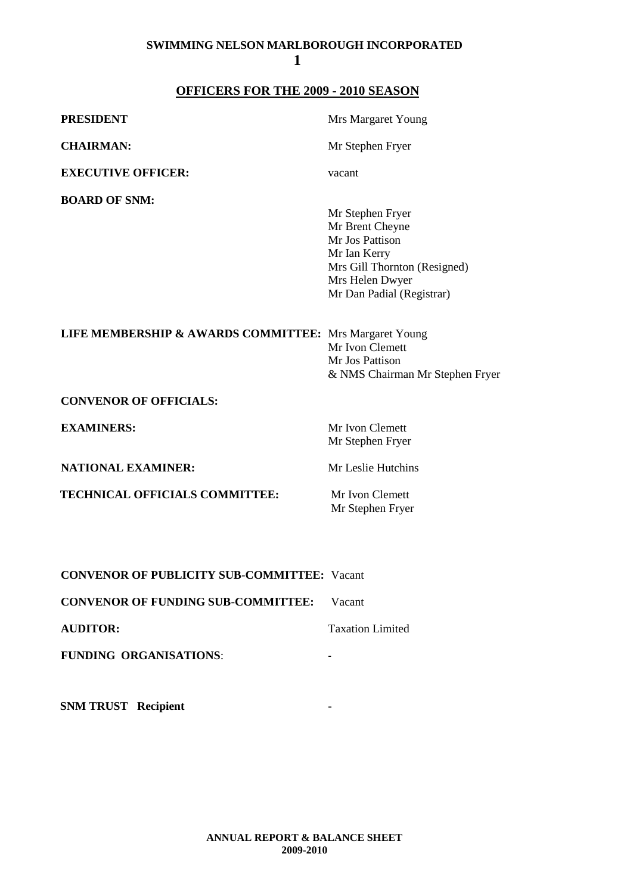**SWIMMING NELSON MARLBOROUGH INCORPORATED**

## OFFICERS FOR THE 2009 - 2010 SEASON

**PRESIDENT** Mrs Margaret Young

**CHAIRMAN:** Mr Stephen Fryer

**EXECUTIVE OFFICER:** vacant

**BOARD OF SNM:**

Mr Stephen Fryer
Mr Brent Cheyne
Mr Jos Pattison
Mr Ian Kerry
Mrs Gill Thornton (Resigned)
Mrs Helen Dwyer
Mr Dan Padial (Registrar)

**LIFE MEMBERSHIP & AWARDS COMMITTEE:** Mrs Margaret Young
Mr Ivon Clemett
Mr Jos Pattison
& NMS Chairman Mr Stephen Fryer

**CONVENOR OF OFFICIALS:**

**EXAMINERS:** Mr Ivon Clemett
Mr Stephen Fryer

**NATIONAL EXAMINER:** Mr Leslie Hutchins

**TECHNICAL OFFICIALS COMMITTEE:** Mr Ivon Clemett
Mr Stephen Fryer

**CONVENOR OF PUBLICITY SUB-COMMITTEE:** Vacant

**CONVENOR OF FUNDING SUB-COMMITTEE:** Vacant

**AUDITOR:** Taxation Limited

**FUNDING ORGANISATIONS**: -

**SNM TRUST Recipient** -

**ANNUAL REPORT & BALANCE SHEET 2009-2010**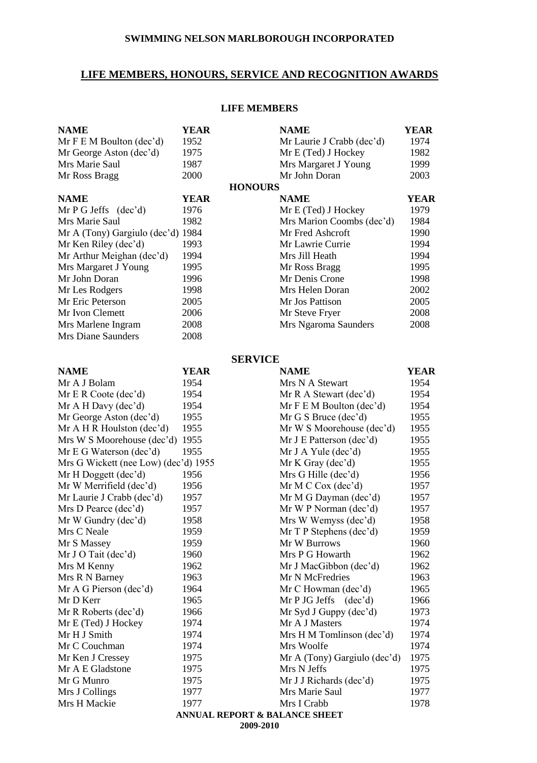**SWIMMING NELSON MARLBOROUGH INCORPORATED**

# LIFE MEMBERS, HONOURS, SERVICE AND RECOGNITION AWARDS

## LIFE MEMBERS

| NAME | YEAR | NAME | YEAR |
|---|---|---|---|
| Mr F E M Boulton (dec'd) | 1952 | Mr Laurie J Crabb (dec'd) | 1974 |
| Mr George Aston (dec'd) | 1975 | Mr E (Ted) J Hockey | 1982 |
| Mrs Marie Saul | 1987 | Mrs Margaret J Young | 1999 |
| Mr Ross Bragg | 2000 | Mr John Doran | 2003 |

## HONOURS

| NAME | YEAR | NAME | YEAR |
|---|---|---|---|
| Mr P G Jeffs (dec'd) | 1976 | Mr E (Ted) J Hockey | 1979 |
| Mrs Marie Saul | 1982 | Mrs Marion Coombs (dec'd) | 1984 |
| Mr A (Tony) Gargiulo (dec'd) | 1984 | Mr Fred Ashcroft | 1990 |
| Mr Ken Riley (dec'd) | 1993 | Mr Lawrie Currie | 1994 |
| Mr Arthur Meighan (dec'd) | 1994 | Mrs Jill Heath | 1994 |
| Mrs Margaret J Young | 1995 | Mr Ross Bragg | 1995 |
| Mr John Doran | 1996 | Mr Denis Crone | 1998 |
| Mr Les Rodgers | 1998 | Mrs Helen Doran | 2002 |
| Mr Eric Peterson | 2005 | Mr Jos Pattison | 2005 |
| Mr Ivon Clemett | 2006 | Mr Steve Fryer | 2008 |
| Mrs Marlene Ingram | 2008 | Mrs Ngaroma Saunders | 2008 |
| Mrs Diane Saunders | 2008 | | |

## SERVICE

| NAME | YEAR | NAME | YEAR |
|---|---|---|---|
| Mr A J Bolam | 1954 | Mrs N A Stewart | 1954 |
| Mr E R Coote (dec'd) | 1954 | Mr R A Stewart (dec'd) | 1954 |
| Mr A H Davy (dec'd) | 1954 | Mr F E M Boulton (dec'd) | 1954 |
| Mr George Aston (dec'd) | 1955 | Mr G S Bruce (dec'd) | 1955 |
| Mr A H R Houlston (dec'd) | 1955 | Mr W S Moorehouse (dec'd) | 1955 |
| Mrs W S Moorehouse (dec'd) | 1955 | Mr J E Patterson (dec'd) | 1955 |
| Mr E G Waterson (dec'd) | 1955 | Mr J A Yule (dec'd) | 1955 |
| Mrs G Wickett (nee Low) (dec'd) | 1955 | Mr K Gray (dec'd) | 1955 |
| Mr H Doggett (dec'd) | 1956 | Mrs G Hille (dec'd) | 1956 |
| Mr W Merrifield (dec'd) | 1956 | Mr M C Cox (dec'd) | 1957 |
| Mr Laurie J Crabb (dec'd) | 1957 | Mr M G Dayman (dec'd) | 1957 |
| Mrs D Pearce (dec'd) | 1957 | Mr W P Norman (dec'd) | 1957 |
| Mr W Gundry (dec'd) | 1958 | Mrs W Wemyss (dec'd) | 1958 |
| Mrs C Neale | 1959 | Mr T P Stephens (dec'd) | 1959 |
| Mr S Massey | 1959 | Mr W Burrows | 1960 |
| Mr J O Tait (dec'd) | 1960 | Mrs P G Howarth | 1962 |
| Mrs M Kenny | 1962 | Mr J MacGibbon (dec'd) | 1962 |
| Mrs R N Barney | 1963 | Mr N McFredries | 1963 |
| Mr A G Pierson (dec'd) | 1964 | Mr C Howman (dec'd) | 1965 |
| Mr D Kerr | 1965 | Mr P JG Jeffs (dec'd) | 1966 |
| Mr R Roberts (dec'd) | 1966 | Mr Syd J Guppy (dec'd) | 1973 |
| Mr E (Ted) J Hockey | 1974 | Mr A J Masters | 1974 |
| Mr H J Smith | 1974 | Mrs H M Tomlinson (dec'd) | 1974 |
| Mr C Couchman | 1974 | Mrs Woolfe | 1974 |
| Mr Ken J Cressey | 1975 | Mr A (Tony) Gargiulo (dec'd) | 1975 |
| Mr A E Gladstone | 1975 | Mrs N Jeffs | 1975 |
| Mr G Munro | 1975 | Mr J J Richards (dec'd) | 1975 |
| Mrs J Collings | 1977 | Mrs Marie Saul | 1977 |
| Mrs H Mackie | 1977 | Mrs I Crabb | 1978 |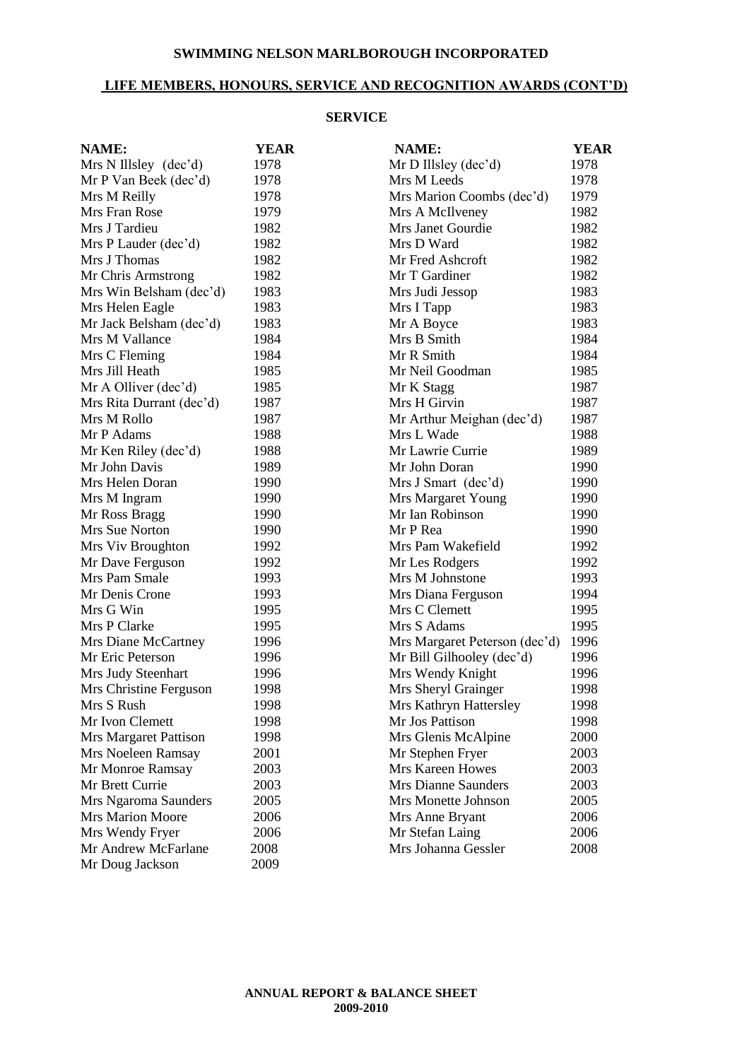# SWIMMING NELSON MARLBOROUGH INCORPORATED

## LIFE MEMBERS, HONOURS, SERVICE AND RECOGNITION AWARDS (CONT'D)

### SERVICE

| NAME: | YEAR | NAME: | YEAR |
|---|---|---|---|
| Mrs N Illsley (dec'd) | 1978 | Mr D Illsley (dec'd) | 1978 |
| Mr P Van Beek (dec'd) | 1978 | Mrs M Leeds | 1978 |
| Mrs M Reilly | 1978 | Mrs Marion Coombs (dec'd) | 1979 |
| Mrs Fran Rose | 1979 | Mrs A McIlveney | 1982 |
| Mrs J Tardieu | 1982 | Mrs Janet Gourdie | 1982 |
| Mrs P Lauder (dec'd) | 1982 | Mrs D Ward | 1982 |
| Mrs J Thomas | 1982 | Mr Fred Ashcroft | 1982 |
| Mr Chris Armstrong | 1982 | Mr T Gardiner | 1982 |
| Mrs Win Belsham (dec'd) | 1983 | Mrs Judi Jessop | 1983 |
| Mrs Helen Eagle | 1983 | Mrs I Tapp | 1983 |
| Mr Jack Belsham (dec'd) | 1983 | Mr A Boyce | 1983 |
| Mrs M Vallance | 1984 | Mrs B Smith | 1984 |
| Mrs C Fleming | 1984 | Mr R Smith | 1984 |
| Mrs Jill Heath | 1985 | Mr Neil Goodman | 1985 |
| Mr A Olliver (dec'd) | 1985 | Mr K Stagg | 1987 |
| Mrs Rita Durrant (dec'd) | 1987 | Mrs H Girvin | 1987 |
| Mrs M Rollo | 1987 | Mr Arthur Meighan (dec'd) | 1987 |
| Mr P Adams | 1988 | Mrs L Wade | 1988 |
| Mr Ken Riley (dec'd) | 1988 | Mr Lawrie Currie | 1989 |
| Mr John Davis | 1989 | Mr John Doran | 1990 |
| Mrs Helen Doran | 1990 | Mrs J Smart (dec'd) | 1990 |
| Mrs M Ingram | 1990 | Mrs Margaret Young | 1990 |
| Mr Ross Bragg | 1990 | Mr Ian Robinson | 1990 |
| Mrs Sue Norton | 1990 | Mr P Rea | 1990 |
| Mrs Viv Broughton | 1992 | Mrs Pam Wakefield | 1992 |
| Mr Dave Ferguson | 1992 | Mr Les Rodgers | 1992 |
| Mrs Pam Smale | 1993 | Mrs M Johnstone | 1993 |
| Mr Denis Crone | 1993 | Mrs Diana Ferguson | 1994 |
| Mrs G Win | 1995 | Mrs C Clemett | 1995 |
| Mrs P Clarke | 1995 | Mrs S Adams | 1995 |
| Mrs Diane McCartney | 1996 | Mrs Margaret Peterson (dec'd) | 1996 |
| Mr Eric Peterson | 1996 | Mr Bill Gilhooley (dec'd) | 1996 |
| Mrs Judy Steenhart | 1996 | Mrs Wendy Knight | 1996 |
| Mrs Christine Ferguson | 1998 | Mrs Sheryl Grainger | 1998 |
| Mrs S Rush | 1998 | Mrs Kathryn Hattersley | 1998 |
| Mr Ivon Clemett | 1998 | Mr Jos Pattison | 1998 |
| Mrs Margaret Pattison | 1998 | Mrs Glenis McAlpine | 2000 |
| Mrs Noeleen Ramsay | 2001 | Mr Stephen Fryer | 2003 |
| Mr Monroe Ramsay | 2003 | Mrs Kareen Howes | 2003 |
| Mr Brett Currie | 2003 | Mrs Dianne Saunders | 2003 |
| Mrs Ngaroma Saunders | 2005 | Mrs Monette Johnson | 2005 |
| Mrs Marion Moore | 2006 | Mrs Anne Bryant | 2006 |
| Mrs Wendy Fryer | 2006 | Mr Stefan Laing | 2006 |
| Mr Andrew McFarlane | 2008 | Mrs Johanna Gessler | 2008 |
| Mr Doug Jackson | 2009 | | |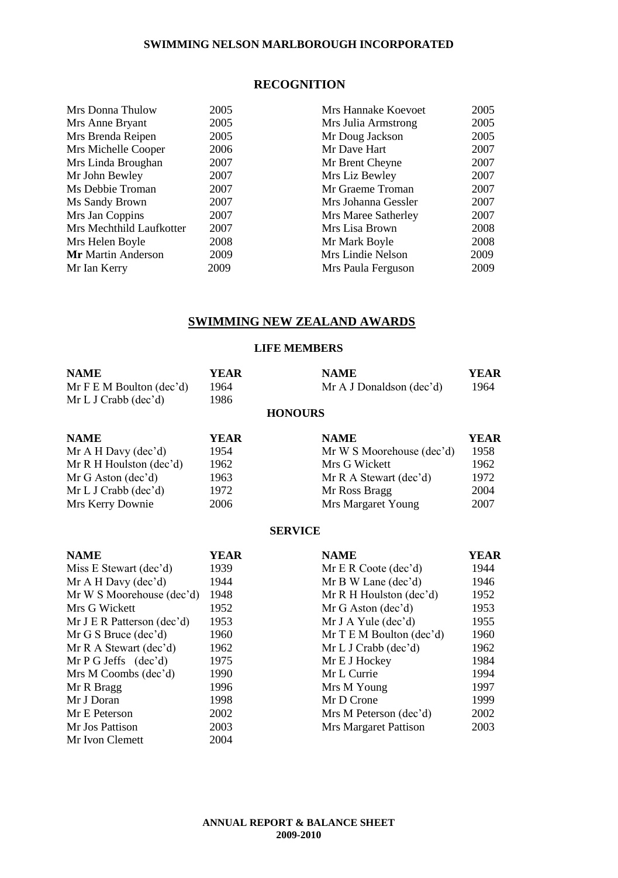## SWIMMING NELSON MARLBOROUGH INCORPORATED

### RECOGNITION

| | | | |
|---|---|---|---|
| Mrs Donna Thulow | 2005 | Mrs Hannake Koevoet | 2005 |
| Mrs Anne Bryant | 2005 | Mrs Julia Armstrong | 2005 |
| Mrs Brenda Reipen | 2005 | Mr Doug Jackson | 2005 |
| Mrs Michelle Cooper | 2006 | Mr Dave Hart | 2007 |
| Mrs Linda Broughan | 2007 | Mr Brent Cheyne | 2007 |
| Mr John Bewley | 2007 | Mrs Liz Bewley | 2007 |
| Ms Debbie Troman | 2007 | Mr Graeme Troman | 2007 |
| Ms Sandy Brown | 2007 | Mrs Johanna Gessler | 2007 |
| Mrs Jan Coppins | 2007 | Mrs Maree Satherley | 2007 |
| Mrs Mechthild Laufkotter | 2007 | Mrs Lisa Brown | 2008 |
| Mrs Helen Boyle | 2008 | Mr Mark Boyle | 2008 |
| **Mr** Martin Anderson | 2009 | Mrs Lindie Nelson | 2009 |
| Mr Ian Kerry | 2009 | Mrs Paula Ferguson | 2009 |

### SWIMMING NEW ZEALAND AWARDS

#### LIFE MEMBERS

| NAME | YEAR | NAME | YEAR |
|---|---|---|---|
| Mr F E M Boulton (dec'd) | 1964 | Mr A J Donaldson (dec'd) | 1964 |
| Mr L J Crabb (dec'd) | 1986 | | |

#### HONOURS

| NAME | YEAR | NAME | YEAR |
|---|---|---|---|
| Mr A H Davy (dec'd) | 1954 | Mr W S Moorehouse (dec'd) | 1958 |
| Mr R H Houlston (dec'd) | 1962 | Mrs G Wickett | 1962 |
| Mr G Aston (dec'd) | 1963 | Mr R A Stewart (dec'd) | 1972 |
| Mr L J Crabb (dec'd) | 1972 | Mr Ross Bragg | 2004 |
| Mrs Kerry Downie | 2006 | Mrs Margaret Young | 2007 |

#### SERVICE

| NAME | YEAR | NAME | YEAR |
|---|---|---|---|
| Miss E Stewart (dec'd) | 1939 | Mr E R Coote (dec'd) | 1944 |
| Mr A H Davy (dec'd) | 1944 | Mr B W Lane (dec'd) | 1946 |
| Mr W S Moorehouse (dec'd) | 1948 | Mr R H Houlston (dec'd) | 1952 |
| Mrs G Wickett | 1952 | Mr G Aston (dec'd) | 1953 |
| Mr J E R Patterson (dec'd) | 1953 | Mr J A Yule (dec'd) | 1955 |
| Mr G S Bruce (dec'd) | 1960 | Mr T E M Boulton (dec'd) | 1960 |
| Mr R A Stewart (dec'd) | 1962 | Mr L J Crabb (dec'd) | 1962 |
| Mr P G Jeffs (dec'd) | 1975 | Mr E J Hockey | 1984 |
| Mrs M Coombs (dec'd) | 1990 | Mr L Currie | 1994 |
| Mr R Bragg | 1996 | Mrs M Young | 1997 |
| Mr J Doran | 1998 | Mr D Crone | 1999 |
| Mr E Peterson | 2002 | Mrs M Peterson (dec'd) | 2002 |
| Mr Jos Pattison | 2003 | Mrs Margaret Pattison | 2003 |
| Mr Ivon Clemett | 2004 | | |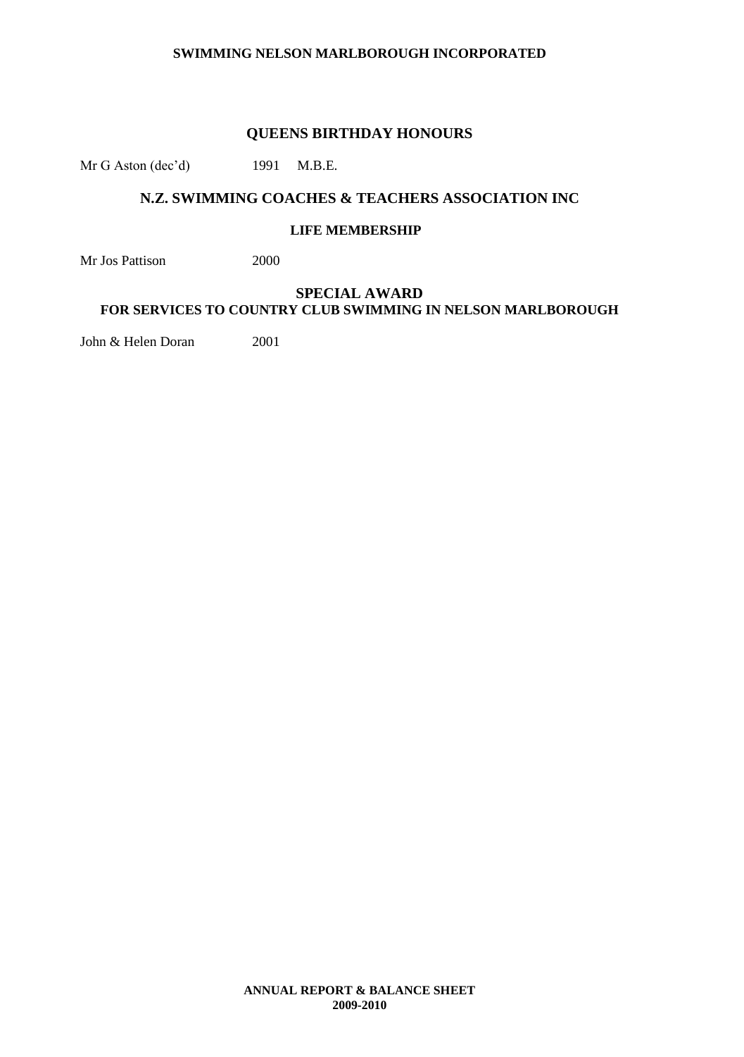## QUEENS BIRTHDAY HONOURS

Mr G Aston (dec'd) 1991 M.B.E.

## N.Z. SWIMMING COACHES & TEACHERS ASSOCIATION INC

### LIFE MEMBERSHIP

Mr Jos Pattison 2000

## SPECIAL AWARD

### FOR SERVICES TO COUNTRY CLUB SWIMMING IN NELSON MARLBOROUGH

John & Helen Doran 2001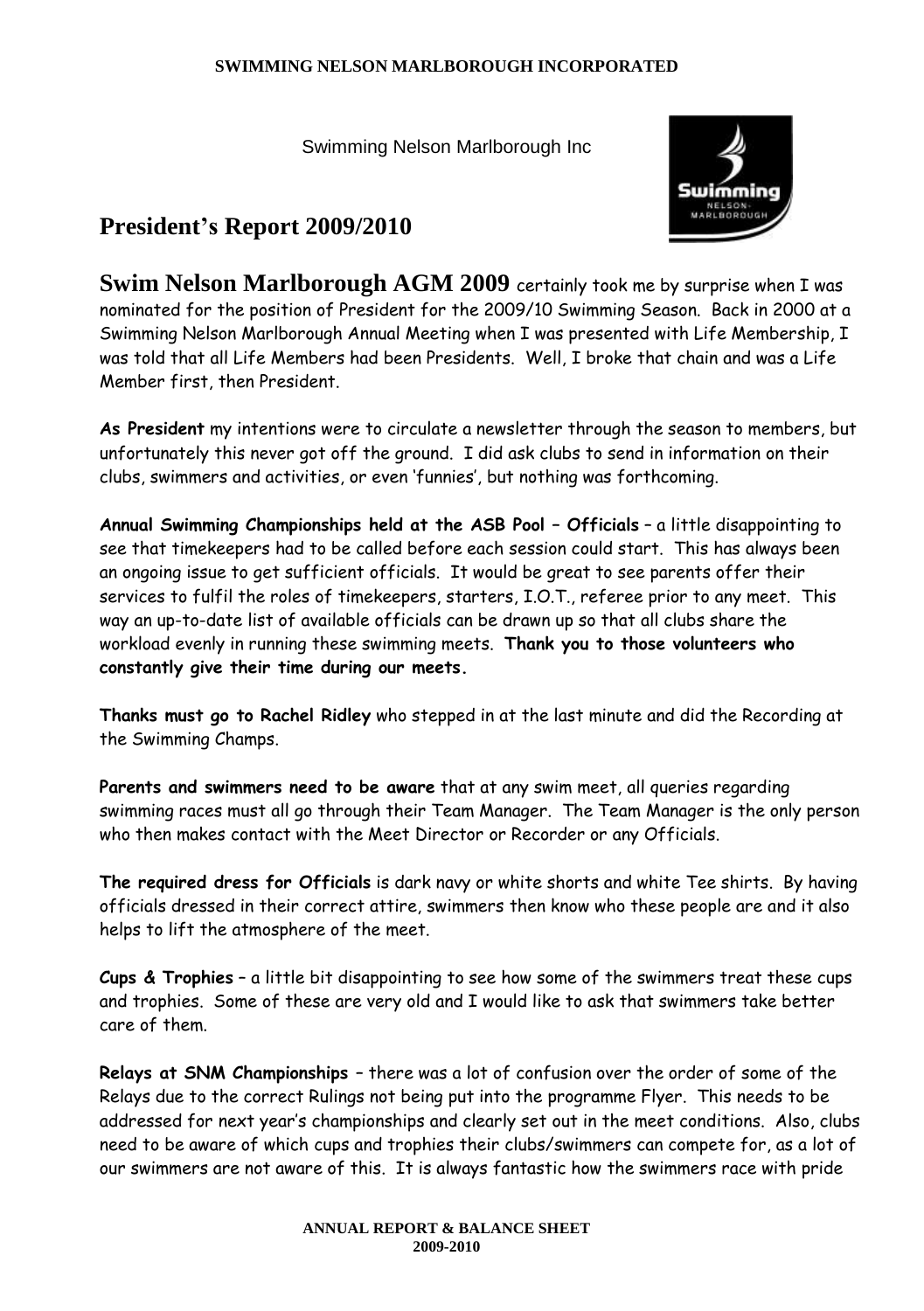Swimming Nelson Marlborough Inc

## President's Report 2009/2010

**Swim Nelson Marlborough AGM 2009** certainly took me by surprise when I was nominated for the position of President for the 2009/10 Swimming Season. Back in 2000 at a Swimming Nelson Marlborough Annual Meeting when I was presented with Life Membership, I was told that all Life Members had been Presidents. Well, I broke that chain and was a Life Member first, then President.

**As President** my intentions were to circulate a newsletter through the season to members, but unfortunately this never got off the ground. I did ask clubs to send in information on their clubs, swimmers and activities, or even 'funnies', but nothing was forthcoming.

**Annual Swimming Championships held at the ASB Pool – Officials** – a little disappointing to see that timekeepers had to be called before each session could start. This has always been an ongoing issue to get sufficient officials. It would be great to see parents offer their services to fulfil the roles of timekeepers, starters, I.O.T., referee prior to any meet. This way an up-to-date list of available officials can be drawn up so that all clubs share the workload evenly in running these swimming meets. **Thank you to those volunteers who constantly give their time during our meets.**

**Thanks must go to Rachel Ridley** who stepped in at the last minute and did the Recording at the Swimming Champs.

**Parents and swimmers need to be aware** that at any swim meet, all queries regarding swimming races must all go through their Team Manager. The Team Manager is the only person who then makes contact with the Meet Director or Recorder or any Officials.

**The required dress for Officials** is dark navy or white shorts and white Tee shirts. By having officials dressed in their correct attire, swimmers then know who these people are and it also helps to lift the atmosphere of the meet.

**Cups & Trophies** – a little bit disappointing to see how some of the swimmers treat these cups and trophies. Some of these are very old and I would like to ask that swimmers take better care of them.

**Relays at SNM Championships** – there was a lot of confusion over the order of some of the Relays due to the correct Rulings not being put into the programme Flyer. This needs to be addressed for next year's championships and clearly set out in the meet conditions. Also, clubs need to be aware of which cups and trophies their clubs/swimmers can compete for, as a lot of our swimmers are not aware of this. It is always fantastic how the swimmers race with pride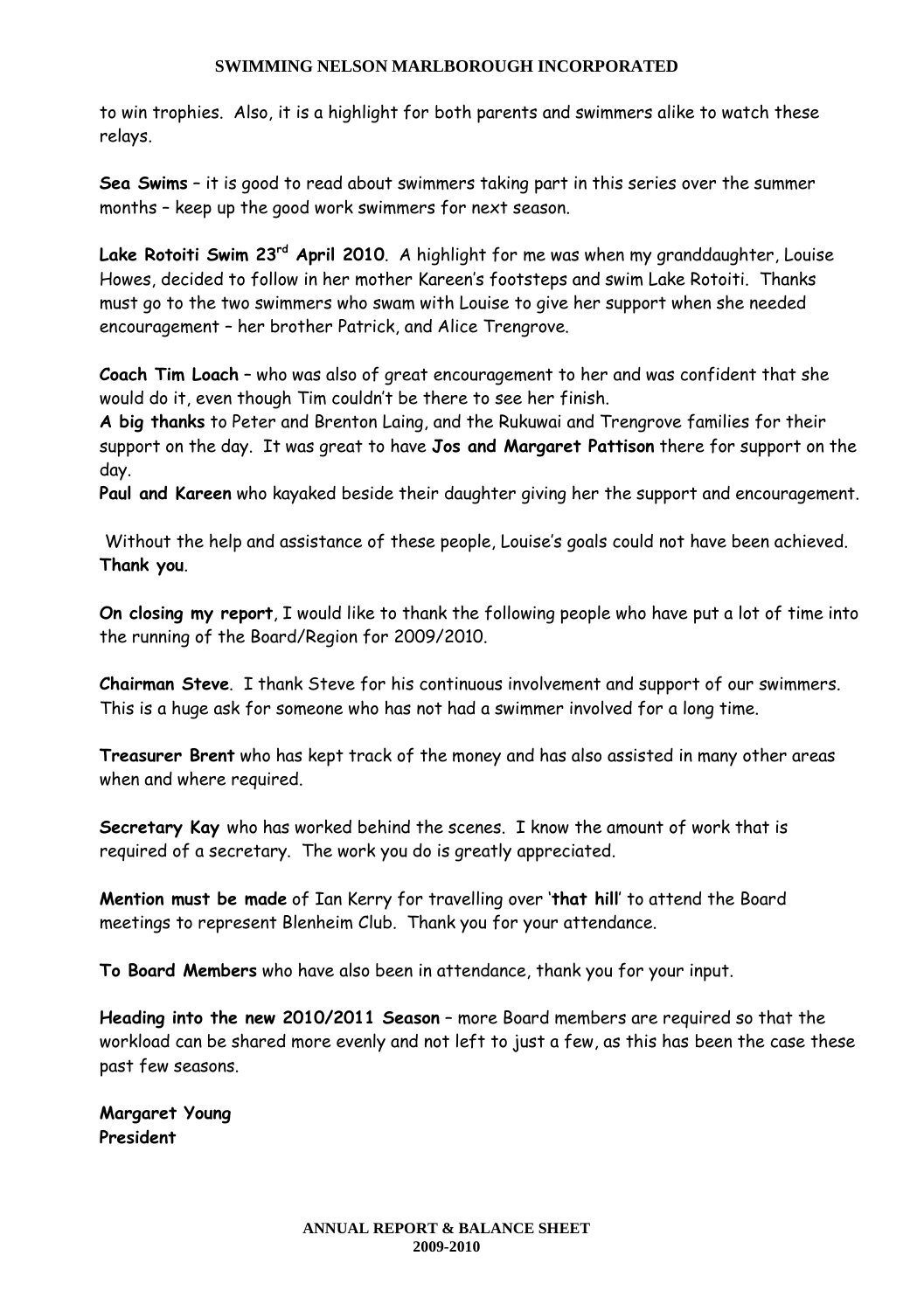to win trophies. Also, it is a highlight for both parents and swimmers alike to watch these relays.

**Sea Swims** – it is good to read about swimmers taking part in this series over the summer months – keep up the good work swimmers for next season.

**Lake Rotoiti Swim 23rd April 2010**. A highlight for me was when my granddaughter, Louise Howes, decided to follow in her mother Kareen's footsteps and swim Lake Rotoiti. Thanks must go to the two swimmers who swam with Louise to give her support when she needed encouragement – her brother Patrick, and Alice Trengrove.

**Coach Tim Loach** – who was also of great encouragement to her and was confident that she would do it, even though Tim couldn't be there to see her finish.
**A big thanks** to Peter and Brenton Laing, and the Rukuwai and Trengrove families for their support on the day. It was great to have **Jos and Margaret Pattison** there for support on the day.
**Paul and Kareen** who kayaked beside their daughter giving her the support and encouragement.

Without the help and assistance of these people, Louise's goals could not have been achieved. **Thank you**.

**On closing my report**, I would like to thank the following people who have put a lot of time into the running of the Board/Region for 2009/2010.

**Chairman Steve**. I thank Steve for his continuous involvement and support of our swimmers. This is a huge ask for someone who has not had a swimmer involved for a long time.

**Treasurer Brent** who has kept track of the money and has also assisted in many other areas when and where required.

**Secretary Kay** who has worked behind the scenes. I know the amount of work that is required of a secretary. The work you do is greatly appreciated.

**Mention must be made** of Ian Kerry for travelling over '**that hill**' to attend the Board meetings to represent Blenheim Club. Thank you for your attendance.

**To Board Members** who have also been in attendance, thank you for your input.

**Heading into the new 2010/2011 Season** – more Board members are required so that the workload can be shared more evenly and not left to just a few, as this has been the case these past few seasons.

**Margaret Young**
**President**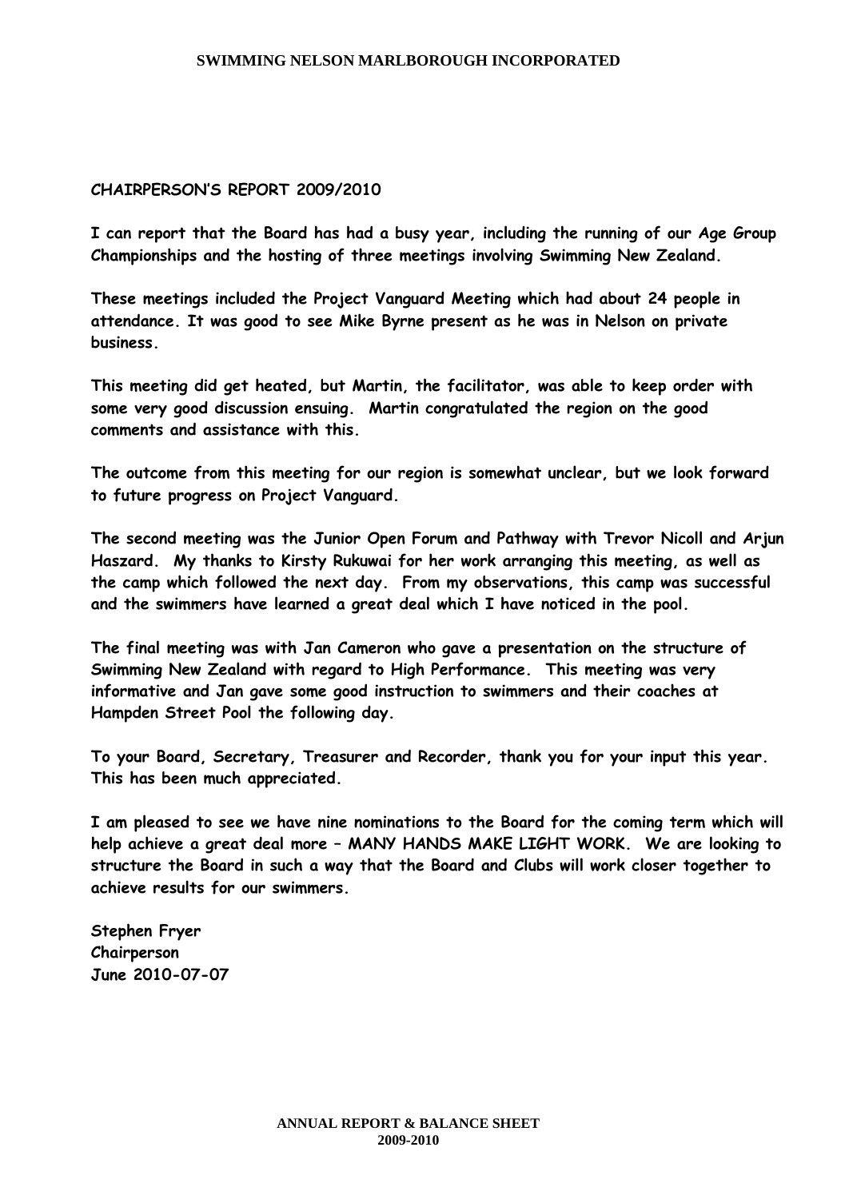## CHAIRPERSON'S REPORT 2009/2010

I can report that the Board has had a busy year, including the running of our Age Group Championships and the hosting of three meetings involving Swimming New Zealand.

These meetings included the Project Vanguard Meeting which had about 24 people in attendance. It was good to see Mike Byrne present as he was in Nelson on private business.

This meeting did get heated, but Martin, the facilitator, was able to keep order with some very good discussion ensuing. Martin congratulated the region on the good comments and assistance with this.

The outcome from this meeting for our region is somewhat unclear, but we look forward to future progress on Project Vanguard.

The second meeting was the Junior Open Forum and Pathway with Trevor Nicoll and Arjun Haszard. My thanks to Kirsty Rukuwai for her work arranging this meeting, as well as the camp which followed the next day. From my observations, this camp was successful and the swimmers have learned a great deal which I have noticed in the pool.

The final meeting was with Jan Cameron who gave a presentation on the structure of Swimming New Zealand with regard to High Performance. This meeting was very informative and Jan gave some good instruction to swimmers and their coaches at Hampden Street Pool the following day.

To your Board, Secretary, Treasurer and Recorder, thank you for your input this year. This has been much appreciated.

I am pleased to see we have nine nominations to the Board for the coming term which will help achieve a great deal more – MANY HANDS MAKE LIGHT WORK. We are looking to structure the Board in such a way that the Board and Clubs will work closer together to achieve results for our swimmers.

Stephen Fryer
Chairperson
June 2010-07-07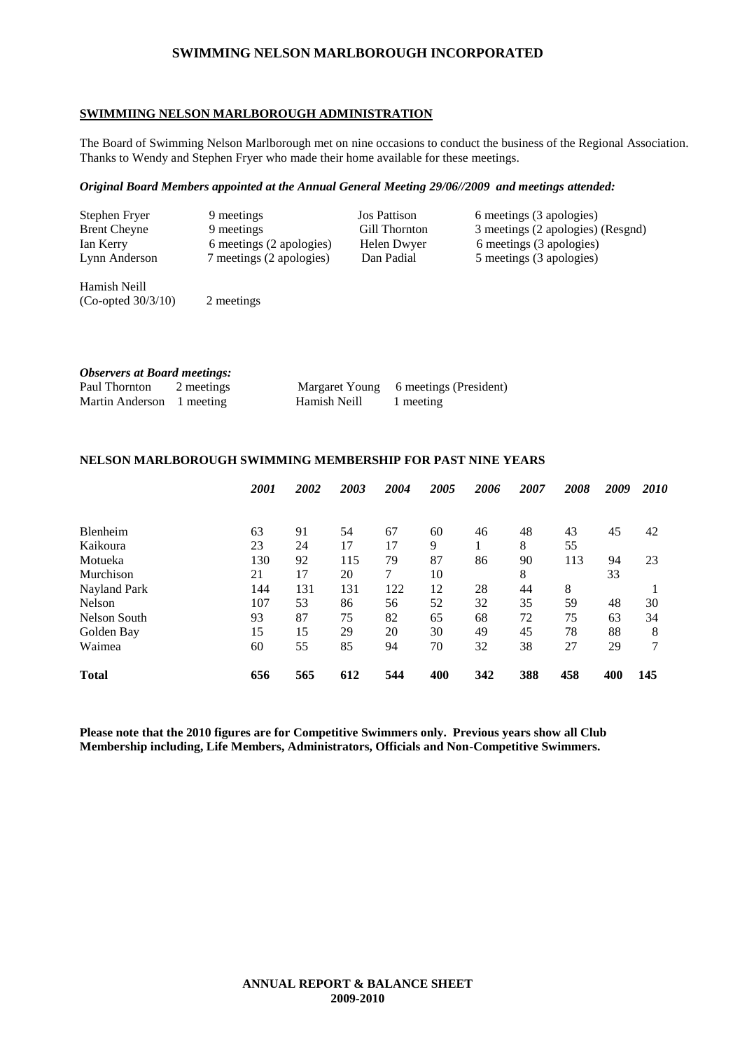## SWIMMIING NELSON MARLBOROUGH ADMINISTRATION

The Board of Swimming Nelson Marlborough met on nine occasions to conduct the business of the Regional Association. Thanks to Wendy and Stephen Fryer who made their home available for these meetings.

***Original Board Members appointed at the Annual General Meeting 29/06//2009 and meetings attended:***

| | | | |
|---|---|---|---|
| Stephen Fryer | 9 meetings | Jos Pattison | 6 meetings (3 apologies) |
| Brent Cheyne | 9 meetings | Gill Thornton | 3 meetings (2 apologies) (Resgnd) |
| Ian Kerry | 6 meetings (2 apologies) | Helen Dwyer | 6 meetings (3 apologies) |
| Lynn Anderson | 7 meetings (2 apologies) | Dan Padial | 5 meetings (3 apologies) |
| Hamish Neill (Co-opted 30/3/10) | 2 meetings | | |

***Observers at Board meetings:***

| | | | |
|---|---|---|---|
| Paul Thornton | 2 meetings | Margaret Young | 6 meetings (President) |
| Martin Anderson | 1 meeting | Hamish Neill | 1 meeting |

### NELSON MARLBOROUGH SWIMMING MEMBERSHIP FOR PAST NINE YEARS

| | *2001* | *2002* | *2003* | *2004* | *2005* | *2006* | *2007* | *2008* | *2009* | *2010* |
|---|---|---|---|---|---|---|---|---|---|---|
| Blenheim | 63 | 91 | 54 | 67 | 60 | 46 | 48 | 43 | 45 | 42 |
| Kaikoura | 23 | 24 | 17 | 17 | 9 | 1 | 8 | 55 | | |
| Motueka | 130 | 92 | 115 | 79 | 87 | 86 | 90 | 113 | 94 | 23 |
| Murchison | 21 | 17 | 20 | 7 | 10 | | 8 | | 33 | |
| Nayland Park | 144 | 131 | 131 | 122 | 12 | 28 | 44 | 8 | | 1 |
| Nelson | 107 | 53 | 86 | 56 | 52 | 32 | 35 | 59 | 48 | 30 |
| Nelson South | 93 | 87 | 75 | 82 | 65 | 68 | 72 | 75 | 63 | 34 |
| Golden Bay | 15 | 15 | 29 | 20 | 30 | 49 | 45 | 78 | 88 | 8 |
| Waimea | 60 | 55 | 85 | 94 | 70 | 32 | 38 | 27 | 29 | 7 |
| **Total** | **656** | **565** | **612** | **544** | **400** | **342** | **388** | **458** | **400** | **145** |

**Please note that the 2010 figures are for Competitive Swimmers only. Previous years show all Club Membership including, Life Members, Administrators, Officials and Non-Competitive Swimmers.**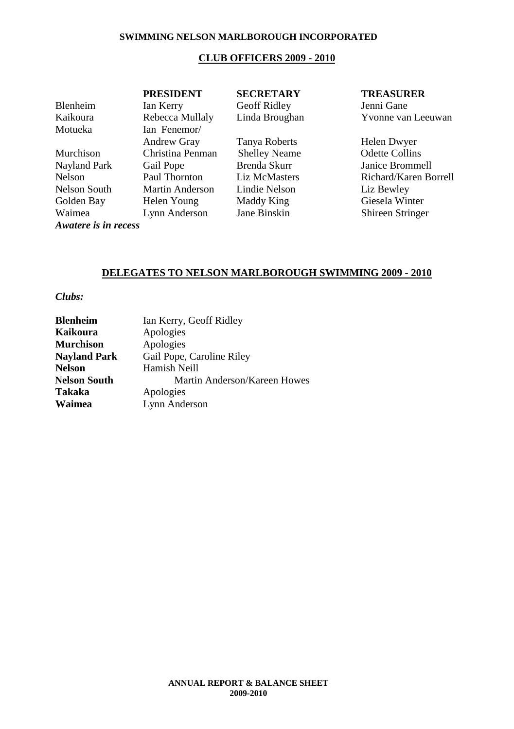**SWIMMING NELSON MARLBOROUGH INCORPORATED**

## CLUB OFFICERS 2009 - 2010

| | PRESIDENT | SECRETARY | TREASURER |
|---|---|---|---|
| Blenheim | Ian Kerry | Geoff Ridley | Jenni Gane |
| Kaikoura | Rebecca Mullaly | Linda Broughan | Yvonne van Leeuwan |
| Motueka | Ian Fenemor/ Andrew Gray | Tanya Roberts | Helen Dwyer |
| Murchison | Christina Penman | Shelley Neame | Odette Collins |
| Nayland Park | Gail Pope | Brenda Skurr | Janice Brommell |
| Nelson | Paul Thornton | Liz McMasters | Richard/Karen Borrell |
| Nelson South | Martin Anderson | Lindie Nelson | Liz Bewley |
| Golden Bay | Helen Young | Maddy King | Giesela Winter |
| Waimea | Lynn Anderson | Jane Binskin | Shireen Stringer |

***Awatere is in recess***

## DELEGATES TO NELSON MARLBOROUGH SWIMMING 2009 - 2010

***Clubs:***

| | |
|---|---|
| **Blenheim** | Ian Kerry, Geoff Ridley |
| **Kaikoura** | Apologies |
| **Murchison** | Apologies |
| **Nayland Park** | Gail Pope, Caroline Riley |
| **Nelson** | Hamish Neill |
| **Nelson South** | Martin Anderson/Kareen Howes |
| **Takaka** | Apologies |
| **Waimea** | Lynn Anderson |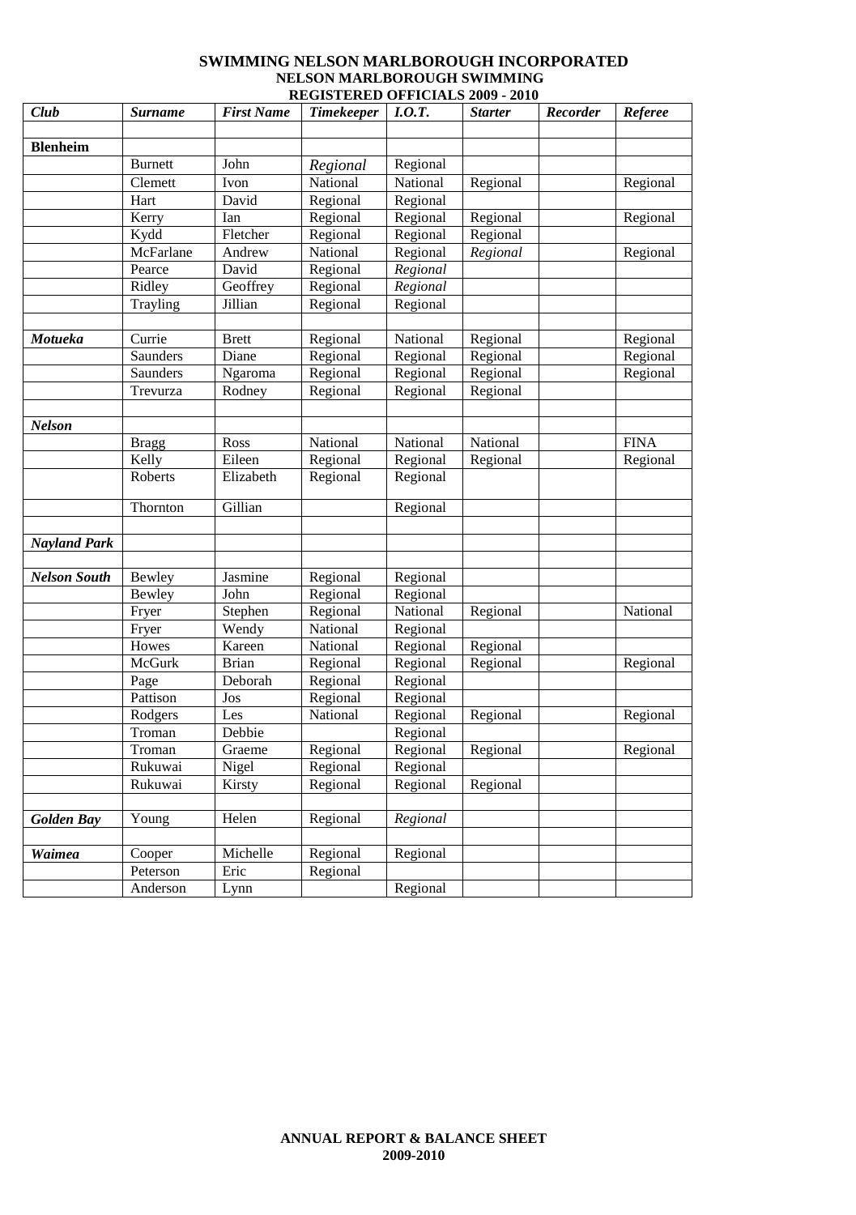**SWIMMING NELSON MARLBOROUGH INCORPORATED**
**NELSON MARLBOROUGH SWIMMING**
**REGISTERED OFFICIALS 2009 - 2010**

| *Club* | *Surname* | *First Name* | *Timekeeper* | *I.O.T.* | *Starter* | *Recorder* | *Referee* |
|---|---|---|---|---|---|---|---|
| | | | | | | | |
| **Blenheim** | | | | | | | |
| | Burnett | John | *Regional* | Regional | | | |
| | Clemett | Ivon | National | National | Regional | | Regional |
| | Hart | David | Regional | Regional | | | |
| | Kerry | Ian | Regional | Regional | Regional | | Regional |
| | Kydd | Fletcher | Regional | Regional | Regional | | |
| | McFarlane | Andrew | National | Regional | *Regional* | | Regional |
| | Pearce | David | Regional | *Regional* | | | |
| | Ridley | Geoffrey | Regional | *Regional* | | | |
| | Trayling | Jillian | Regional | Regional | | | |
| | | | | | | | |
| ***Motueka*** | Currie | Brett | Regional | National | Regional | | Regional |
| | Saunders | Diane | Regional | Regional | Regional | | Regional |
| | Saunders | Ngaroma | Regional | Regional | Regional | | Regional |
| | Trevurza | Rodney | Regional | Regional | Regional | | |
| | | | | | | | |
| ***Nelson*** | | | | | | | |
| | Bragg | Ross | National | National | National | | FINA |
| | Kelly | Eileen | Regional | Regional | Regional | | Regional |
| | Roberts | Elizabeth | Regional | Regional | | | |
| | Thornton | Gillian | | Regional | | | |
| | | | | | | | |
| ***Nayland Park*** | | | | | | | |
| | | | | | | | |
| ***Nelson South*** | Bewley | Jasmine | Regional | Regional | | | |
| | Bewley | John | Regional | Regional | | | |
| | Fryer | Stephen | Regional | National | Regional | | National |
| | Fryer | Wendy | National | Regional | | | |
| | Howes | Kareen | National | Regional | Regional | | |
| | McGurk | Brian | Regional | Regional | Regional | | Regional |
| | Page | Deborah | Regional | Regional | | | |
| | Pattison | Jos | Regional | Regional | | | |
| | Rodgers | Les | National | Regional | Regional | | Regional |
| | Troman | Debbie | | Regional | | | |
| | Troman | Graeme | Regional | Regional | Regional | | Regional |
| | Rukuwai | Nigel | Regional | Regional | | | |
| | Rukuwai | Kirsty | Regional | Regional | Regional | | |
| | | | | | | | |
| ***Golden Bay*** | Young | Helen | Regional | *Regional* | | | |
| | | | | | | | |
| ***Waimea*** | Cooper | Michelle | Regional | Regional | | | |
| | Peterson | Eric | Regional | | | | |
| | Anderson | Lynn | | Regional | | | |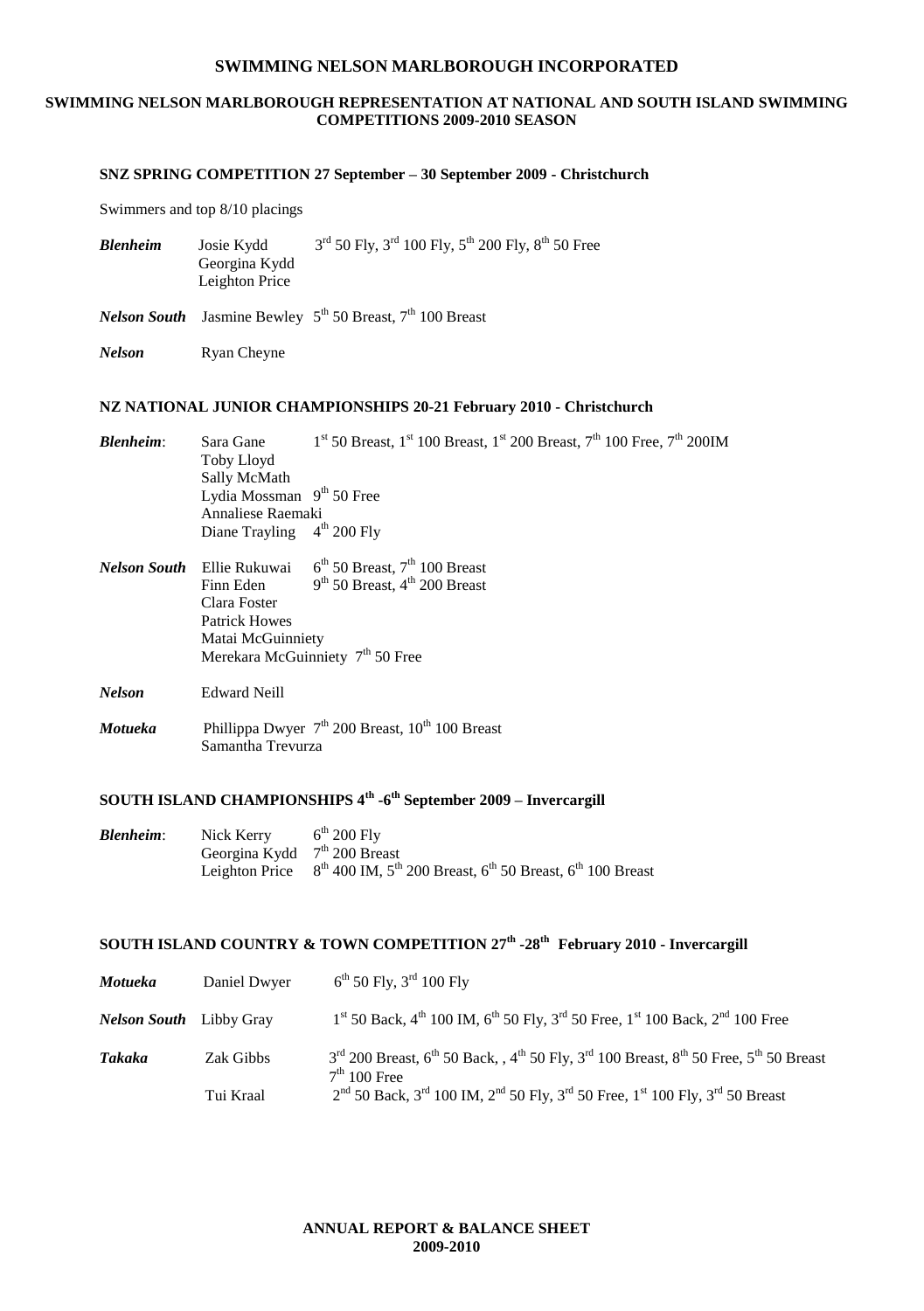# SWIMMING NELSON MARLBOROUGH INCORPORATED

## SWIMMING NELSON MARLBOROUGH REPRESENTATION AT NATIONAL AND SOUTH ISLAND SWIMMING COMPETITIONS 2009-2010 SEASON

### SNZ SPRING COMPETITION 27 September – 30 September 2009 - Christchurch

Swimmers and top 8/10 placings

| | | |
|---|---|---|
| ***Blenheim*** | Josie Kydd | 3rd 50 Fly, 3rd 100 Fly, 5th 200 Fly, 8th 50 Free |
| | Georgina Kydd | |
| | Leighton Price | |
| ***Nelson South*** | Jasmine Bewley | 5th 50 Breast, 7th 100 Breast |
| ***Nelson*** | Ryan Cheyne | |

### NZ NATIONAL JUNIOR CHAMPIONSHIPS 20-21 February 2010 - Christchurch

| | | |
|---|---|---|
| ***Blenheim***: | Sara Gane | 1st 50 Breast, 1st 100 Breast, 1st 200 Breast, 7th 100 Free, 7th 200IM |
| | Toby Lloyd | |
| | Sally McMath | |
| | Lydia Mossman | 9th 50 Free |
| | Annaliese Raemaki | |
| | Diane Trayling | 4th 200 Fly |
| ***Nelson South*** | Ellie Rukuwai | 6th 50 Breast, 7th 100 Breast |
| | Finn Eden | 9th 50 Breast, 4th 200 Breast |
| | Clara Foster | |
| | Patrick Howes | |
| | Matai McGuinniety | |
| | Merekara McGuinniety | 7th 50 Free |
| ***Nelson*** | Edward Neill | |
| ***Motueka*** | Phillippa Dwyer | 7th 200 Breast, 10th 100 Breast |
| | Samantha Trevurza | |

### SOUTH ISLAND CHAMPIONSHIPS 4th -6th September 2009 – Invercargill

| | | |
|---|---|---|
| ***Blenheim***: | Nick Kerry | 6th 200 Fly |
| | Georgina Kydd | 7th 200 Breast |
| | Leighton Price | 8th 400 IM, 5th 200 Breast, 6th 50 Breast, 6th 100 Breast |

### SOUTH ISLAND COUNTRY & TOWN COMPETITION 27th -28th February 2010 - Invercargill

| | | |
|---|---|---|
| ***Motueka*** | Daniel Dwyer | 6th 50 Fly, 3rd 100 Fly |
| ***Nelson South*** | Libby Gray | 1st 50 Back, 4th 100 IM, 6th 50 Fly, 3rd 50 Free, 1st 100 Back, 2nd 100 Free |
| ***Takaka*** | Zak Gibbs | 3rd 200 Breast, 6th 50 Back, , 4th 50 Fly, 3rd 100 Breast, 8th 50 Free, 5th 50 Breast 7th 100 Free |
| | Tui Kraal | 2nd 50 Back, 3rd 100 IM, 2nd 50 Fly, 3rd 50 Free, 1st 100 Fly, 3rd 50 Breast |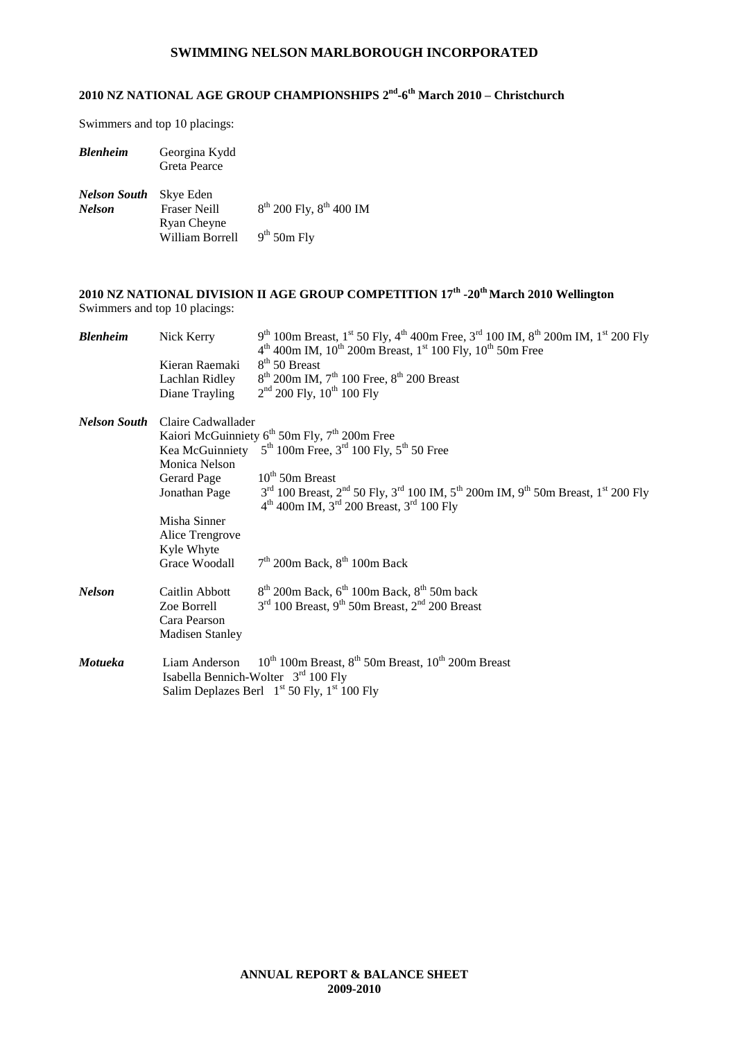# SWIMMING NELSON MARLBOROUGH INCORPORATED

## 2010 NZ NATIONAL AGE GROUP CHAMPIONSHIPS 2nd-6th March 2010 – Christchurch

Swimmers and top 10 placings:

| | | |
|---|---|---|
| ***Blenheim*** | Georgina Kydd | |
| | Greta Pearce | |
| ***Nelson South*** | Skye Eden | |
| ***Nelson*** | Fraser Neill | 8th 200 Fly, 8th 400 IM |
| | Ryan Cheyne | |
| | William Borrell | 9th 50m Fly |

## 2010 NZ NATIONAL DIVISION II AGE GROUP COMPETITION 17th -20th March 2010 Wellington

Swimmers and top 10 placings:

| | | |
|---|---|---|
| ***Blenheim*** | Nick Kerry | 9th 100m Breast, 1st 50 Fly, 4th 400m Free, 3rd 100 IM, 8th 200m IM, 1st 200 Fly, 4th 400m IM, 10th 200m Breast, 1st 100 Fly, 10th 50m Free |
| | Kieran Raemaki | 8th 50 Breast |
| | Lachlan Ridley | 8th 200m IM, 7th 100 Free, 8th 200 Breast |
| | Diane Trayling | 2nd 200 Fly, 10th 100 Fly |
| ***Nelson South*** | Claire Cadwallader | |
| | Kaiori McGuinniety | 6th 50m Fly, 7th 200m Free |
| | Kea McGuinniety | 5th 100m Free, 3rd 100 Fly, 5th 50 Free |
| | Monica Nelson | |
| | Gerard Page | 10th 50m Breast |
| | Jonathan Page | 3rd 100 Breast, 2nd 50 Fly, 3rd 100 IM, 5th 200m IM, 9th 50m Breast, 1st 200 Fly, 4th 400m IM, 3rd 200 Breast, 3rd 100 Fly |
| | Misha Sinner | |
| | Alice Trengrove | |
| | Kyle Whyte | |
| | Grace Woodall | 7th 200m Back, 8th 100m Back |
| ***Nelson*** | Caitlin Abbott | 8th 200m Back, 6th 100m Back, 8th 50m back |
| | Zoe Borrell | 3rd 100 Breast, 9th 50m Breast, 2nd 200 Breast |
| | Cara Pearson | |
| | Madisen Stanley | |
| ***Motueka*** | Liam Anderson | 10th 100m Breast, 8th 50m Breast, 10th 200m Breast |
| | Isabella Bennich-Wolter | 3rd 100 Fly |
| | Salim Deplazes Berl | 1st 50 Fly, 1st 100 Fly |

**ANNUAL REPORT & BALANCE SHEET 2009-2010**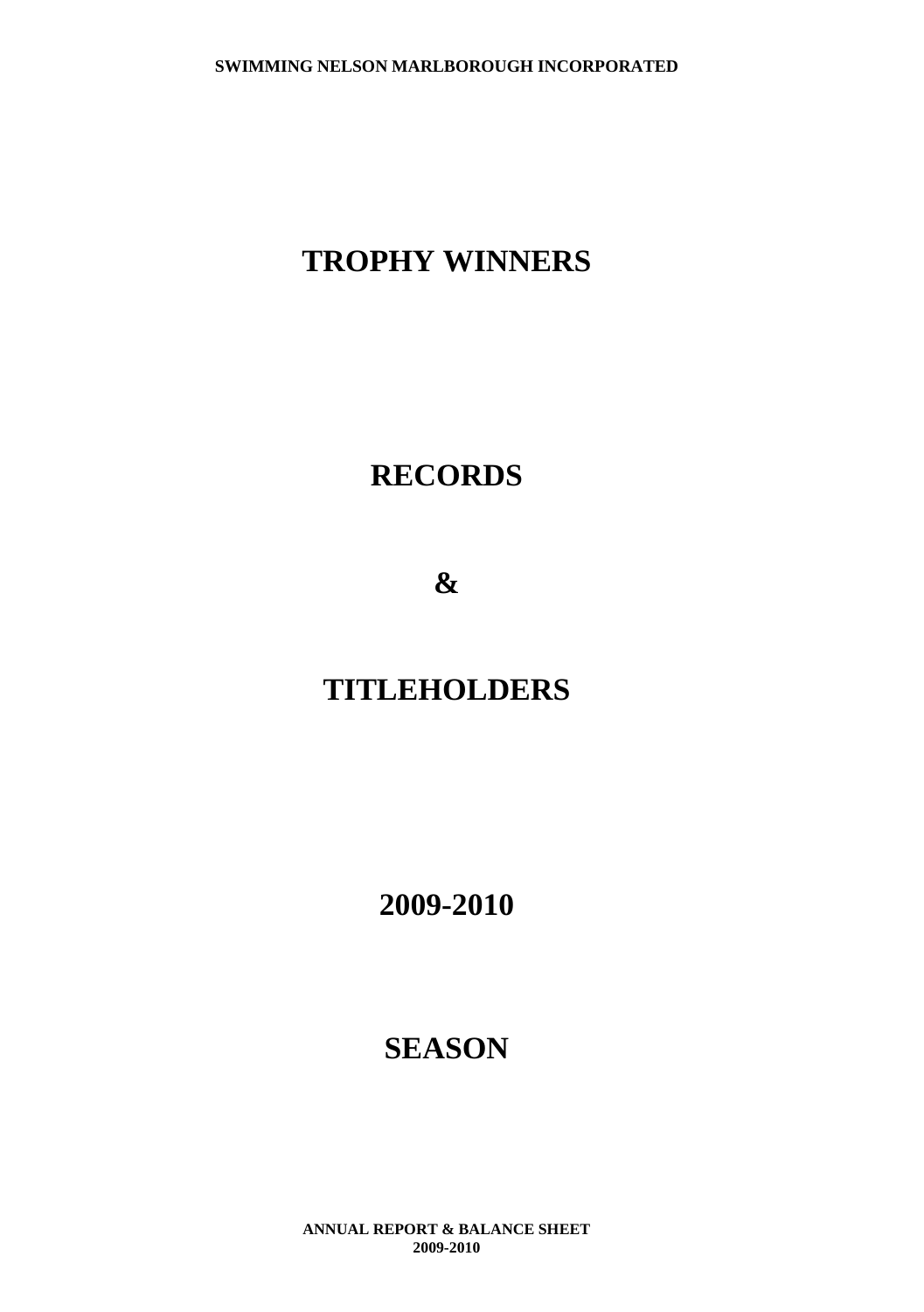# TROPHY WINNERS

# RECORDS

# &

# TITLEHOLDERS

# 2009-2010

# SEASON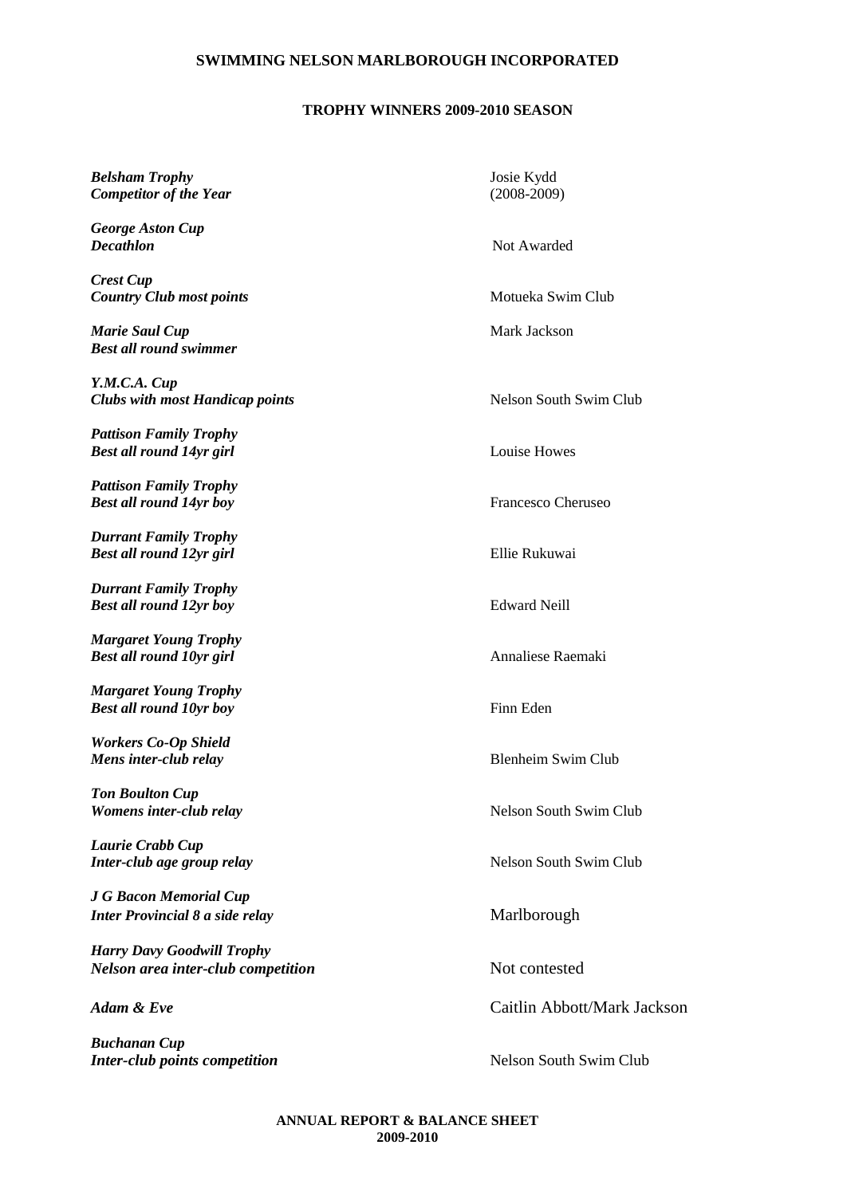**SWIMMING NELSON MARLBOROUGH INCORPORATED**

**TROPHY WINNERS 2009-2010 SEASON**

| Trophy | Winner |
|---|---|
| ***Belsham Trophy*** ***Competitor of the Year*** | Josie Kydd (2008-2009) |
| ***George Aston Cup*** ***Decathlon*** | Not Awarded |
| ***Crest Cup*** ***Country Club most points*** | Motueka Swim Club |
| ***Marie Saul Cup*** ***Best all round swimmer*** | Mark Jackson |
| ***Y.M.C.A. Cup*** ***Clubs with most Handicap points*** | Nelson South Swim Club |
| ***Pattison Family Trophy*** ***Best all round 14yr girl*** | Louise Howes |
| ***Pattison Family Trophy*** ***Best all round 14yr boy*** | Francesco Cheruseo |
| ***Durrant Family Trophy*** ***Best all round 12yr girl*** | Ellie Rukuwai |
| ***Durrant Family Trophy*** ***Best all round 12yr boy*** | Edward Neill |
| ***Margaret Young Trophy*** ***Best all round 10yr girl*** | Annaliese Raemaki |
| ***Margaret Young Trophy*** ***Best all round 10yr boy*** | Finn Eden |
| ***Workers Co-Op Shield*** ***Mens inter-club relay*** | Blenheim Swim Club |
| ***Ton Boulton Cup*** ***Womens inter-club relay*** | Nelson South Swim Club |
| ***Laurie Crabb Cup*** ***Inter-club age group relay*** | Nelson South Swim Club |
| ***J G Bacon Memorial Cup*** ***Inter Provincial 8 a side relay*** | Marlborough |
| ***Harry Davy Goodwill Trophy*** ***Nelson area inter-club competition*** | Not contested |
| ***Adam & Eve*** | Caitlin Abbott/Mark Jackson |
| ***Buchanan Cup*** ***Inter-club points competition*** | Nelson South Swim Club |

**ANNUAL REPORT & BALANCE SHEET 2009-2010**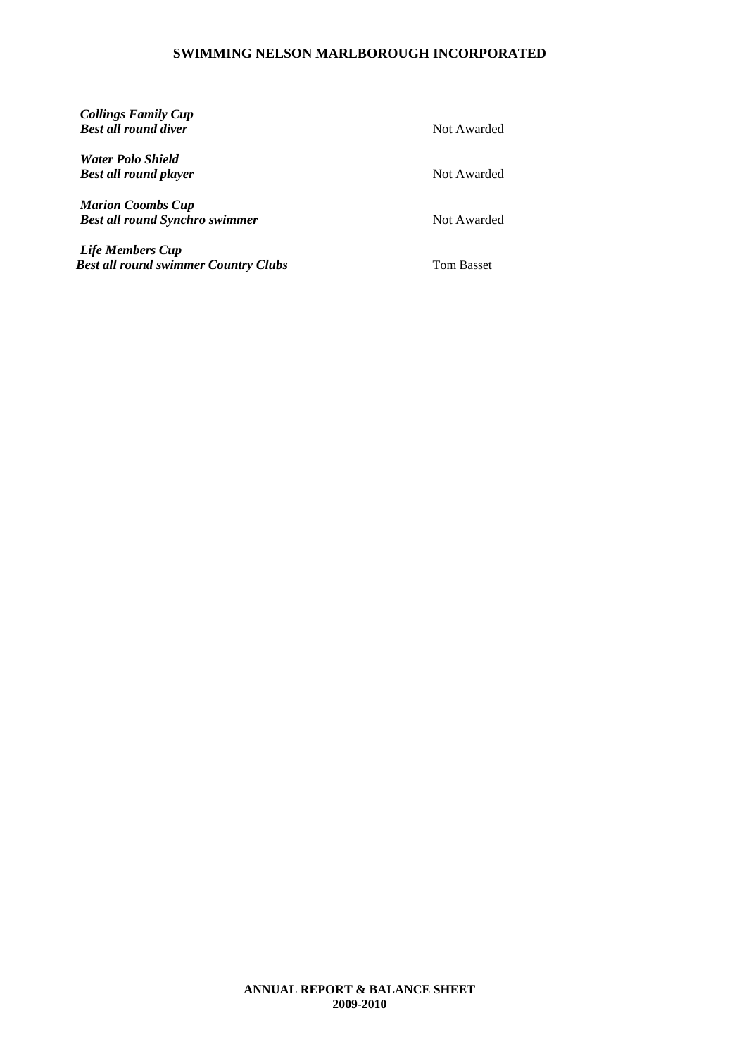***Collings Family Cup***
***Best all round diver*** — Not Awarded

***Water Polo Shield***
***Best all round player*** — Not Awarded

***Marion Coombs Cup***
***Best all round Synchro swimmer*** — Not Awarded

***Life Members Cup***
***Best all round swimmer Country Clubs*** — Tom Basset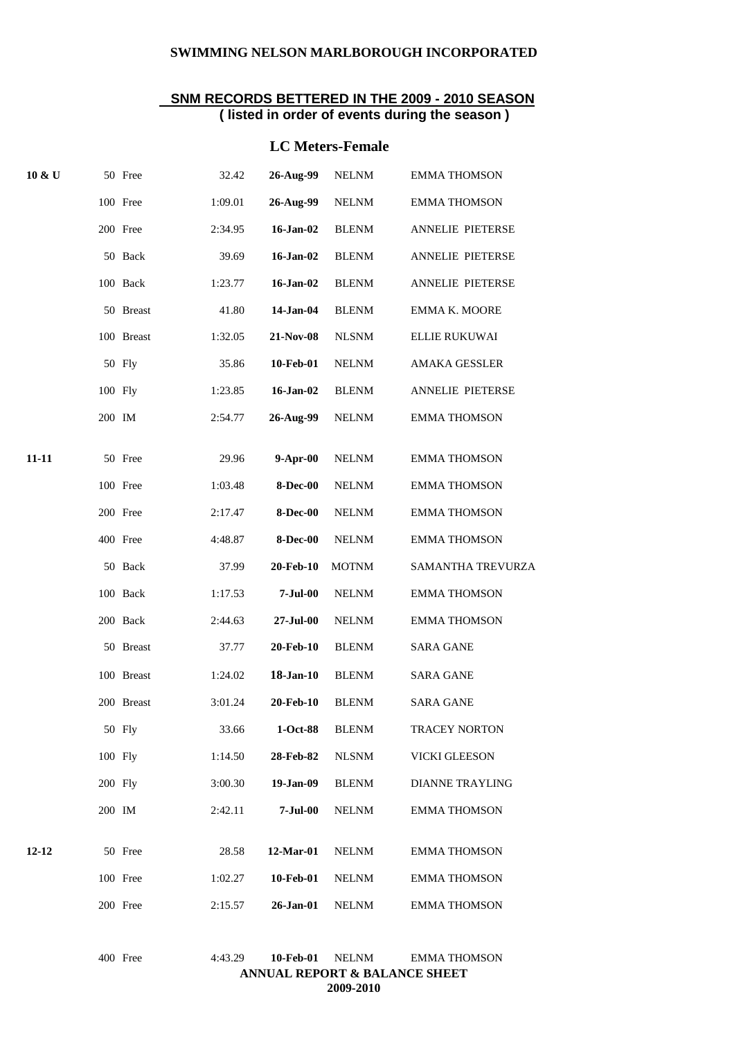**SWIMMING NELSON MARLBOROUGH INCORPORATED**

## SNM RECORDS BETTERED IN THE 2009 - 2010 SEASON

**( listed in order of events during the season )**

### LC Meters-Female

| Age | Event | Time | Date | Club | Name |
|---|---|---|---|---|---|
| 10 & U | 50 Free | 32.42 | 26-Aug-99 | NELNM | EMMA THOMSON |
| | 100 Free | 1:09.01 | 26-Aug-99 | NELNM | EMMA THOMSON |
| | 200 Free | 2:34.95 | 16-Jan-02 | BLENM | ANNELIE PIETERSE |
| | 50 Back | 39.69 | 16-Jan-02 | BLENM | ANNELIE PIETERSE |
| | 100 Back | 1:23.77 | 16-Jan-02 | BLENM | ANNELIE PIETERSE |
| | 50 Breast | 41.80 | 14-Jan-04 | BLENM | EMMA K. MOORE |
| | 100 Breast | 1:32.05 | 21-Nov-08 | NLSNM | ELLIE RUKUWAI |
| | 50 Fly | 35.86 | 10-Feb-01 | NELNM | AMAKA GESSLER |
| | 100 Fly | 1:23.85 | 16-Jan-02 | BLENM | ANNELIE PIETERSE |
| | 200 IM | 2:54.77 | 26-Aug-99 | NELNM | EMMA THOMSON |
| 11-11 | 50 Free | 29.96 | 9-Apr-00 | NELNM | EMMA THOMSON |
| | 100 Free | 1:03.48 | 8-Dec-00 | NELNM | EMMA THOMSON |
| | 200 Free | 2:17.47 | 8-Dec-00 | NELNM | EMMA THOMSON |
| | 400 Free | 4:48.87 | 8-Dec-00 | NELNM | EMMA THOMSON |
| | 50 Back | 37.99 | 20-Feb-10 | MOTNM | SAMANTHA TREVURZA |
| | 100 Back | 1:17.53 | 7-Jul-00 | NELNM | EMMA THOMSON |
| | 200 Back | 2:44.63 | 27-Jul-00 | NELNM | EMMA THOMSON |
| | 50 Breast | 37.77 | 20-Feb-10 | BLENM | SARA GANE |
| | 100 Breast | 1:24.02 | 18-Jan-10 | BLENM | SARA GANE |
| | 200 Breast | 3:01.24 | 20-Feb-10 | BLENM | SARA GANE |
| | 50 Fly | 33.66 | 1-Oct-88 | BLENM | TRACEY NORTON |
| | 100 Fly | 1:14.50 | 28-Feb-82 | NLSNM | VICKI GLEESON |
| | 200 Fly | 3:00.30 | 19-Jan-09 | BLENM | DIANNE TRAYLING |
| | 200 IM | 2:42.11 | 7-Jul-00 | NELNM | EMMA THOMSON |
| 12-12 | 50 Free | 28.58 | 12-Mar-01 | NELNM | EMMA THOMSON |
| | 100 Free | 1:02.27 | 10-Feb-01 | NELNM | EMMA THOMSON |
| | 200 Free | 2:15.57 | 26-Jan-01 | NELNM | EMMA THOMSON |
| | 400 Free | 4:43.29 | 10-Feb-01 | NELNM | EMMA THOMSON |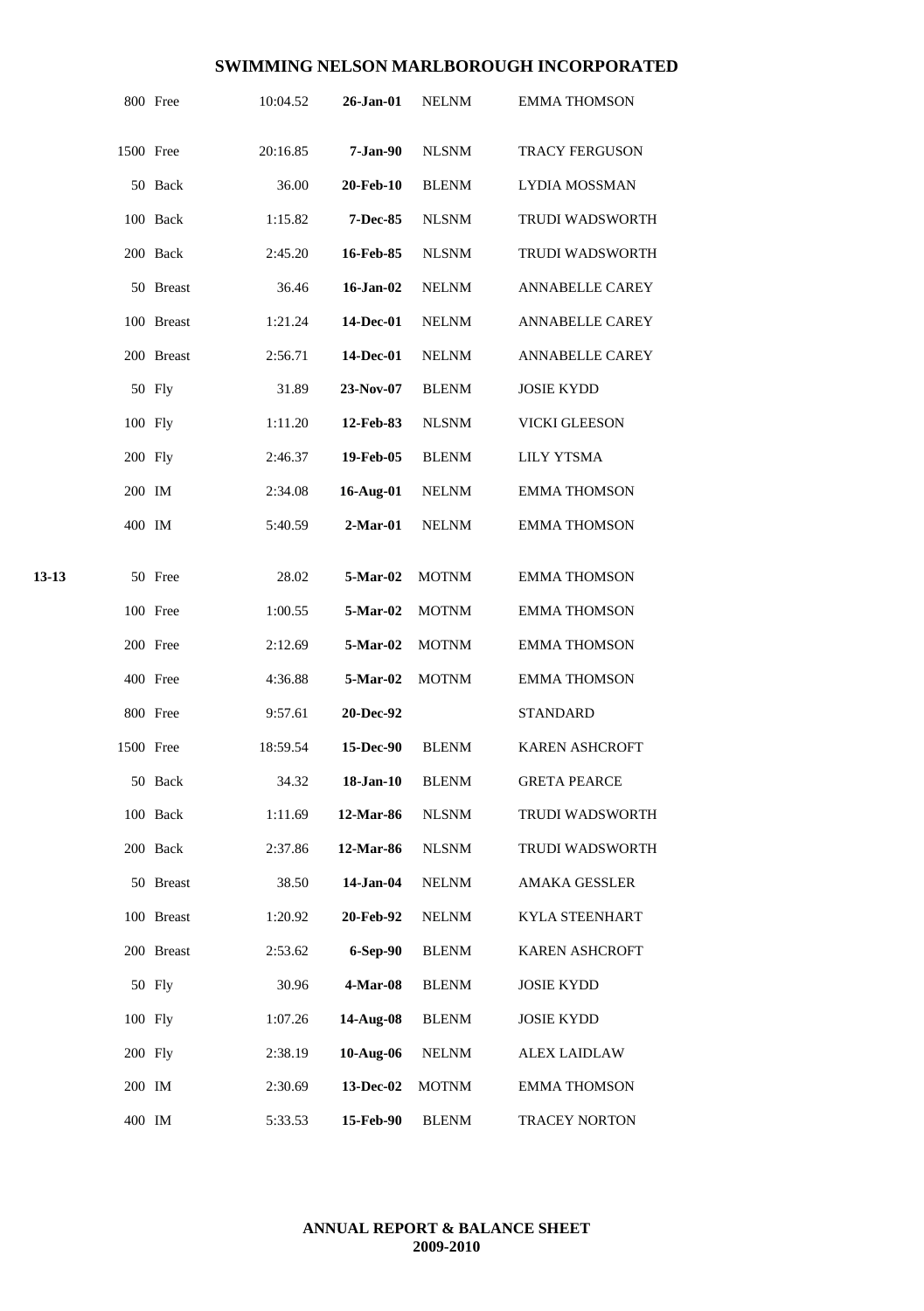# SWIMMING NELSON MARLBOROUGH INCORPORATED

| Age | Distance | Stroke | Time | Date | Club | Name |
|---|---|---|---|---|---|---|
| | 800 | Free | 10:04.52 | 26-Jan-01 | NELNM | EMMA THOMSON |
| | 1500 | Free | 20:16.85 | 7-Jan-90 | NLSNM | TRACY FERGUSON |
| | 50 | Back | 36.00 | 20-Feb-10 | BLENM | LYDIA MOSSMAN |
| | 100 | Back | 1:15.82 | 7-Dec-85 | NLSNM | TRUDI WADSWORTH |
| | 200 | Back | 2:45.20 | 16-Feb-85 | NLSNM | TRUDI WADSWORTH |
| | 50 | Breast | 36.46 | 16-Jan-02 | NELNM | ANNABELLE CAREY |
| | 100 | Breast | 1:21.24 | 14-Dec-01 | NELNM | ANNABELLE CAREY |
| | 200 | Breast | 2:56.71 | 14-Dec-01 | NELNM | ANNABELLE CAREY |
| | 50 | Fly | 31.89 | 23-Nov-07 | BLENM | JOSIE KYDD |
| | 100 | Fly | 1:11.20 | 12-Feb-83 | NLSNM | VICKI GLEESON |
| | 200 | Fly | 2:46.37 | 19-Feb-05 | BLENM | LILY YTSMA |
| | 200 | IM | 2:34.08 | 16-Aug-01 | NELNM | EMMA THOMSON |
| | 400 | IM | 5:40.59 | 2-Mar-01 | NELNM | EMMA THOMSON |
| **13-13** | 50 | Free | 28.02 | 5-Mar-02 | MOTNM | EMMA THOMSON |
| | 100 | Free | 1:00.55 | 5-Mar-02 | MOTNM | EMMA THOMSON |
| | 200 | Free | 2:12.69 | 5-Mar-02 | MOTNM | EMMA THOMSON |
| | 400 | Free | 4:36.88 | 5-Mar-02 | MOTNM | EMMA THOMSON |
| | 800 | Free | 9:57.61 | 20-Dec-92 | | STANDARD |
| | 1500 | Free | 18:59.54 | 15-Dec-90 | BLENM | KAREN ASHCROFT |
| | 50 | Back | 34.32 | 18-Jan-10 | BLENM | GRETA PEARCE |
| | 100 | Back | 1:11.69 | 12-Mar-86 | NLSNM | TRUDI WADSWORTH |
| | 200 | Back | 2:37.86 | 12-Mar-86 | NLSNM | TRUDI WADSWORTH |
| | 50 | Breast | 38.50 | 14-Jan-04 | NELNM | AMAKA GESSLER |
| | 100 | Breast | 1:20.92 | 20-Feb-92 | NELNM | KYLA STEENHART |
| | 200 | Breast | 2:53.62 | 6-Sep-90 | BLENM | KAREN ASHCROFT |
| | 50 | Fly | 30.96 | 4-Mar-08 | BLENM | JOSIE KYDD |
| | 100 | Fly | 1:07.26 | 14-Aug-08 | BLENM | JOSIE KYDD |
| | 200 | Fly | 2:38.19 | 10-Aug-06 | NELNM | ALEX LAIDLAW |
| | 200 | IM | 2:30.69 | 13-Dec-02 | MOTNM | EMMA THOMSON |
| | 400 | IM | 5:33.53 | 15-Feb-90 | BLENM | TRACEY NORTON |

**ANNUAL REPORT & BALANCE SHEET**
**2009-2010**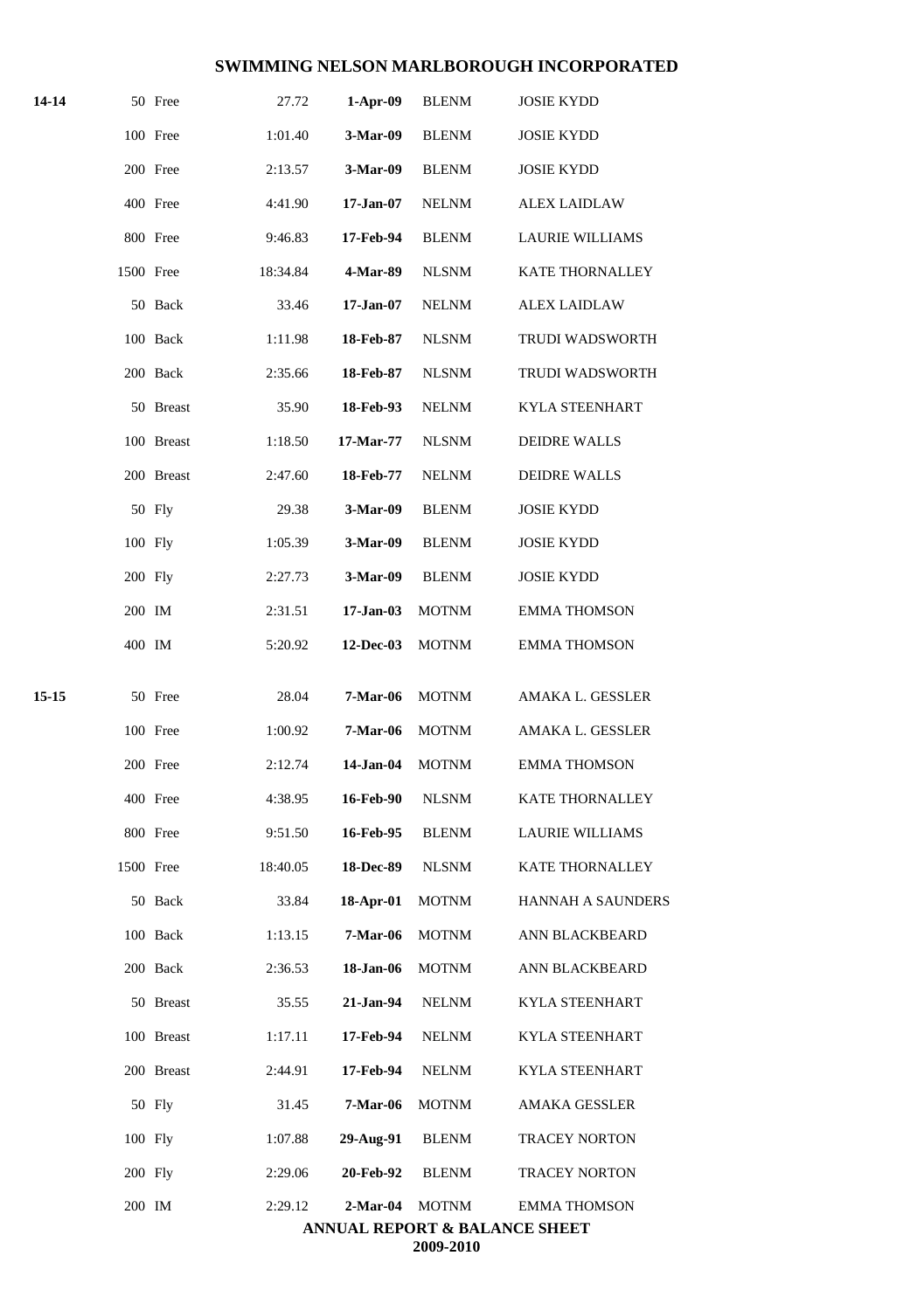| | | | | | |
|---|---|---|---|---|---|
| 14-14 | 50 Free | 27.72 | **1-Apr-09** | BLENM | JOSIE KYDD |
| | 100 Free | 1:01.40 | **3-Mar-09** | BLENM | JOSIE KYDD |
| | 200 Free | 2:13.57 | **3-Mar-09** | BLENM | JOSIE KYDD |
| | 400 Free | 4:41.90 | **17-Jan-07** | NELNM | ALEX LAIDLAW |
| | 800 Free | 9:46.83 | **17-Feb-94** | BLENM | LAURIE WILLIAMS |
| | 1500 Free | 18:34.84 | **4-Mar-89** | NLSNM | KATE THORNALLEY |
| | 50 Back | 33.46 | **17-Jan-07** | NELNM | ALEX LAIDLAW |
| | 100 Back | 1:11.98 | **18-Feb-87** | NLSNM | TRUDI WADSWORTH |
| | 200 Back | 2:35.66 | **18-Feb-87** | NLSNM | TRUDI WADSWORTH |
| | 50 Breast | 35.90 | **18-Feb-93** | NELNM | KYLA STEENHART |
| | 100 Breast | 1:18.50 | **17-Mar-77** | NLSNM | DEIDRE WALLS |
| | 200 Breast | 2:47.60 | **18-Feb-77** | NELNM | DEIDRE WALLS |
| | 50 Fly | 29.38 | **3-Mar-09** | BLENM | JOSIE KYDD |
| | 100 Fly | 1:05.39 | **3-Mar-09** | BLENM | JOSIE KYDD |
| | 200 Fly | 2:27.73 | **3-Mar-09** | BLENM | JOSIE KYDD |
| | 200 IM | 2:31.51 | **17-Jan-03** | MOTNM | EMMA THOMSON |
| | 400 IM | 5:20.92 | **12-Dec-03** | MOTNM | EMMA THOMSON |
| 15-15 | 50 Free | 28.04 | **7-Mar-06** | MOTNM | AMAKA L. GESSLER |
| | 100 Free | 1:00.92 | **7-Mar-06** | MOTNM | AMAKA L. GESSLER |
| | 200 Free | 2:12.74 | **14-Jan-04** | MOTNM | EMMA THOMSON |
| | 400 Free | 4:38.95 | **16-Feb-90** | NLSNM | KATE THORNALLEY |
| | 800 Free | 9:51.50 | **16-Feb-95** | BLENM | LAURIE WILLIAMS |
| | 1500 Free | 18:40.05 | **18-Dec-89** | NLSNM | KATE THORNALLEY |
| | 50 Back | 33.84 | **18-Apr-01** | MOTNM | HANNAH A SAUNDERS |
| | 100 Back | 1:13.15 | **7-Mar-06** | MOTNM | ANN BLACKBEARD |
| | 200 Back | 2:36.53 | **18-Jan-06** | MOTNM | ANN BLACKBEARD |
| | 50 Breast | 35.55 | **21-Jan-94** | NELNM | KYLA STEENHART |
| | 100 Breast | 1:17.11 | **17-Feb-94** | NELNM | KYLA STEENHART |
| | 200 Breast | 2:44.91 | **17-Feb-94** | NELNM | KYLA STEENHART |
| | 50 Fly | 31.45 | **7-Mar-06** | MOTNM | AMAKA GESSLER |
| | 100 Fly | 1:07.88 | **29-Aug-91** | BLENM | TRACEY NORTON |
| | 200 Fly | 2:29.06 | **20-Feb-92** | BLENM | TRACEY NORTON |
| | 200 IM | 2:29.12 | **2-Mar-04** | MOTNM | EMMA THOMSON |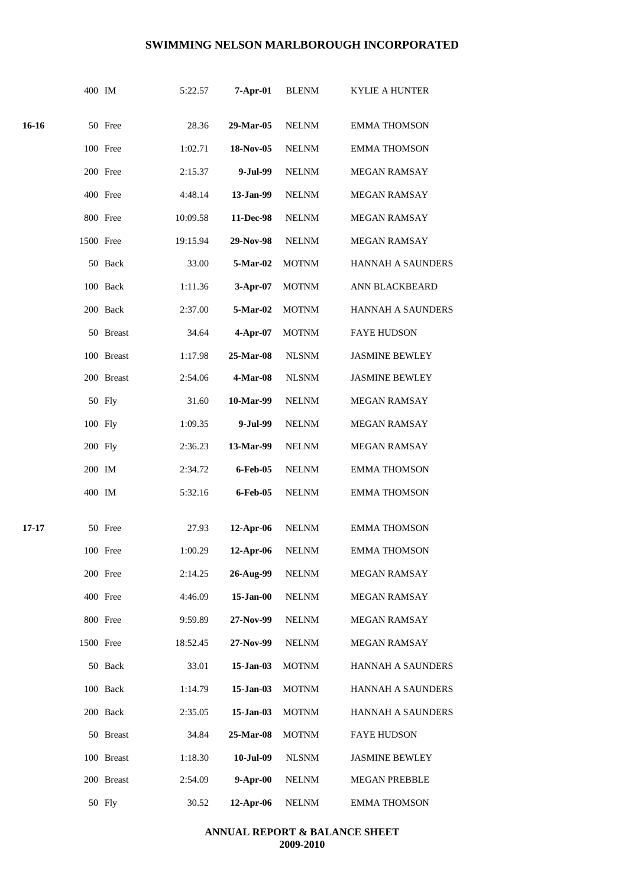| | | | | | | |
|---|---|---|---|---|---|---|
| | 400 | IM | 5:22.57 | **7-Apr-01** | BLENM | KYLIE A HUNTER |
| **16-16** | 50 | Free | 28.36 | **29-Mar-05** | NELNM | EMMA THOMSON |
| | 100 | Free | 1:02.71 | **18-Nov-05** | NELNM | EMMA THOMSON |
| | 200 | Free | 2:15.37 | **9-Jul-99** | NELNM | MEGAN RAMSAY |
| | 400 | Free | 4:48.14 | **13-Jan-99** | NELNM | MEGAN RAMSAY |
| | 800 | Free | 10:09.58 | **11-Dec-98** | NELNM | MEGAN RAMSAY |
| | 1500 | Free | 19:15.94 | **29-Nov-98** | NELNM | MEGAN RAMSAY |
| | 50 | Back | 33.00 | **5-Mar-02** | MOTNM | HANNAH A SAUNDERS |
| | 100 | Back | 1:11.36 | **3-Apr-07** | MOTNM | ANN BLACKBEARD |
| | 200 | Back | 2:37.00 | **5-Mar-02** | MOTNM | HANNAH A SAUNDERS |
| | 50 | Breast | 34.64 | **4-Apr-07** | MOTNM | FAYE HUDSON |
| | 100 | Breast | 1:17.98 | **25-Mar-08** | NLSNM | JASMINE BEWLEY |
| | 200 | Breast | 2:54.06 | **4-Mar-08** | NLSNM | JASMINE BEWLEY |
| | 50 | Fly | 31.60 | **10-Mar-99** | NELNM | MEGAN RAMSAY |
| | 100 | Fly | 1:09.35 | **9-Jul-99** | NELNM | MEGAN RAMSAY |
| | 200 | Fly | 2:36.23 | **13-Mar-99** | NELNM | MEGAN RAMSAY |
| | 200 | IM | 2:34.72 | **6-Feb-05** | NELNM | EMMA THOMSON |
| | 400 | IM | 5:32.16 | **6-Feb-05** | NELNM | EMMA THOMSON |
| **17-17** | 50 | Free | 27.93 | **12-Apr-06** | NELNM | EMMA THOMSON |
| | 100 | Free | 1:00.29 | **12-Apr-06** | NELNM | EMMA THOMSON |
| | 200 | Free | 2:14.25 | **26-Aug-99** | NELNM | MEGAN RAMSAY |
| | 400 | Free | 4:46.09 | **15-Jan-00** | NELNM | MEGAN RAMSAY |
| | 800 | Free | 9:59.89 | **27-Nov-99** | NELNM | MEGAN RAMSAY |
| | 1500 | Free | 18:52.45 | **27-Nov-99** | NELNM | MEGAN RAMSAY |
| | 50 | Back | 33.01 | **15-Jan-03** | MOTNM | HANNAH A SAUNDERS |
| | 100 | Back | 1:14.79 | **15-Jan-03** | MOTNM | HANNAH A SAUNDERS |
| | 200 | Back | 2:35.05 | **15-Jan-03** | MOTNM | HANNAH A SAUNDERS |
| | 50 | Breast | 34.84 | **25-Mar-08** | MOTNM | FAYE HUDSON |
| | 100 | Breast | 1:18.30 | **10-Jul-09** | NLSNM | JASMINE BEWLEY |
| | 200 | Breast | 2:54.09 | **9-Apr-00** | NELNM | MEGAN PREBBLE |
| | 50 | Fly | 30.52 | **12-Apr-06** | NELNM | EMMA THOMSON |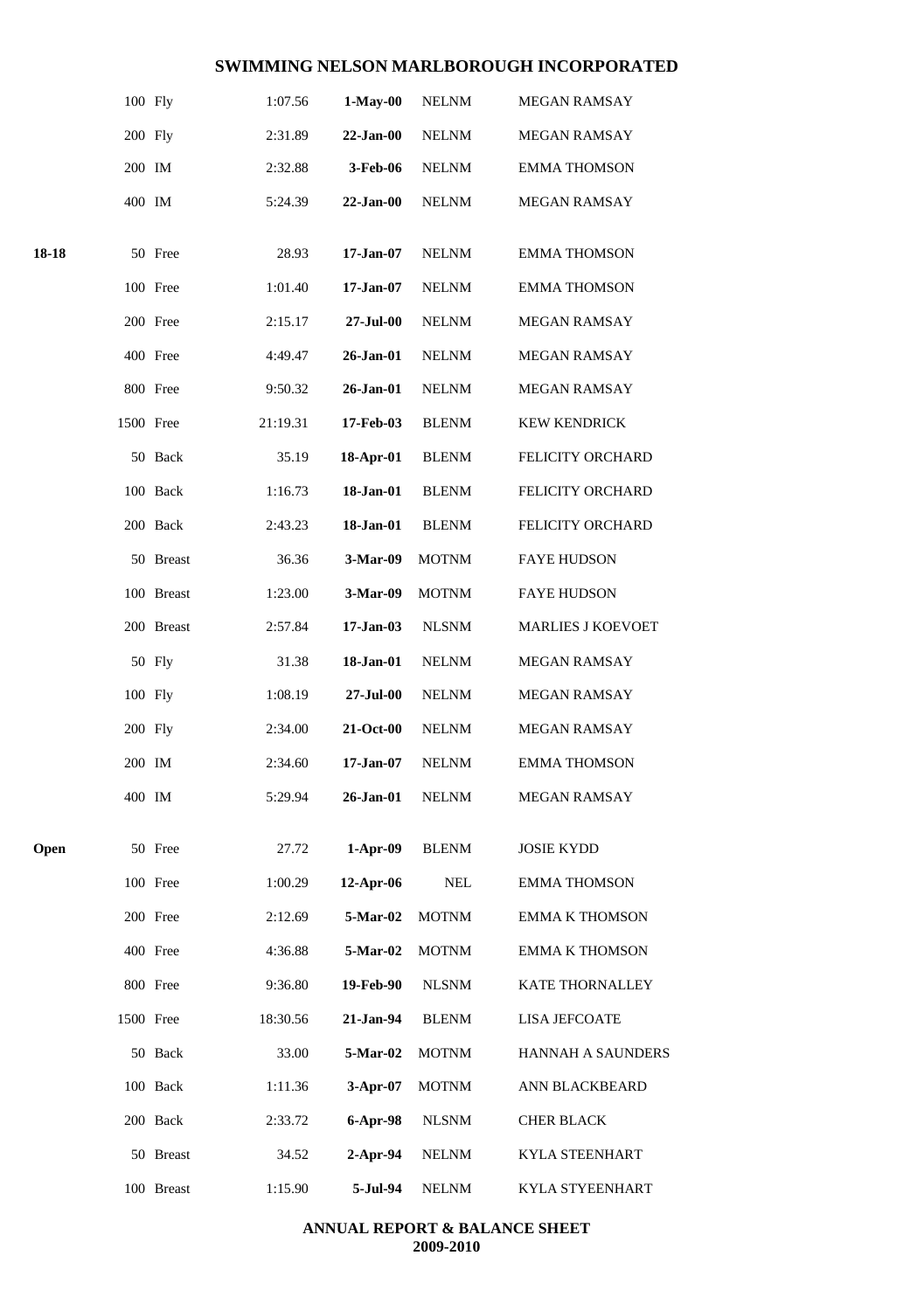# SWIMMING NELSON MARLBOROUGH INCORPORATED

| | | | | | |
|---|---|---|---|---|---|
| | 100 Fly | 1:07.56 | **1-May-00** | NELNM | MEGAN RAMSAY |
| | 200 Fly | 2:31.89 | **22-Jan-00** | NELNM | MEGAN RAMSAY |
| | 200 IM | 2:32.88 | **3-Feb-06** | NELNM | EMMA THOMSON |
| | 400 IM | 5:24.39 | **22-Jan-00** | NELNM | MEGAN RAMSAY |
| **18-18** | 50 Free | 28.93 | **17-Jan-07** | NELNM | EMMA THOMSON |
| | 100 Free | 1:01.40 | **17-Jan-07** | NELNM | EMMA THOMSON |
| | 200 Free | 2:15.17 | **27-Jul-00** | NELNM | MEGAN RAMSAY |
| | 400 Free | 4:49.47 | **26-Jan-01** | NELNM | MEGAN RAMSAY |
| | 800 Free | 9:50.32 | **26-Jan-01** | NELNM | MEGAN RAMSAY |
| | 1500 Free | 21:19.31 | **17-Feb-03** | BLENM | KEW KENDRICK |
| | 50 Back | 35.19 | **18-Apr-01** | BLENM | FELICITY ORCHARD |
| | 100 Back | 1:16.73 | **18-Jan-01** | BLENM | FELICITY ORCHARD |
| | 200 Back | 2:43.23 | **18-Jan-01** | BLENM | FELICITY ORCHARD |
| | 50 Breast | 36.36 | **3-Mar-09** | MOTNM | FAYE HUDSON |
| | 100 Breast | 1:23.00 | **3-Mar-09** | MOTNM | FAYE HUDSON |
| | 200 Breast | 2:57.84 | **17-Jan-03** | NLSNM | MARLIES J KOEVOET |
| | 50 Fly | 31.38 | **18-Jan-01** | NELNM | MEGAN RAMSAY |
| | 100 Fly | 1:08.19 | **27-Jul-00** | NELNM | MEGAN RAMSAY |
| | 200 Fly | 2:34.00 | **21-Oct-00** | NELNM | MEGAN RAMSAY |
| | 200 IM | 2:34.60 | **17-Jan-07** | NELNM | EMMA THOMSON |
| | 400 IM | 5:29.94 | **26-Jan-01** | NELNM | MEGAN RAMSAY |
| **Open** | 50 Free | 27.72 | **1-Apr-09** | BLENM | JOSIE KYDD |
| | 100 Free | 1:00.29 | **12-Apr-06** | NEL | EMMA THOMSON |
| | 200 Free | 2:12.69 | **5-Mar-02** | MOTNM | EMMA K THOMSON |
| | 400 Free | 4:36.88 | **5-Mar-02** | MOTNM | EMMA K THOMSON |
| | 800 Free | 9:36.80 | **19-Feb-90** | NLSNM | KATE THORNALLEY |
| | 1500 Free | 18:30.56 | **21-Jan-94** | BLENM | LISA JEFCOATE |
| | 50 Back | 33.00 | **5-Mar-02** | MOTNM | HANNAH A SAUNDERS |
| | 100 Back | 1:11.36 | **3-Apr-07** | MOTNM | ANN BLACKBEARD |
| | 200 Back | 2:33.72 | **6-Apr-98** | NLSNM | CHER BLACK |
| | 50 Breast | 34.52 | **2-Apr-94** | NELNM | KYLA STEENHART |
| | 100 Breast | 1:15.90 | **5-Jul-94** | NELNM | KYLA STYEENHART |

**ANNUAL REPORT & BALANCE SHEET**
**2009-2010**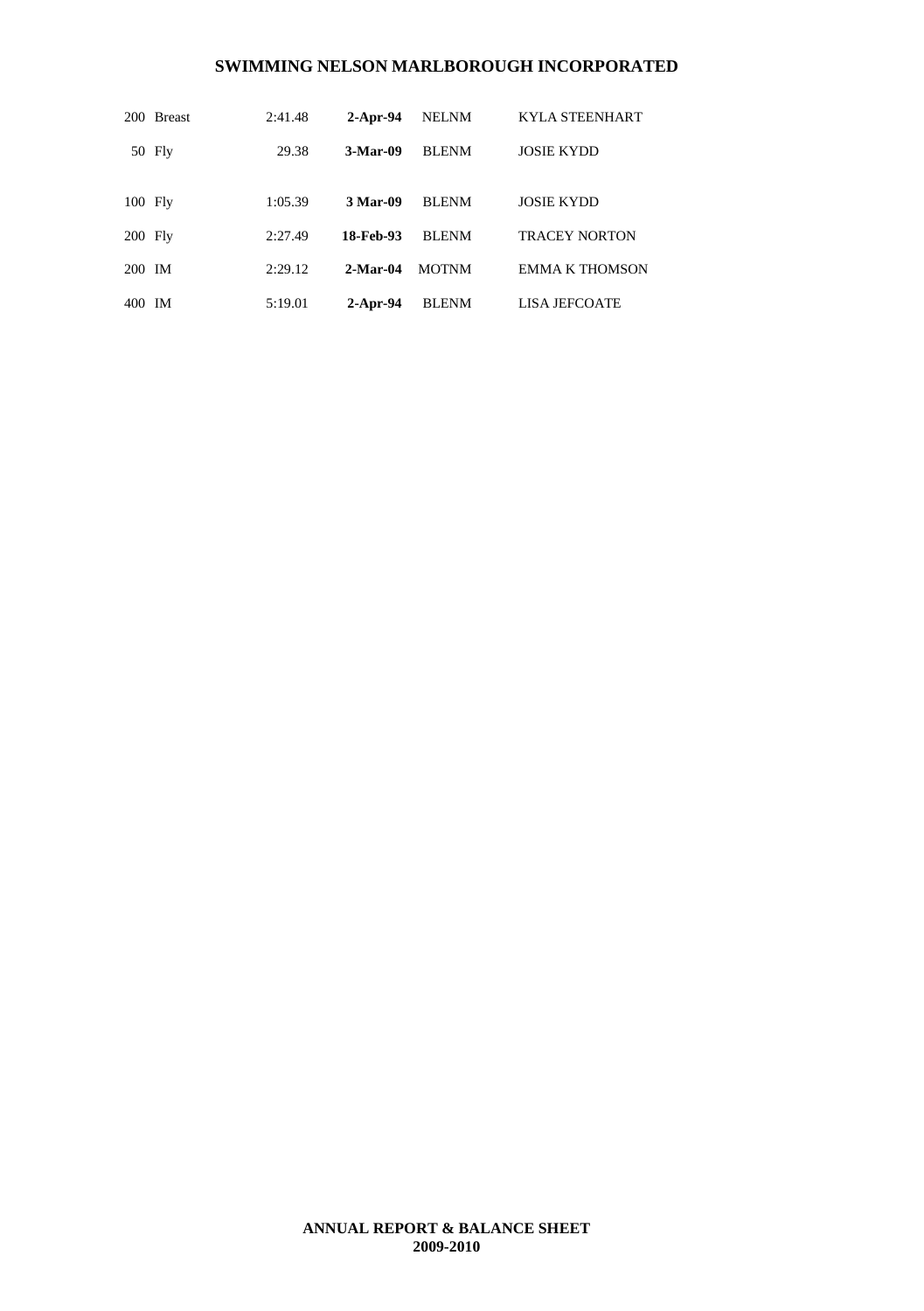# SWIMMING NELSON MARLBOROUGH INCORPORATED

| | | | | | |
|---|---|---|---|---|---|
| 200 | Breast | 2:41.48 | **2-Apr-94** | NELNM | KYLA STEENHART |
| 50 | Fly | 29.38 | **3-Mar-09** | BLENM | JOSIE KYDD |
| 100 | Fly | 1:05.39 | **3 Mar-09** | BLENM | JOSIE KYDD |
| 200 | Fly | 2:27.49 | **18-Feb-93** | BLENM | TRACEY NORTON |
| 200 | IM | 2:29.12 | **2-Mar-04** | MOTNM | EMMA K THOMSON |
| 400 | IM | 5:19.01 | **2-Apr-94** | BLENM | LISA JEFCOATE |

**ANNUAL REPORT & BALANCE SHEET**
**2009-2010**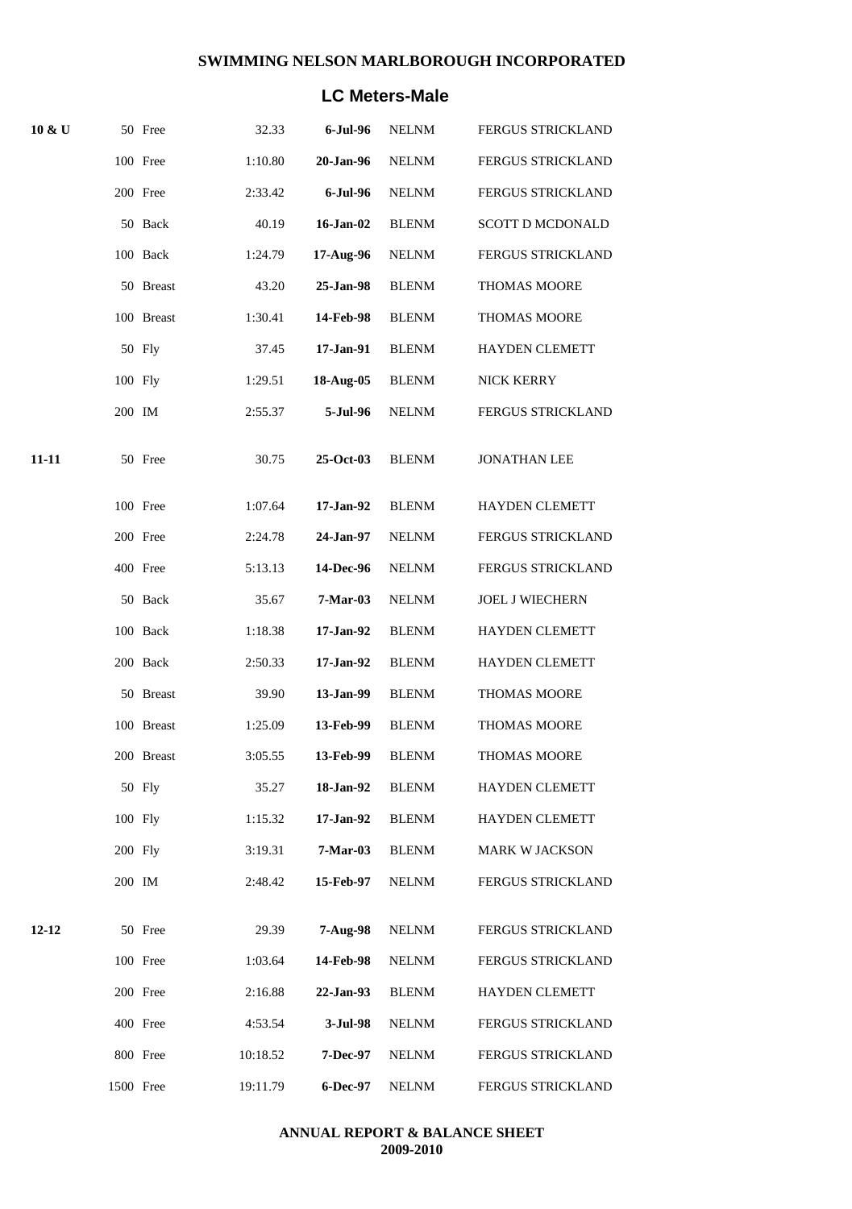**SWIMMING NELSON MARLBOROUGH INCORPORATED**

## LC Meters-Male

| Age | Event | Time | Date | Club | Name |
|---|---|---|---|---|---|
| **10 & U** | 50 Free | 32.33 | **6-Jul-96** | NELNM | FERGUS STRICKLAND |
| | 100 Free | 1:10.80 | **20-Jan-96** | NELNM | FERGUS STRICKLAND |
| | 200 Free | 2:33.42 | **6-Jul-96** | NELNM | FERGUS STRICKLAND |
| | 50 Back | 40.19 | **16-Jan-02** | BLENM | SCOTT D MCDONALD |
| | 100 Back | 1:24.79 | **17-Aug-96** | NELNM | FERGUS STRICKLAND |
| | 50 Breast | 43.20 | **25-Jan-98** | BLENM | THOMAS MOORE |
| | 100 Breast | 1:30.41 | **14-Feb-98** | BLENM | THOMAS MOORE |
| | 50 Fly | 37.45 | **17-Jan-91** | BLENM | HAYDEN CLEMETT |
| | 100 Fly | 1:29.51 | **18-Aug-05** | BLENM | NICK KERRY |
| | 200 IM | 2:55.37 | **5-Jul-96** | NELNM | FERGUS STRICKLAND |
| **11-11** | 50 Free | 30.75 | **25-Oct-03** | BLENM | JONATHAN LEE |
| | 100 Free | 1:07.64 | **17-Jan-92** | BLENM | HAYDEN CLEMETT |
| | 200 Free | 2:24.78 | **24-Jan-97** | NELNM | FERGUS STRICKLAND |
| | 400 Free | 5:13.13 | **14-Dec-96** | NELNM | FERGUS STRICKLAND |
| | 50 Back | 35.67 | **7-Mar-03** | NELNM | JOEL J WIECHERN |
| | 100 Back | 1:18.38 | **17-Jan-92** | BLENM | HAYDEN CLEMETT |
| | 200 Back | 2:50.33 | **17-Jan-92** | BLENM | HAYDEN CLEMETT |
| | 50 Breast | 39.90 | **13-Jan-99** | BLENM | THOMAS MOORE |
| | 100 Breast | 1:25.09 | **13-Feb-99** | BLENM | THOMAS MOORE |
| | 200 Breast | 3:05.55 | **13-Feb-99** | BLENM | THOMAS MOORE |
| | 50 Fly | 35.27 | **18-Jan-92** | BLENM | HAYDEN CLEMETT |
| | 100 Fly | 1:15.32 | **17-Jan-92** | BLENM | HAYDEN CLEMETT |
| | 200 Fly | 3:19.31 | **7-Mar-03** | BLENM | MARK W JACKSON |
| | 200 IM | 2:48.42 | **15-Feb-97** | NELNM | FERGUS STRICKLAND |
| **12-12** | 50 Free | 29.39 | **7-Aug-98** | NELNM | FERGUS STRICKLAND |
| | 100 Free | 1:03.64 | **14-Feb-98** | NELNM | FERGUS STRICKLAND |
| | 200 Free | 2:16.88 | **22-Jan-93** | BLENM | HAYDEN CLEMETT |
| | 400 Free | 4:53.54 | **3-Jul-98** | NELNM | FERGUS STRICKLAND |
| | 800 Free | 10:18.52 | **7-Dec-97** | NELNM | FERGUS STRICKLAND |
| | 1500 Free | 19:11.79 | **6-Dec-97** | NELNM | FERGUS STRICKLAND |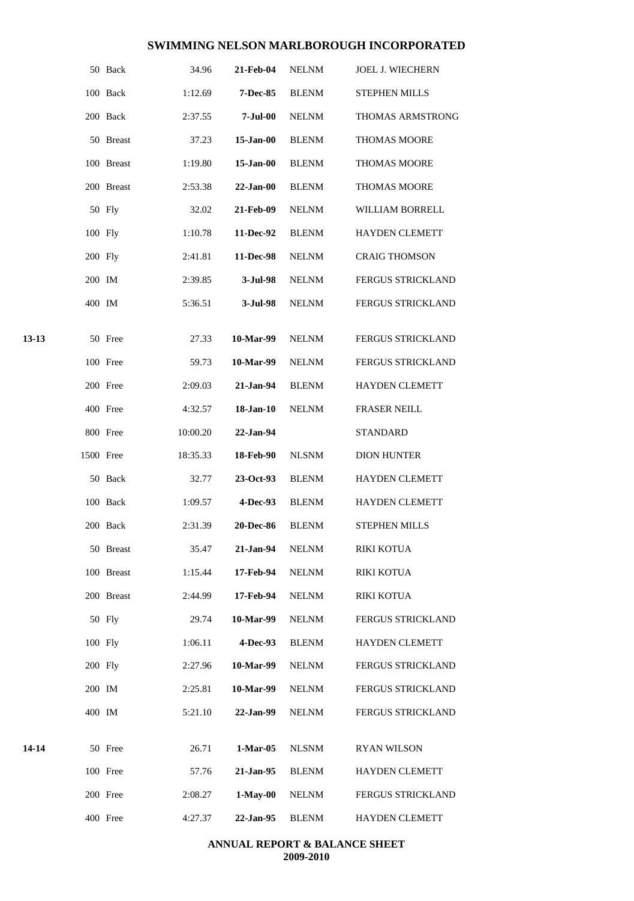# SWIMMING NELSON MARLBOROUGH INCORPORATED

| | | | | | |
|---|---|---|---|---|---|
| | 50 Back | 34.96 | **21-Feb-04** | NELNM | JOEL J. WIECHERN |
| | 100 Back | 1:12.69 | **7-Dec-85** | BLENM | STEPHEN MILLS |
| | 200 Back | 2:37.55 | **7-Jul-00** | NELNM | THOMAS ARMSTRONG |
| | 50 Breast | 37.23 | **15-Jan-00** | BLENM | THOMAS MOORE |
| | 100 Breast | 1:19.80 | **15-Jan-00** | BLENM | THOMAS MOORE |
| | 200 Breast | 2:53.38 | **22-Jan-00** | BLENM | THOMAS MOORE |
| | 50 Fly | 32.02 | **21-Feb-09** | NELNM | WILLIAM BORRELL |
| | 100 Fly | 1:10.78 | **11-Dec-92** | BLENM | HAYDEN CLEMETT |
| | 200 Fly | 2:41.81 | **11-Dec-98** | NELNM | CRAIG THOMSON |
| | 200 IM | 2:39.85 | **3-Jul-98** | NELNM | FERGUS STRICKLAND |
| | 400 IM | 5:36.51 | **3-Jul-98** | NELNM | FERGUS STRICKLAND |
| **13-13** | 50 Free | 27.33 | **10-Mar-99** | NELNM | FERGUS STRICKLAND |
| | 100 Free | 59.73 | **10-Mar-99** | NELNM | FERGUS STRICKLAND |
| | 200 Free | 2:09.03 | **21-Jan-94** | BLENM | HAYDEN CLEMETT |
| | 400 Free | 4:32.57 | **18-Jan-10** | NELNM | FRASER NEILL |
| | 800 Free | 10:00.20 | **22-Jan-94** | | STANDARD |
| | 1500 Free | 18:35.33 | **18-Feb-90** | NLSNM | DION HUNTER |
| | 50 Back | 32.77 | **23-Oct-93** | BLENM | HAYDEN CLEMETT |
| | 100 Back | 1:09.57 | **4-Dec-93** | BLENM | HAYDEN CLEMETT |
| | 200 Back | 2:31.39 | **20-Dec-86** | BLENM | STEPHEN MILLS |
| | 50 Breast | 35.47 | **21-Jan-94** | NELNM | RIKI KOTUA |
| | 100 Breast | 1:15.44 | **17-Feb-94** | NELNM | RIKI KOTUA |
| | 200 Breast | 2:44.99 | **17-Feb-94** | NELNM | RIKI KOTUA |
| | 50 Fly | 29.74 | **10-Mar-99** | NELNM | FERGUS STRICKLAND |
| | 100 Fly | 1:06.11 | **4-Dec-93** | BLENM | HAYDEN CLEMETT |
| | 200 Fly | 2:27.96 | **10-Mar-99** | NELNM | FERGUS STRICKLAND |
| | 200 IM | 2:25.81 | **10-Mar-99** | NELNM | FERGUS STRICKLAND |
| | 400 IM | 5:21.10 | **22-Jan-99** | NELNM | FERGUS STRICKLAND |
| **14-14** | 50 Free | 26.71 | **1-Mar-05** | NLSNM | RYAN WILSON |
| | 100 Free | 57.76 | **21-Jan-95** | BLENM | HAYDEN CLEMETT |
| | 200 Free | 2:08.27 | **1-May-00** | NELNM | FERGUS STRICKLAND |
| | 400 Free | 4:27.37 | **22-Jan-95** | BLENM | HAYDEN CLEMETT |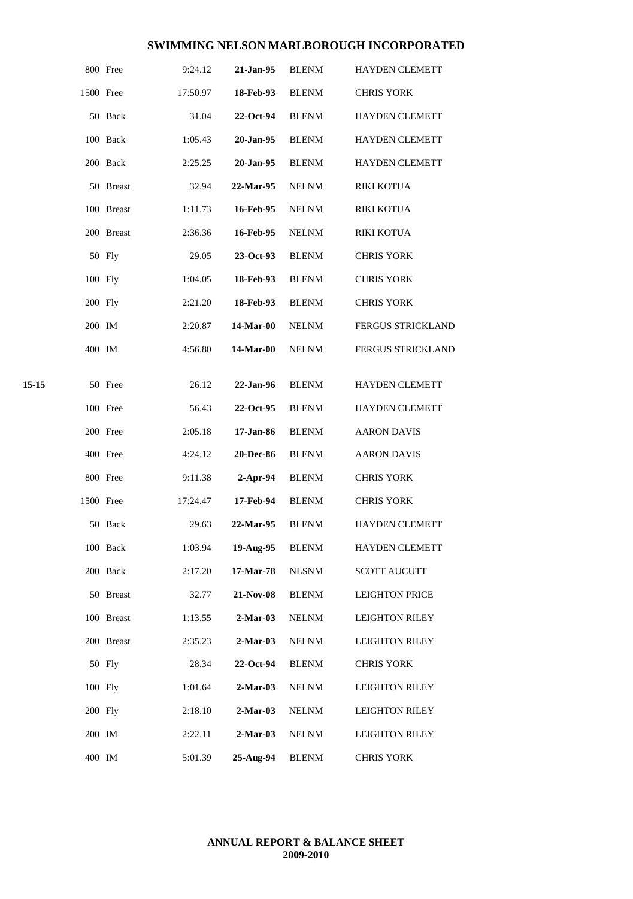| Age | Distance | Stroke | Time | Date | Club | Name |
|---|---|---|---|---|---|---|
| | 800 | Free | 9:24.12 | **21-Jan-95** | BLENM | HAYDEN CLEMETT |
| | 1500 | Free | 17:50.97 | **18-Feb-93** | BLENM | CHRIS YORK |
| | 50 | Back | 31.04 | **22-Oct-94** | BLENM | HAYDEN CLEMETT |
| | 100 | Back | 1:05.43 | **20-Jan-95** | BLENM | HAYDEN CLEMETT |
| | 200 | Back | 2:25.25 | **20-Jan-95** | BLENM | HAYDEN CLEMETT |
| | 50 | Breast | 32.94 | **22-Mar-95** | NELNM | RIKI KOTUA |
| | 100 | Breast | 1:11.73 | **16-Feb-95** | NELNM | RIKI KOTUA |
| | 200 | Breast | 2:36.36 | **16-Feb-95** | NELNM | RIKI KOTUA |
| | 50 | Fly | 29.05 | **23-Oct-93** | BLENM | CHRIS YORK |
| | 100 | Fly | 1:04.05 | **18-Feb-93** | BLENM | CHRIS YORK |
| | 200 | Fly | 2:21.20 | **18-Feb-93** | BLENM | CHRIS YORK |
| | 200 | IM | 2:20.87 | **14-Mar-00** | NELNM | FERGUS STRICKLAND |
| | 400 | IM | 4:56.80 | **14-Mar-00** | NELNM | FERGUS STRICKLAND |
| **15-15** | 50 | Free | 26.12 | **22-Jan-96** | BLENM | HAYDEN CLEMETT |
| | 100 | Free | 56.43 | **22-Oct-95** | BLENM | HAYDEN CLEMETT |
| | 200 | Free | 2:05.18 | **17-Jan-86** | BLENM | AARON DAVIS |
| | 400 | Free | 4:24.12 | **20-Dec-86** | BLENM | AARON DAVIS |
| | 800 | Free | 9:11.38 | **2-Apr-94** | BLENM | CHRIS YORK |
| | 1500 | Free | 17:24.47 | **17-Feb-94** | BLENM | CHRIS YORK |
| | 50 | Back | 29.63 | **22-Mar-95** | BLENM | HAYDEN CLEMETT |
| | 100 | Back | 1:03.94 | **19-Aug-95** | BLENM | HAYDEN CLEMETT |
| | 200 | Back | 2:17.20 | **17-Mar-78** | NLSNM | SCOTT AUCUTT |
| | 50 | Breast | 32.77 | **21-Nov-08** | BLENM | LEIGHTON PRICE |
| | 100 | Breast | 1:13.55 | **2-Mar-03** | NELNM | LEIGHTON RILEY |
| | 200 | Breast | 2:35.23 | **2-Mar-03** | NELNM | LEIGHTON RILEY |
| | 50 | Fly | 28.34 | **22-Oct-94** | BLENM | CHRIS YORK |
| | 100 | Fly | 1:01.64 | **2-Mar-03** | NELNM | LEIGHTON RILEY |
| | 200 | Fly | 2:18.10 | **2-Mar-03** | NELNM | LEIGHTON RILEY |
| | 200 | IM | 2:22.11 | **2-Mar-03** | NELNM | LEIGHTON RILEY |
| | 400 | IM | 5:01.39 | **25-Aug-94** | BLENM | CHRIS YORK |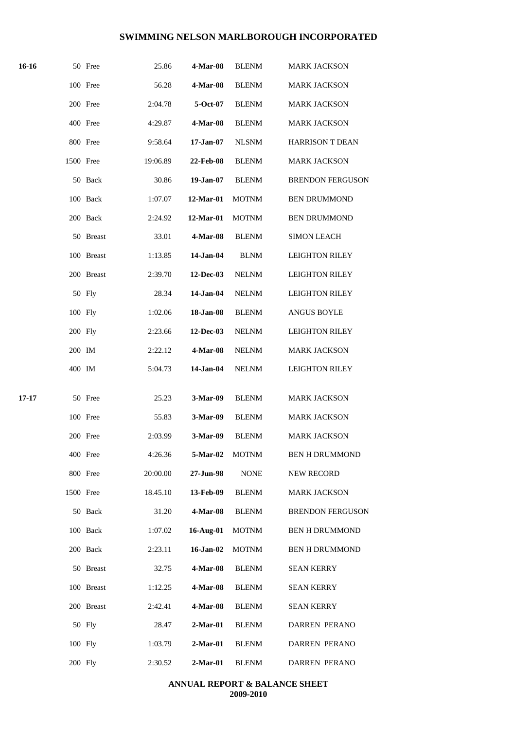# SWIMMING NELSON MARLBOROUGH INCORPORATED

| | | | | | | |
|---|---|---|---|---|---|---|
| **16-16** | 50 | Free | 25.86 | **4-Mar-08** | BLENM | MARK JACKSON |
| | 100 | Free | 56.28 | **4-Mar-08** | BLENM | MARK JACKSON |
| | 200 | Free | 2:04.78 | **5-Oct-07** | BLENM | MARK JACKSON |
| | 400 | Free | 4:29.87 | **4-Mar-08** | BLENM | MARK JACKSON |
| | 800 | Free | 9:58.64 | **17-Jan-07** | NLSNM | HARRISON T DEAN |
| | 1500 | Free | 19:06.89 | **22-Feb-08** | BLENM | MARK JACKSON |
| | 50 | Back | 30.86 | **19-Jan-07** | BLENM | BRENDON FERGUSON |
| | 100 | Back | 1:07.07 | **12-Mar-01** | MOTNM | BEN DRUMMOND |
| | 200 | Back | 2:24.92 | **12-Mar-01** | MOTNM | BEN DRUMMOND |
| | 50 | Breast | 33.01 | **4-Mar-08** | BLENM | SIMON LEACH |
| | 100 | Breast | 1:13.85 | **14-Jan-04** | BLNM | LEIGHTON RILEY |
| | 200 | Breast | 2:39.70 | **12-Dec-03** | NELNM | LEIGHTON RILEY |
| | 50 | Fly | 28.34 | **14-Jan-04** | NELNM | LEIGHTON RILEY |
| | 100 | Fly | 1:02.06 | **18-Jan-08** | BLENM | ANGUS BOYLE |
| | 200 | Fly | 2:23.66 | **12-Dec-03** | NELNM | LEIGHTON RILEY |
| | 200 | IM | 2:22.12 | **4-Mar-08** | NELNM | MARK JACKSON |
| | 400 | IM | 5:04.73 | **14-Jan-04** | NELNM | LEIGHTON RILEY |
| **17-17** | 50 | Free | 25.23 | **3-Mar-09** | BLENM | MARK JACKSON |
| | 100 | Free | 55.83 | **3-Mar-09** | BLENM | MARK JACKSON |
| | 200 | Free | 2:03.99 | **3-Mar-09** | BLENM | MARK JACKSON |
| | 400 | Free | 4:26.36 | **5-Mar-02** | MOTNM | BEN H DRUMMOND |
| | 800 | Free | 20:00.00 | **27-Jun-98** | NONE | NEW RECORD |
| | 1500 | Free | 18.45.10 | **13-Feb-09** | BLENM | MARK JACKSON |
| | 50 | Back | 31.20 | **4-Mar-08** | BLENM | BRENDON FERGUSON |
| | 100 | Back | 1:07.02 | **16-Aug-01** | MOTNM | BEN H DRUMMOND |
| | 200 | Back | 2:23.11 | **16-Jan-02** | MOTNM | BEN H DRUMMOND |
| | 50 | Breast | 32.75 | **4-Mar-08** | BLENM | SEAN KERRY |
| | 100 | Breast | 1:12.25 | **4-Mar-08** | BLENM | SEAN KERRY |
| | 200 | Breast | 2:42.41 | **4-Mar-08** | BLENM | SEAN KERRY |
| | 50 | Fly | 28.47 | **2-Mar-01** | BLENM | DARREN PERANO |
| | 100 | Fly | 1:03.79 | **2-Mar-01** | BLENM | DARREN PERANO |
| | 200 | Fly | 2:30.52 | **2-Mar-01** | BLENM | DARREN PERANO |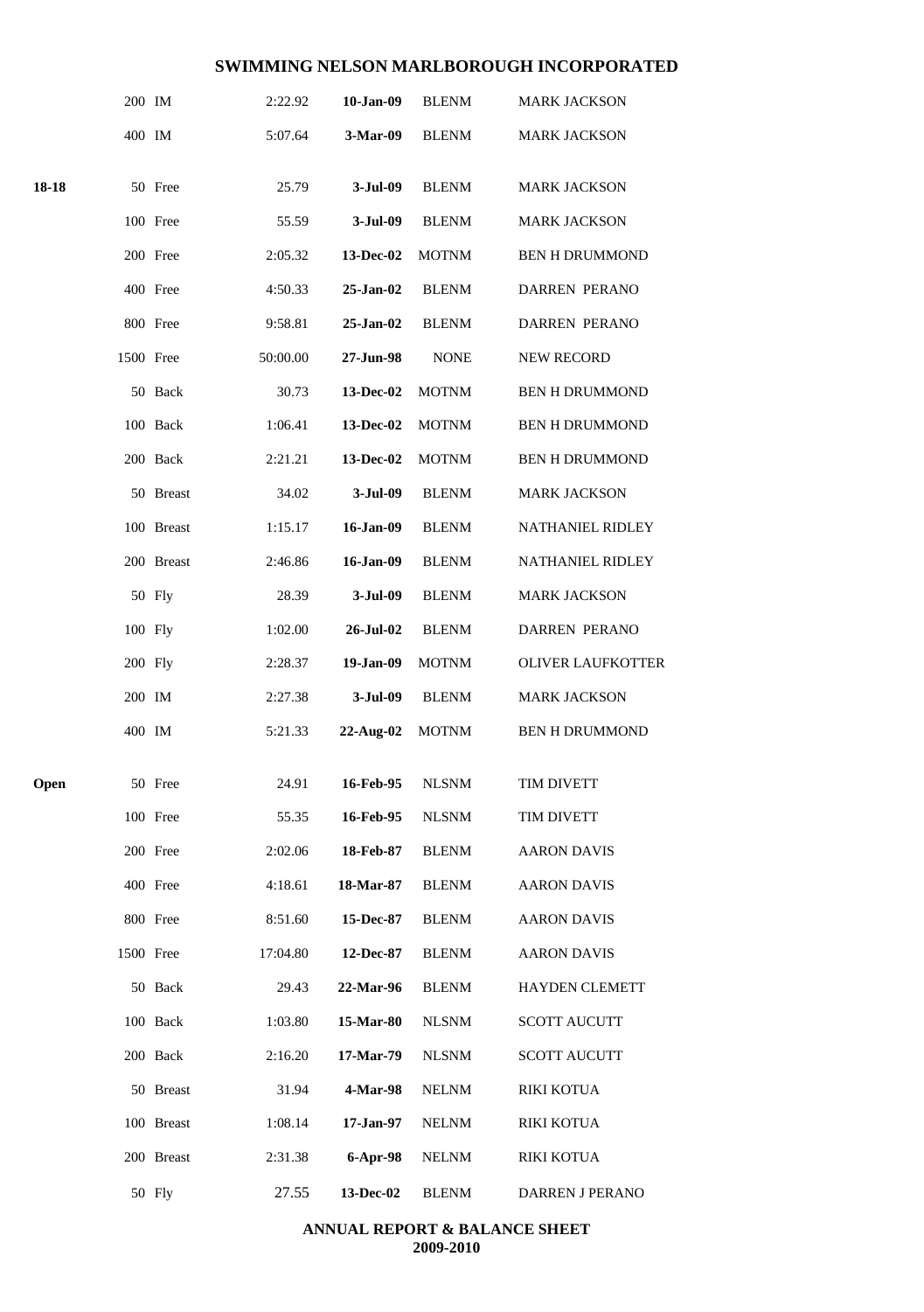# SWIMMING NELSON MARLBOROUGH INCORPORATED

| | | | | | |
|---|---|---|---|---|---|
| | 200 IM | 2:22.92 | **10-Jan-09** | BLENM | MARK JACKSON |
| | 400 IM | 5:07.64 | **3-Mar-09** | BLENM | MARK JACKSON |
| **18-18** | 50 Free | 25.79 | **3-Jul-09** | BLENM | MARK JACKSON |
| | 100 Free | 55.59 | **3-Jul-09** | BLENM | MARK JACKSON |
| | 200 Free | 2:05.32 | **13-Dec-02** | MOTNM | BEN H DRUMMOND |
| | 400 Free | 4:50.33 | **25-Jan-02** | BLENM | DARREN PERANO |
| | 800 Free | 9:58.81 | **25-Jan-02** | BLENM | DARREN PERANO |
| | 1500 Free | 50:00.00 | **27-Jun-98** | NONE | NEW RECORD |
| | 50 Back | 30.73 | **13-Dec-02** | MOTNM | BEN H DRUMMOND |
| | 100 Back | 1:06.41 | **13-Dec-02** | MOTNM | BEN H DRUMMOND |
| | 200 Back | 2:21.21 | **13-Dec-02** | MOTNM | BEN H DRUMMOND |
| | 50 Breast | 34.02 | **3-Jul-09** | BLENM | MARK JACKSON |
| | 100 Breast | 1:15.17 | **16-Jan-09** | BLENM | NATHANIEL RIDLEY |
| | 200 Breast | 2:46.86 | **16-Jan-09** | BLENM | NATHANIEL RIDLEY |
| | 50 Fly | 28.39 | **3-Jul-09** | BLENM | MARK JACKSON |
| | 100 Fly | 1:02.00 | **26-Jul-02** | BLENM | DARREN PERANO |
| | 200 Fly | 2:28.37 | **19-Jan-09** | MOTNM | OLIVER LAUFKOTTER |
| | 200 IM | 2:27.38 | **3-Jul-09** | BLENM | MARK JACKSON |
| | 400 IM | 5:21.33 | **22-Aug-02** | MOTNM | BEN H DRUMMOND |
| **Open** | 50 Free | 24.91 | **16-Feb-95** | NLSNM | TIM DIVETT |
| | 100 Free | 55.35 | **16-Feb-95** | NLSNM | TIM DIVETT |
| | 200 Free | 2:02.06 | **18-Feb-87** | BLENM | AARON DAVIS |
| | 400 Free | 4:18.61 | **18-Mar-87** | BLENM | AARON DAVIS |
| | 800 Free | 8:51.60 | **15-Dec-87** | BLENM | AARON DAVIS |
| | 1500 Free | 17:04.80 | **12-Dec-87** | BLENM | AARON DAVIS |
| | 50 Back | 29.43 | **22-Mar-96** | BLENM | HAYDEN CLEMETT |
| | 100 Back | 1:03.80 | **15-Mar-80** | NLSNM | SCOTT AUCUTT |
| | 200 Back | 2:16.20 | **17-Mar-79** | NLSNM | SCOTT AUCUTT |
| | 50 Breast | 31.94 | **4-Mar-98** | NELNM | RIKI KOTUA |
| | 100 Breast | 1:08.14 | **17-Jan-97** | NELNM | RIKI KOTUA |
| | 200 Breast | 2:31.38 | **6-Apr-98** | NELNM | RIKI KOTUA |
| | 50 Fly | 27.55 | **13-Dec-02** | BLENM | DARREN J PERANO |

**ANNUAL REPORT & BALANCE SHEET**
**2009-2010**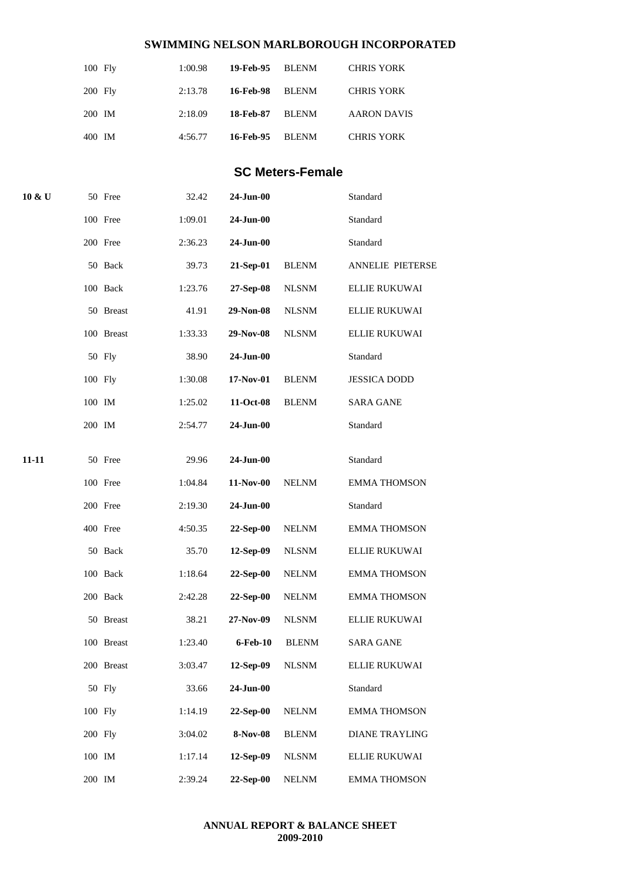| | | | | | |
|---|---|---|---|---|---|
| | 100 Fly | 1:00.98 | **19-Feb-95** | BLENM | CHRIS YORK |
| | 200 Fly | 2:13.78 | **16-Feb-98** | BLENM | CHRIS YORK |
| | 200 IM | 2:18.09 | **18-Feb-87** | BLENM | AARON DAVIS |
| | 400 IM | 4:56.77 | **16-Feb-95** | BLENM | CHRIS YORK |

## SC Meters-Female

| | | | | | |
|---|---|---|---|---|---|
| **10 & U** | 50 Free | 32.42 | **24-Jun-00** | | Standard |
| | 100 Free | 1:09.01 | **24-Jun-00** | | Standard |
| | 200 Free | 2:36.23 | **24-Jun-00** | | Standard |
| | 50 Back | 39.73 | **21-Sep-01** | BLENM | ANNELIE PIETERSE |
| | 100 Back | 1:23.76 | **27-Sep-08** | NLSNM | ELLIE RUKUWAI |
| | 50 Breast | 41.91 | **29-Non-08** | NLSNM | ELLIE RUKUWAI |
| | 100 Breast | 1:33.33 | **29-Nov-08** | NLSNM | ELLIE RUKUWAI |
| | 50 Fly | 38.90 | **24-Jun-00** | | Standard |
| | 100 Fly | 1:30.08 | **17-Nov-01** | BLENM | JESSICA DODD |
| | 100 IM | 1:25.02 | **11-Oct-08** | BLENM | SARA GANE |
| | 200 IM | 2:54.77 | **24-Jun-00** | | Standard |
| **11-11** | 50 Free | 29.96 | **24-Jun-00** | | Standard |
| | 100 Free | 1:04.84 | **11-Nov-00** | NELNM | EMMA THOMSON |
| | 200 Free | 2:19.30 | **24-Jun-00** | | Standard |
| | 400 Free | 4:50.35 | **22-Sep-00** | NELNM | EMMA THOMSON |
| | 50 Back | 35.70 | **12-Sep-09** | NLSNM | ELLIE RUKUWAI |
| | 100 Back | 1:18.64 | **22-Sep-00** | NELNM | EMMA THOMSON |
| | 200 Back | 2:42.28 | **22-Sep-00** | NELNM | EMMA THOMSON |
| | 50 Breast | 38.21 | **27-Nov-09** | NLSNM | ELLIE RUKUWAI |
| | 100 Breast | 1:23.40 | **6-Feb-10** | BLENM | SARA GANE |
| | 200 Breast | 3:03.47 | **12-Sep-09** | NLSNM | ELLIE RUKUWAI |
| | 50 Fly | 33.66 | **24-Jun-00** | | Standard |
| | 100 Fly | 1:14.19 | **22-Sep-00** | NELNM | EMMA THOMSON |
| | 200 Fly | 3:04.02 | **8-Nov-08** | BLENM | DIANE TRAYLING |
| | 100 IM | 1:17.14 | **12-Sep-09** | NLSNM | ELLIE RUKUWAI |
| | 200 IM | 2:39.24 | **22-Sep-00** | NELNM | EMMA THOMSON |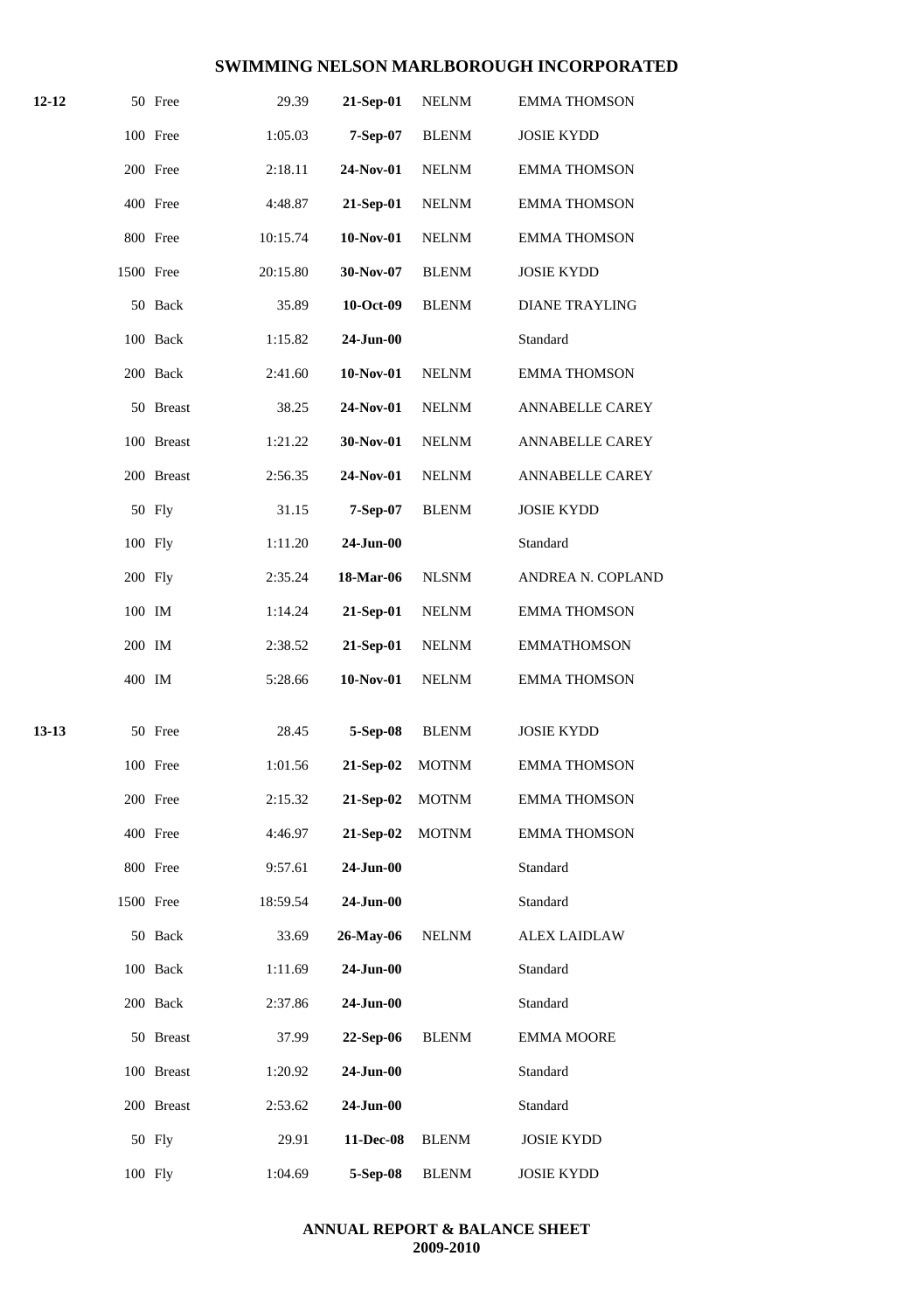# SWIMMING NELSON MARLBOROUGH INCORPORATED

| Age | Event | | Time | Date | Club | Name |
|---|---|---|---|---|---|---|
| **12-12** | 50 | Free | 29.39 | **21-Sep-01** | NELNM | EMMA THOMSON |
| | 100 | Free | 1:05.03 | **7-Sep-07** | BLENM | JOSIE KYDD |
| | 200 | Free | 2:18.11 | **24-Nov-01** | NELNM | EMMA THOMSON |
| | 400 | Free | 4:48.87 | **21-Sep-01** | NELNM | EMMA THOMSON |
| | 800 | Free | 10:15.74 | **10-Nov-01** | NELNM | EMMA THOMSON |
| | 1500 | Free | 20:15.80 | **30-Nov-07** | BLENM | JOSIE KYDD |
| | 50 | Back | 35.89 | **10-Oct-09** | BLENM | DIANE TRAYLING |
| | 100 | Back | 1:15.82 | **24-Jun-00** | | Standard |
| | 200 | Back | 2:41.60 | **10-Nov-01** | NELNM | EMMA THOMSON |
| | 50 | Breast | 38.25 | **24-Nov-01** | NELNM | ANNABELLE CAREY |
| | 100 | Breast | 1:21.22 | **30-Nov-01** | NELNM | ANNABELLE CAREY |
| | 200 | Breast | 2:56.35 | **24-Nov-01** | NELNM | ANNABELLE CAREY |
| | 50 | Fly | 31.15 | **7-Sep-07** | BLENM | JOSIE KYDD |
| | 100 | Fly | 1:11.20 | **24-Jun-00** | | Standard |
| | 200 | Fly | 2:35.24 | **18-Mar-06** | NLSNM | ANDREA N. COPLAND |
| | 100 | IM | 1:14.24 | **21-Sep-01** | NELNM | EMMA THOMSON |
| | 200 | IM | 2:38.52 | **21-Sep-01** | NELNM | EMMATHOMSON |
| | 400 | IM | 5:28.66 | **10-Nov-01** | NELNM | EMMA THOMSON |
| **13-13** | 50 | Free | 28.45 | **5-Sep-08** | BLENM | JOSIE KYDD |
| | 100 | Free | 1:01.56 | **21-Sep-02** | MOTNM | EMMA THOMSON |
| | 200 | Free | 2:15.32 | **21-Sep-02** | MOTNM | EMMA THOMSON |
| | 400 | Free | 4:46.97 | **21-Sep-02** | MOTNM | EMMA THOMSON |
| | 800 | Free | 9:57.61 | **24-Jun-00** | | Standard |
| | 1500 | Free | 18:59.54 | **24-Jun-00** | | Standard |
| | 50 | Back | 33.69 | **26-May-06** | NELNM | ALEX LAIDLAW |
| | 100 | Back | 1:11.69 | **24-Jun-00** | | Standard |
| | 200 | Back | 2:37.86 | **24-Jun-00** | | Standard |
| | 50 | Breast | 37.99 | **22-Sep-06** | BLENM | EMMA MOORE |
| | 100 | Breast | 1:20.92 | **24-Jun-00** | | Standard |
| | 200 | Breast | 2:53.62 | **24-Jun-00** | | Standard |
| | 50 | Fly | 29.91 | **11-Dec-08** | BLENM | JOSIE KYDD |
| | 100 | Fly | 1:04.69 | **5-Sep-08** | BLENM | JOSIE KYDD |

**ANNUAL REPORT & BALANCE SHEET**
**2009-2010**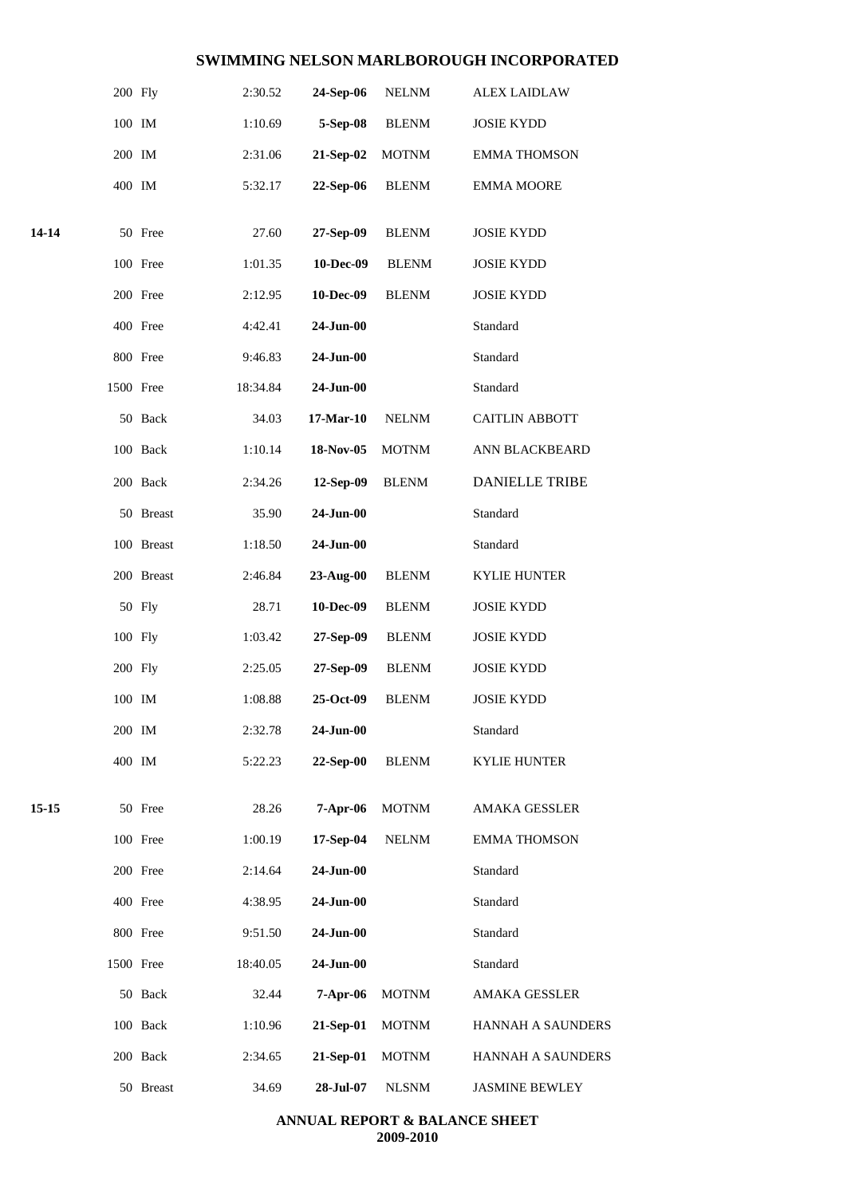| | | | | | |
|---|---|---|---|---|---|
| | 200 Fly | 2:30.52 | **24-Sep-06** | NELNM | ALEX LAIDLAW |
| | 100 IM | 1:10.69 | **5-Sep-08** | BLENM | JOSIE KYDD |
| | 200 IM | 2:31.06 | **21-Sep-02** | MOTNM | EMMA THOMSON |
| | 400 IM | 5:32.17 | **22-Sep-06** | BLENM | EMMA MOORE |
| **14-14** | 50 Free | 27.60 | **27-Sep-09** | BLENM | JOSIE KYDD |
| | 100 Free | 1:01.35 | **10-Dec-09** | BLENM | JOSIE KYDD |
| | 200 Free | 2:12.95 | **10-Dec-09** | BLENM | JOSIE KYDD |
| | 400 Free | 4:42.41 | **24-Jun-00** | | Standard |
| | 800 Free | 9:46.83 | **24-Jun-00** | | Standard |
| | 1500 Free | 18:34.84 | **24-Jun-00** | | Standard |
| | 50 Back | 34.03 | **17-Mar-10** | NELNM | CAITLIN ABBOTT |
| | 100 Back | 1:10.14 | **18-Nov-05** | MOTNM | ANN BLACKBEARD |
| | 200 Back | 2:34.26 | **12-Sep-09** | BLENM | DANIELLE TRIBE |
| | 50 Breast | 35.90 | **24-Jun-00** | | Standard |
| | 100 Breast | 1:18.50 | **24-Jun-00** | | Standard |
| | 200 Breast | 2:46.84 | **23-Aug-00** | BLENM | KYLIE HUNTER |
| | 50 Fly | 28.71 | **10-Dec-09** | BLENM | JOSIE KYDD |
| | 100 Fly | 1:03.42 | **27-Sep-09** | BLENM | JOSIE KYDD |
| | 200 Fly | 2:25.05 | **27-Sep-09** | BLENM | JOSIE KYDD |
| | 100 IM | 1:08.88 | **25-Oct-09** | BLENM | JOSIE KYDD |
| | 200 IM | 2:32.78 | **24-Jun-00** | | Standard |
| | 400 IM | 5:22.23 | **22-Sep-00** | BLENM | KYLIE HUNTER |
| **15-15** | 50 Free | 28.26 | **7-Apr-06** | MOTNM | AMAKA GESSLER |
| | 100 Free | 1:00.19 | **17-Sep-04** | NELNM | EMMA THOMSON |
| | 200 Free | 2:14.64 | **24-Jun-00** | | Standard |
| | 400 Free | 4:38.95 | **24-Jun-00** | | Standard |
| | 800 Free | 9:51.50 | **24-Jun-00** | | Standard |
| | 1500 Free | 18:40.05 | **24-Jun-00** | | Standard |
| | 50 Back | 32.44 | **7-Apr-06** | MOTNM | AMAKA GESSLER |
| | 100 Back | 1:10.96 | **21-Sep-01** | MOTNM | HANNAH A SAUNDERS |
| | 200 Back | 2:34.65 | **21-Sep-01** | MOTNM | HANNAH A SAUNDERS |
| | 50 Breast | 34.69 | **28-Jul-07** | NLSNM | JASMINE BEWLEY |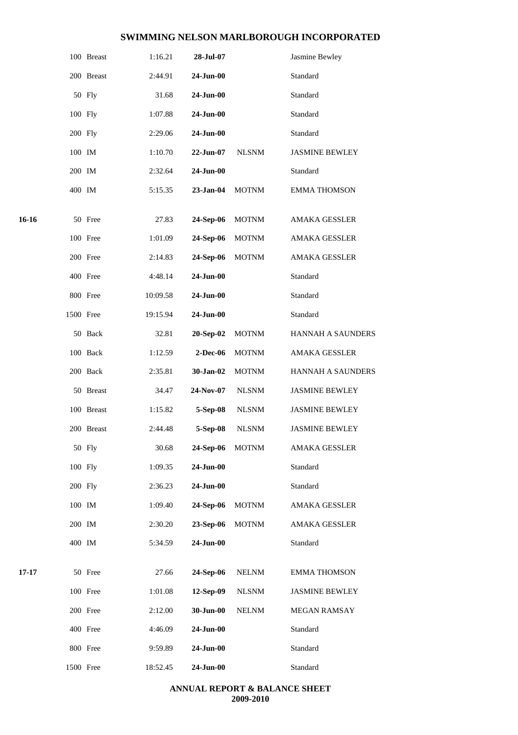# SWIMMING NELSON MARLBOROUGH INCORPORATED

| Age | Distance | Stroke | Time | Date | Club | Name |
|---|---|---|---|---|---|---|
| | 100 | Breast | 1:16.21 | **28-Jul-07** | | Jasmine Bewley |
| | 200 | Breast | 2:44.91 | **24-Jun-00** | | Standard |
| | 50 | Fly | 31.68 | **24-Jun-00** | | Standard |
| | 100 | Fly | 1:07.88 | **24-Jun-00** | | Standard |
| | 200 | Fly | 2:29.06 | **24-Jun-00** | | Standard |
| | 100 | IM | 1:10.70 | **22-Jun-07** | NLSNM | JASMINE BEWLEY |
| | 200 | IM | 2:32.64 | **24-Jun-00** | | Standard |
| | 400 | IM | 5:15.35 | **23-Jan-04** | MOTNM | EMMA THOMSON |
| **16-16** | 50 | Free | 27.83 | **24-Sep-06** | MOTNM | AMAKA GESSLER |
| | 100 | Free | 1:01.09 | **24-Sep-06** | MOTNM | AMAKA GESSLER |
| | 200 | Free | 2:14.83 | **24-Sep-06** | MOTNM | AMAKA GESSLER |
| | 400 | Free | 4:48.14 | **24-Jun-00** | | Standard |
| | 800 | Free | 10:09.58 | **24-Jun-00** | | Standard |
| | 1500 | Free | 19:15.94 | **24-Jun-00** | | Standard |
| | 50 | Back | 32.81 | **20-Sep-02** | MOTNM | HANNAH A SAUNDERS |
| | 100 | Back | 1:12.59 | **2-Dec-06** | MOTNM | AMAKA GESSLER |
| | 200 | Back | 2:35.81 | **30-Jan-02** | MOTNM | HANNAH A SAUNDERS |
| | 50 | Breast | 34.47 | **24-Nov-07** | NLSNM | JASMINE BEWLEY |
| | 100 | Breast | 1:15.82 | **5-Sep-08** | NLSNM | JASMINE BEWLEY |
| | 200 | Breast | 2:44.48 | **5-Sep-08** | NLSNM | JASMINE BEWLEY |
| | 50 | Fly | 30.68 | **24-Sep-06** | MOTNM | AMAKA GESSLER |
| | 100 | Fly | 1:09.35 | **24-Jun-00** | | Standard |
| | 200 | Fly | 2:36.23 | **24-Jun-00** | | Standard |
| | 100 | IM | 1:09.40 | **24-Sep-06** | MOTNM | AMAKA GESSLER |
| | 200 | IM | 2:30.20 | **23-Sep-06** | MOTNM | AMAKA GESSLER |
| | 400 | IM | 5:34.59 | **24-Jun-00** | | Standard |
| **17-17** | 50 | Free | 27.66 | **24-Sep-06** | NELNM | EMMA THOMSON |
| | 100 | Free | 1:01.08 | **12-Sep-09** | NLSNM | JASMINE BEWLEY |
| | 200 | Free | 2:12.00 | **30-Jun-00** | NELNM | MEGAN RAMSAY |
| | 400 | Free | 4:46.09 | **24-Jun-00** | | Standard |
| | 800 | Free | 9:59.89 | **24-Jun-00** | | Standard |
| | 1500 | Free | 18:52.45 | **24-Jun-00** | | Standard |

**ANNUAL REPORT & BALANCE SHEET**
**2009-2010**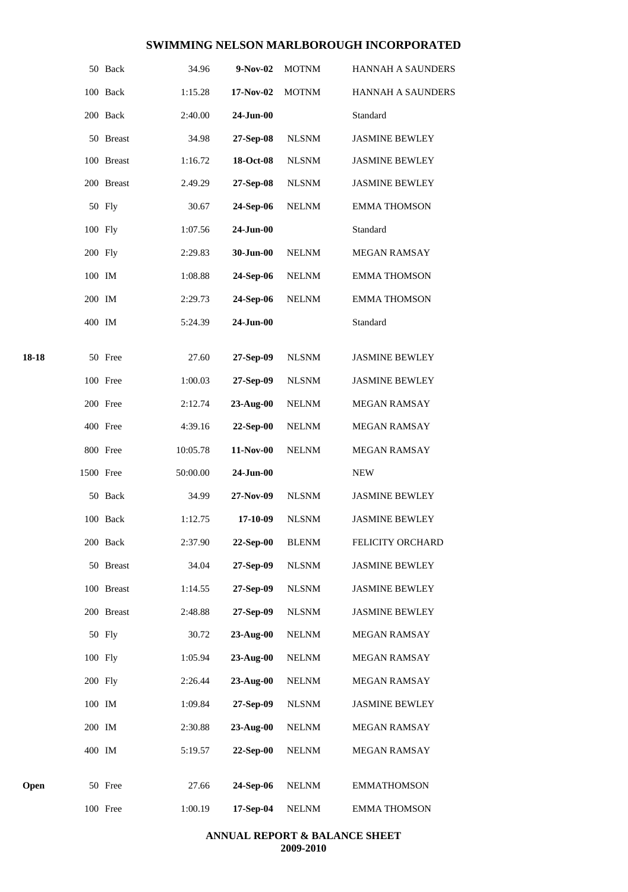## SWIMMING NELSON MARLBOROUGH INCORPORATED

| | | | | | |
|---|---|---|---|---|---|
| | 50 Back | 34.96 | **9-Nov-02** | MOTNM | HANNAH A SAUNDERS |
| | 100 Back | 1:15.28 | **17-Nov-02** | MOTNM | HANNAH A SAUNDERS |
| | 200 Back | 2:40.00 | **24-Jun-00** | | Standard |
| | 50 Breast | 34.98 | **27-Sep-08** | NLSNM | JASMINE BEWLEY |
| | 100 Breast | 1:16.72 | **18-Oct-08** | NLSNM | JASMINE BEWLEY |
| | 200 Breast | 2.49.29 | **27-Sep-08** | NLSNM | JASMINE BEWLEY |
| | 50 Fly | 30.67 | **24-Sep-06** | NELNM | EMMA THOMSON |
| | 100 Fly | 1:07.56 | **24-Jun-00** | | Standard |
| | 200 Fly | 2:29.83 | **30-Jun-00** | NELNM | MEGAN RAMSAY |
| | 100 IM | 1:08.88 | **24-Sep-06** | NELNM | EMMA THOMSON |
| | 200 IM | 2:29.73 | **24-Sep-06** | NELNM | EMMA THOMSON |
| | 400 IM | 5:24.39 | **24-Jun-00** | | Standard |
| **18-18** | 50 Free | 27.60 | **27-Sep-09** | NLSNM | JASMINE BEWLEY |
| | 100 Free | 1:00.03 | **27-Sep-09** | NLSNM | JASMINE BEWLEY |
| | 200 Free | 2:12.74 | **23-Aug-00** | NELNM | MEGAN RAMSAY |
| | 400 Free | 4:39.16 | **22-Sep-00** | NELNM | MEGAN RAMSAY |
| | 800 Free | 10:05.78 | **11-Nov-00** | NELNM | MEGAN RAMSAY |
| | 1500 Free | 50:00.00 | **24-Jun-00** | | NEW |
| | 50 Back | 34.99 | **27-Nov-09** | NLSNM | JASMINE BEWLEY |
| | 100 Back | 1:12.75 | **17-10-09** | NLSNM | JASMINE BEWLEY |
| | 200 Back | 2:37.90 | **22-Sep-00** | BLENM | FELICITY ORCHARD |
| | 50 Breast | 34.04 | **27-Sep-09** | NLSNM | JASMINE BEWLEY |
| | 100 Breast | 1:14.55 | **27-Sep-09** | NLSNM | JASMINE BEWLEY |
| | 200 Breast | 2:48.88 | **27-Sep-09** | NLSNM | JASMINE BEWLEY |
| | 50 Fly | 30.72 | **23-Aug-00** | NELNM | MEGAN RAMSAY |
| | 100 Fly | 1:05.94 | **23-Aug-00** | NELNM | MEGAN RAMSAY |
| | 200 Fly | 2:26.44 | **23-Aug-00** | NELNM | MEGAN RAMSAY |
| | 100 IM | 1:09.84 | **27-Sep-09** | NLSNM | JASMINE BEWLEY |
| | 200 IM | 2:30.88 | **23-Aug-00** | NELNM | MEGAN RAMSAY |
| | 400 IM | 5:19.57 | **22-Sep-00** | NELNM | MEGAN RAMSAY |
| **Open** | 50 Free | 27.66 | **24-Sep-06** | NELNM | EMMATHOMSON |
| | 100 Free | 1:00.19 | **17-Sep-04** | NELNM | EMMA THOMSON |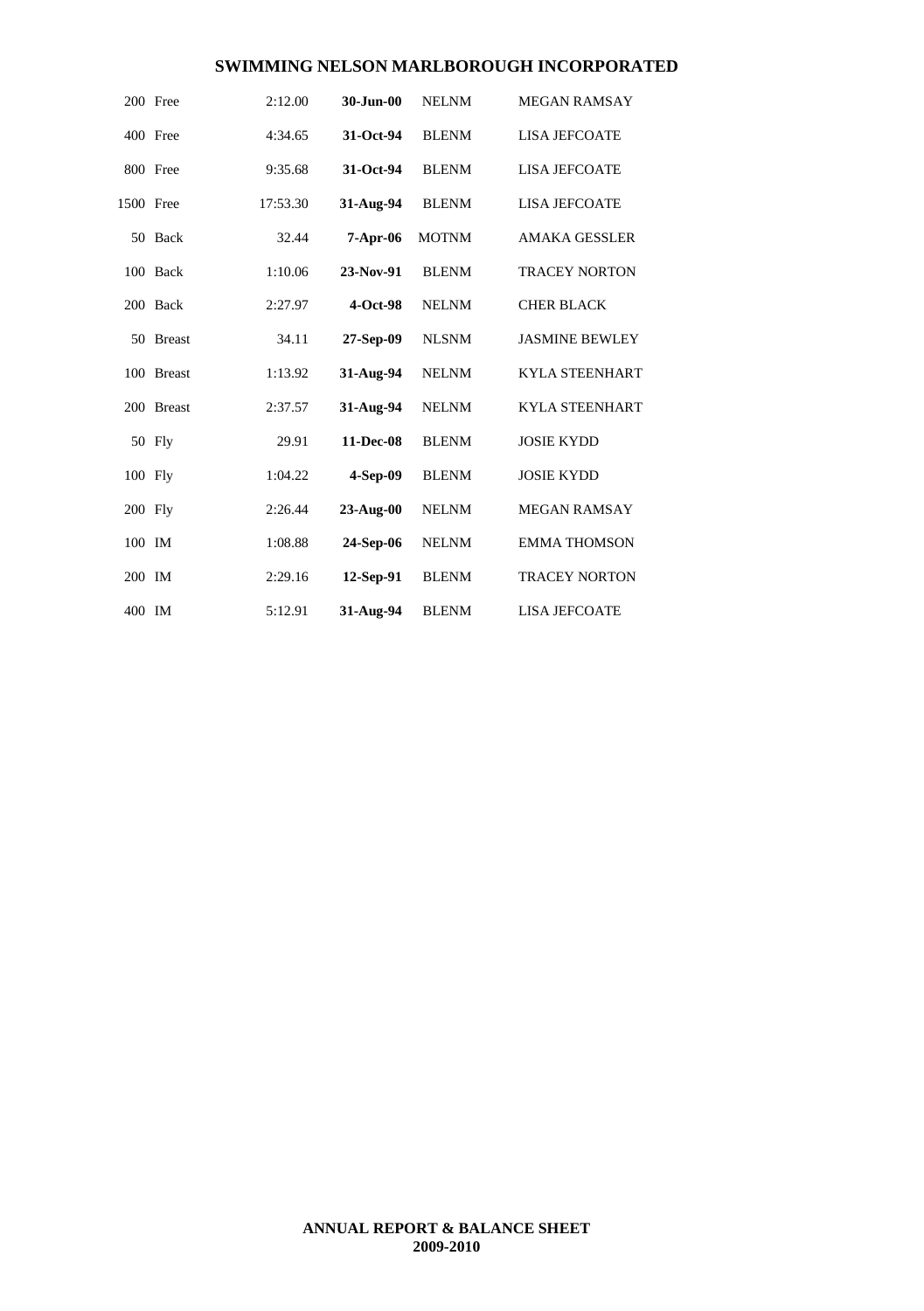## SWIMMING NELSON MARLBOROUGH INCORPORATED

| | | | | | |
|---|---|---|---|---|---|
| 200 | Free | 2:12.00 | **30-Jun-00** | NELNM | MEGAN RAMSAY |
| 400 | Free | 4:34.65 | **31-Oct-94** | BLENM | LISA JEFCOATE |
| 800 | Free | 9:35.68 | **31-Oct-94** | BLENM | LISA JEFCOATE |
| 1500 | Free | 17:53.30 | **31-Aug-94** | BLENM | LISA JEFCOATE |
| 50 | Back | 32.44 | **7-Apr-06** | MOTNM | AMAKA GESSLER |
| 100 | Back | 1:10.06 | **23-Nov-91** | BLENM | TRACEY NORTON |
| 200 | Back | 2:27.97 | **4-Oct-98** | NELNM | CHER BLACK |
| 50 | Breast | 34.11 | **27-Sep-09** | NLSNM | JASMINE BEWLEY |
| 100 | Breast | 1:13.92 | **31-Aug-94** | NELNM | KYLA STEENHART |
| 200 | Breast | 2:37.57 | **31-Aug-94** | NELNM | KYLA STEENHART |
| 50 | Fly | 29.91 | **11-Dec-08** | BLENM | JOSIE KYDD |
| 100 | Fly | 1:04.22 | **4-Sep-09** | BLENM | JOSIE KYDD |
| 200 | Fly | 2:26.44 | **23-Aug-00** | NELNM | MEGAN RAMSAY |
| 100 | IM | 1:08.88 | **24-Sep-06** | NELNM | EMMA THOMSON |
| 200 | IM | 2:29.16 | **12-Sep-91** | BLENM | TRACEY NORTON |
| 400 | IM | 5:12.91 | **31-Aug-94** | BLENM | LISA JEFCOATE |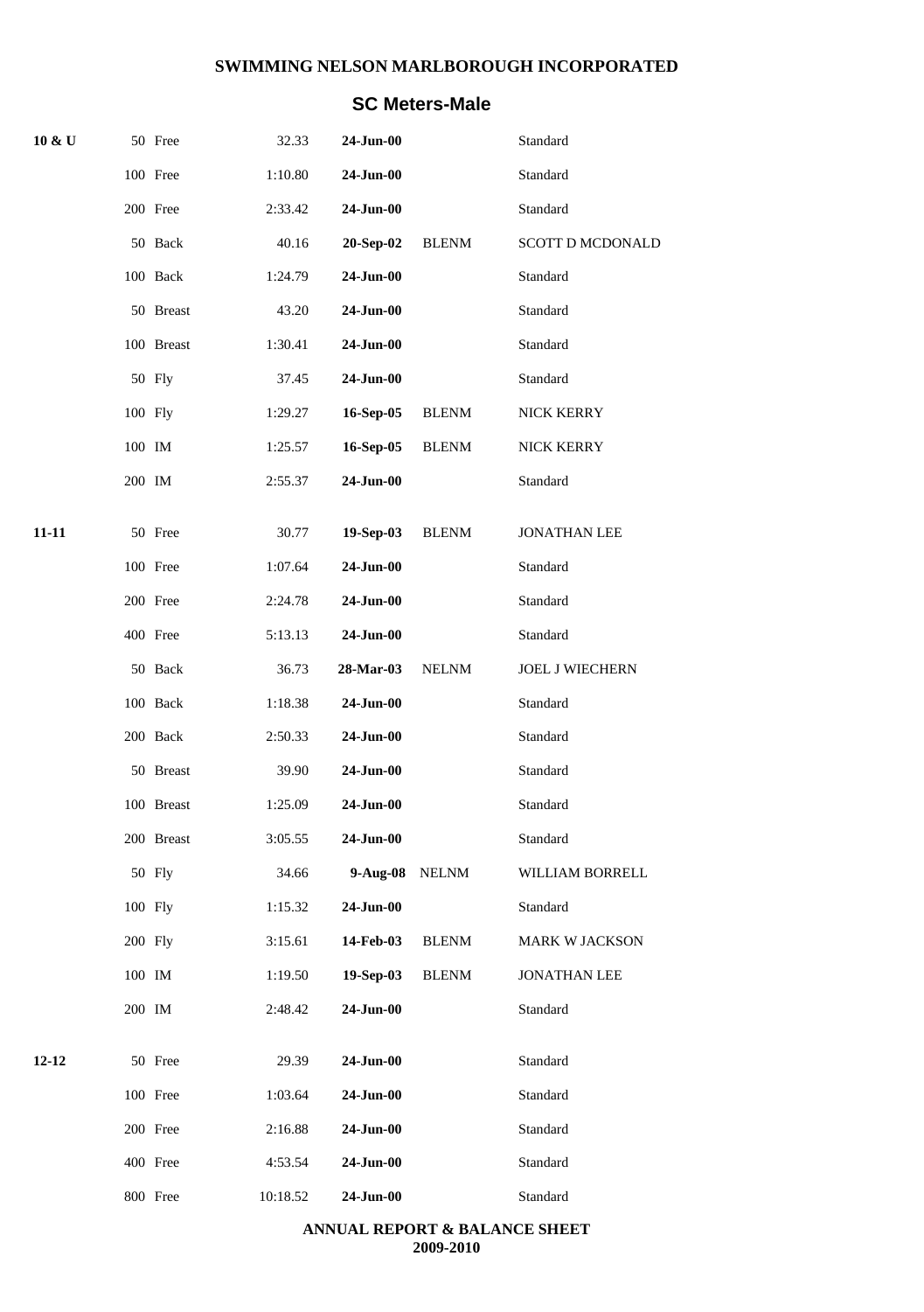**SWIMMING NELSON MARLBOROUGH INCORPORATED**

## SC Meters-Male

| Age | Event | Time | Date | Club | Name |
|---|---|---|---|---|---|
| 10 & U | 50 Free | 32.33 | 24-Jun-00 | | Standard |
| | 100 Free | 1:10.80 | 24-Jun-00 | | Standard |
| | 200 Free | 2:33.42 | 24-Jun-00 | | Standard |
| | 50 Back | 40.16 | 20-Sep-02 | BLENM | SCOTT D MCDONALD |
| | 100 Back | 1:24.79 | 24-Jun-00 | | Standard |
| | 50 Breast | 43.20 | 24-Jun-00 | | Standard |
| | 100 Breast | 1:30.41 | 24-Jun-00 | | Standard |
| | 50 Fly | 37.45 | 24-Jun-00 | | Standard |
| | 100 Fly | 1:29.27 | 16-Sep-05 | BLENM | NICK KERRY |
| | 100 IM | 1:25.57 | 16-Sep-05 | BLENM | NICK KERRY |
| | 200 IM | 2:55.37 | 24-Jun-00 | | Standard |
| 11-11 | 50 Free | 30.77 | 19-Sep-03 | BLENM | JONATHAN LEE |
| | 100 Free | 1:07.64 | 24-Jun-00 | | Standard |
| | 200 Free | 2:24.78 | 24-Jun-00 | | Standard |
| | 400 Free | 5:13.13 | 24-Jun-00 | | Standard |
| | 50 Back | 36.73 | 28-Mar-03 | NELNM | JOEL J WIECHERN |
| | 100 Back | 1:18.38 | 24-Jun-00 | | Standard |
| | 200 Back | 2:50.33 | 24-Jun-00 | | Standard |
| | 50 Breast | 39.90 | 24-Jun-00 | | Standard |
| | 100 Breast | 1:25.09 | 24-Jun-00 | | Standard |
| | 200 Breast | 3:05.55 | 24-Jun-00 | | Standard |
| | 50 Fly | 34.66 | 9-Aug-08 | NELNM | WILLIAM BORRELL |
| | 100 Fly | 1:15.32 | 24-Jun-00 | | Standard |
| | 200 Fly | 3:15.61 | 14-Feb-03 | BLENM | MARK W JACKSON |
| | 100 IM | 1:19.50 | 19-Sep-03 | BLENM | JONATHAN LEE |
| | 200 IM | 2:48.42 | 24-Jun-00 | | Standard |
| 12-12 | 50 Free | 29.39 | 24-Jun-00 | | Standard |
| | 100 Free | 1:03.64 | 24-Jun-00 | | Standard |
| | 200 Free | 2:16.88 | 24-Jun-00 | | Standard |
| | 400 Free | 4:53.54 | 24-Jun-00 | | Standard |
| | 800 Free | 10:18.52 | 24-Jun-00 | | Standard |

**ANNUAL REPORT & BALANCE SHEET 2009-2010**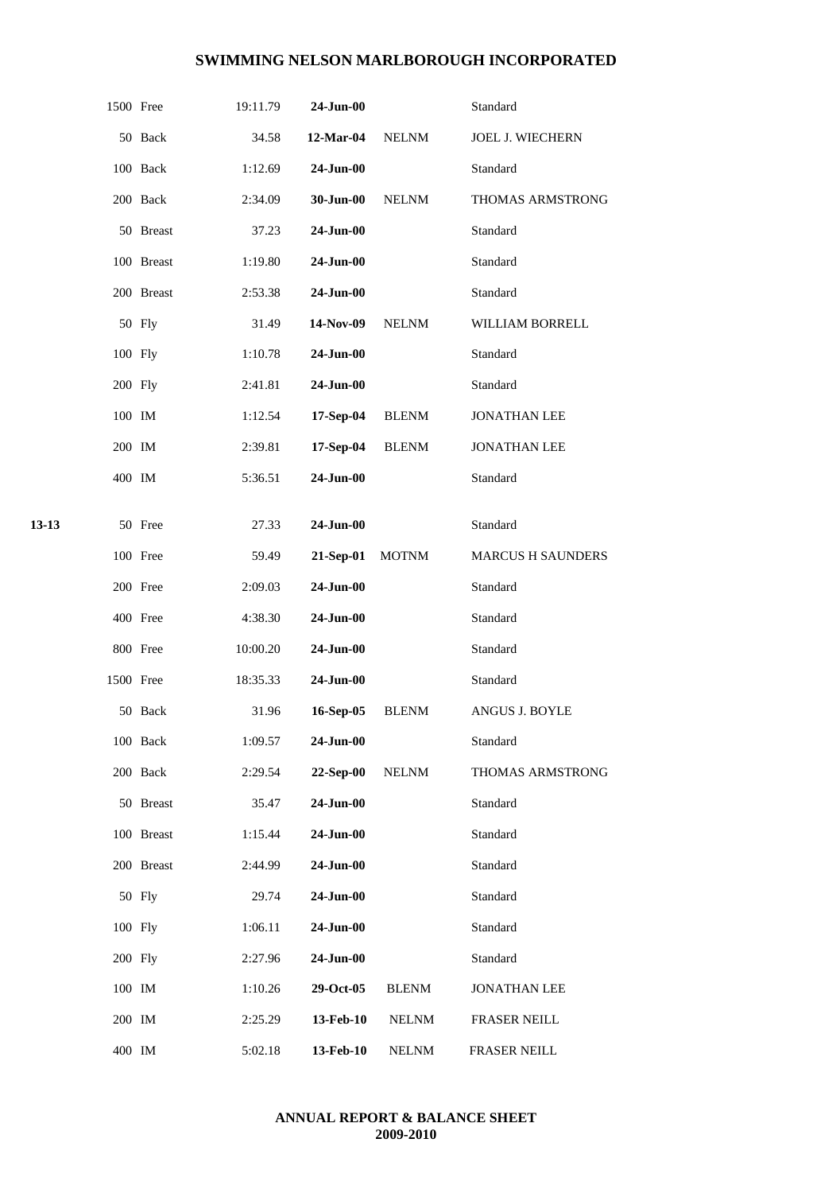| | | | | | |
|---|---|---|---|---|---|
| | 1500 Free | 19:11.79 | **24-Jun-00** | | Standard |
| | 50 Back | 34.58 | **12-Mar-04** | NELNM | JOEL J. WIECHERN |
| | 100 Back | 1:12.69 | **24-Jun-00** | | Standard |
| | 200 Back | 2:34.09 | **30-Jun-00** | NELNM | THOMAS ARMSTRONG |
| | 50 Breast | 37.23 | **24-Jun-00** | | Standard |
| | 100 Breast | 1:19.80 | **24-Jun-00** | | Standard |
| | 200 Breast | 2:53.38 | **24-Jun-00** | | Standard |
| | 50 Fly | 31.49 | **14-Nov-09** | NELNM | WILLIAM BORRELL |
| | 100 Fly | 1:10.78 | **24-Jun-00** | | Standard |
| | 200 Fly | 2:41.81 | **24-Jun-00** | | Standard |
| | 100 IM | 1:12.54 | **17-Sep-04** | BLENM | JONATHAN LEE |
| | 200 IM | 2:39.81 | **17-Sep-04** | BLENM | JONATHAN LEE |
| | 400 IM | 5:36.51 | **24-Jun-00** | | Standard |
| **13-13** | 50 Free | 27.33 | **24-Jun-00** | | Standard |
| | 100 Free | 59.49 | **21-Sep-01** | MOTNM | MARCUS H SAUNDERS |
| | 200 Free | 2:09.03 | **24-Jun-00** | | Standard |
| | 400 Free | 4:38.30 | **24-Jun-00** | | Standard |
| | 800 Free | 10:00.20 | **24-Jun-00** | | Standard |
| | 1500 Free | 18:35.33 | **24-Jun-00** | | Standard |
| | 50 Back | 31.96 | **16-Sep-05** | BLENM | ANGUS J. BOYLE |
| | 100 Back | 1:09.57 | **24-Jun-00** | | Standard |
| | 200 Back | 2:29.54 | **22-Sep-00** | NELNM | THOMAS ARMSTRONG |
| | 50 Breast | 35.47 | **24-Jun-00** | | Standard |
| | 100 Breast | 1:15.44 | **24-Jun-00** | | Standard |
| | 200 Breast | 2:44.99 | **24-Jun-00** | | Standard |
| | 50 Fly | 29.74 | **24-Jun-00** | | Standard |
| | 100 Fly | 1:06.11 | **24-Jun-00** | | Standard |
| | 200 Fly | 2:27.96 | **24-Jun-00** | | Standard |
| | 100 IM | 1:10.26 | **29-Oct-05** | BLENM | JONATHAN LEE |
| | 200 IM | 2:25.29 | **13-Feb-10** | NELNM | FRASER NEILL |
| | 400 IM | 5:02.18 | **13-Feb-10** | NELNM | FRASER NEILL |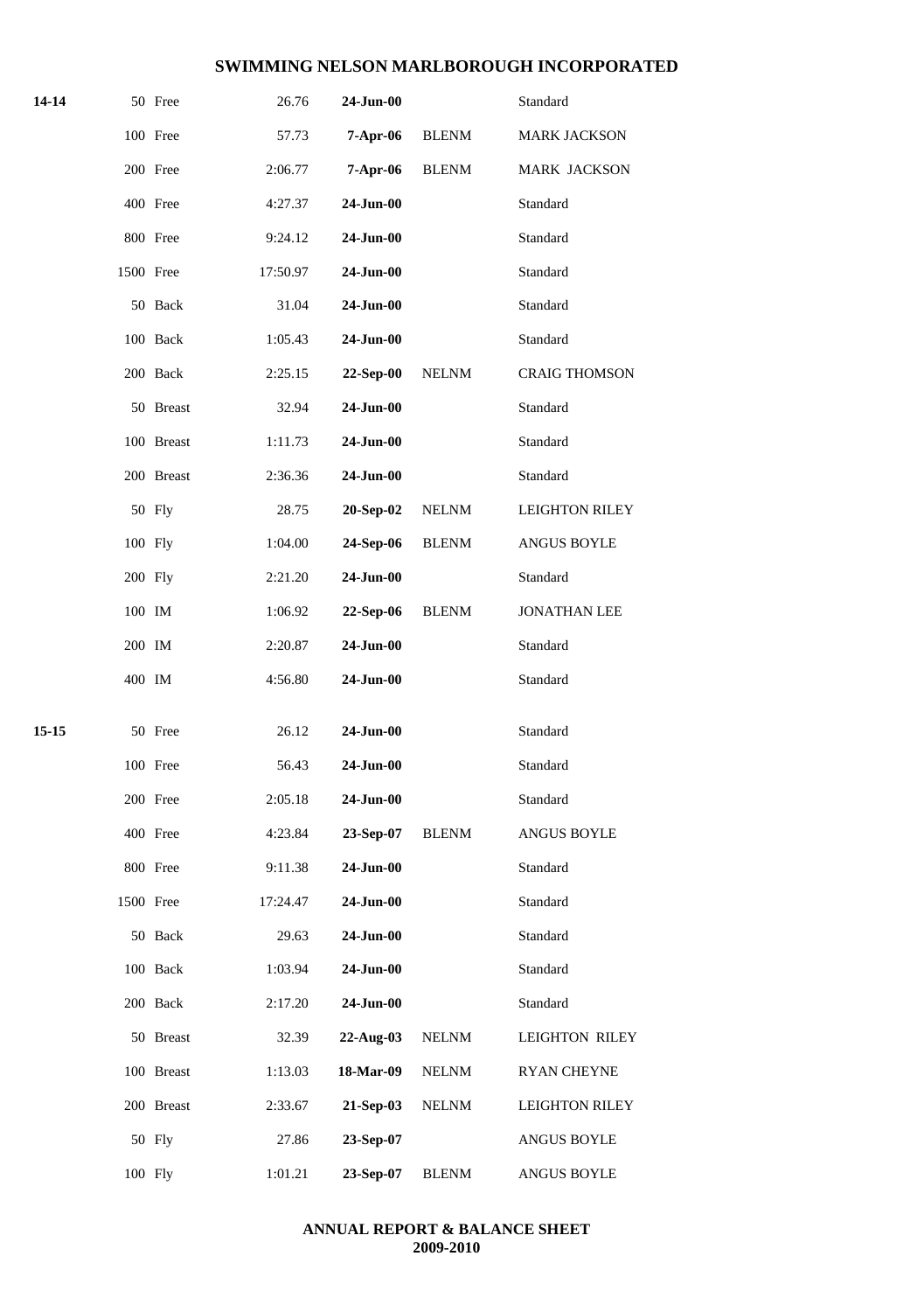## SWIMMING NELSON MARLBOROUGH INCORPORATED

| Age | Event | Time | Date | Club | Name |
|---|---|---|---|---|---|
| **14-14** | 50 Free | 26.76 | **24-Jun-00** | | Standard |
| | 100 Free | 57.73 | **7-Apr-06** | BLENM | MARK JACKSON |
| | 200 Free | 2:06.77 | **7-Apr-06** | BLENM | MARK JACKSON |
| | 400 Free | 4:27.37 | **24-Jun-00** | | Standard |
| | 800 Free | 9:24.12 | **24-Jun-00** | | Standard |
| | 1500 Free | 17:50.97 | **24-Jun-00** | | Standard |
| | 50 Back | 31.04 | **24-Jun-00** | | Standard |
| | 100 Back | 1:05.43 | **24-Jun-00** | | Standard |
| | 200 Back | 2:25.15 | **22-Sep-00** | NELNM | CRAIG THOMSON |
| | 50 Breast | 32.94 | **24-Jun-00** | | Standard |
| | 100 Breast | 1:11.73 | **24-Jun-00** | | Standard |
| | 200 Breast | 2:36.36 | **24-Jun-00** | | Standard |
| | 50 Fly | 28.75 | **20-Sep-02** | NELNM | LEIGHTON RILEY |
| | 100 Fly | 1:04.00 | **24-Sep-06** | BLENM | ANGUS BOYLE |
| | 200 Fly | 2:21.20 | **24-Jun-00** | | Standard |
| | 100 IM | 1:06.92 | **22-Sep-06** | BLENM | JONATHAN LEE |
| | 200 IM | 2:20.87 | **24-Jun-00** | | Standard |
| | 400 IM | 4:56.80 | **24-Jun-00** | | Standard |
| **15-15** | 50 Free | 26.12 | **24-Jun-00** | | Standard |
| | 100 Free | 56.43 | **24-Jun-00** | | Standard |
| | 200 Free | 2:05.18 | **24-Jun-00** | | Standard |
| | 400 Free | 4:23.84 | **23-Sep-07** | BLENM | ANGUS BOYLE |
| | 800 Free | 9:11.38 | **24-Jun-00** | | Standard |
| | 1500 Free | 17:24.47 | **24-Jun-00** | | Standard |
| | 50 Back | 29.63 | **24-Jun-00** | | Standard |
| | 100 Back | 1:03.94 | **24-Jun-00** | | Standard |
| | 200 Back | 2:17.20 | **24-Jun-00** | | Standard |
| | 50 Breast | 32.39 | **22-Aug-03** | NELNM | LEIGHTON RILEY |
| | 100 Breast | 1:13.03 | **18-Mar-09** | NELNM | RYAN CHEYNE |
| | 200 Breast | 2:33.67 | **21-Sep-03** | NELNM | LEIGHTON RILEY |
| | 50 Fly | 27.86 | **23-Sep-07** | | ANGUS BOYLE |
| | 100 Fly | 1:01.21 | **23-Sep-07** | BLENM | ANGUS BOYLE |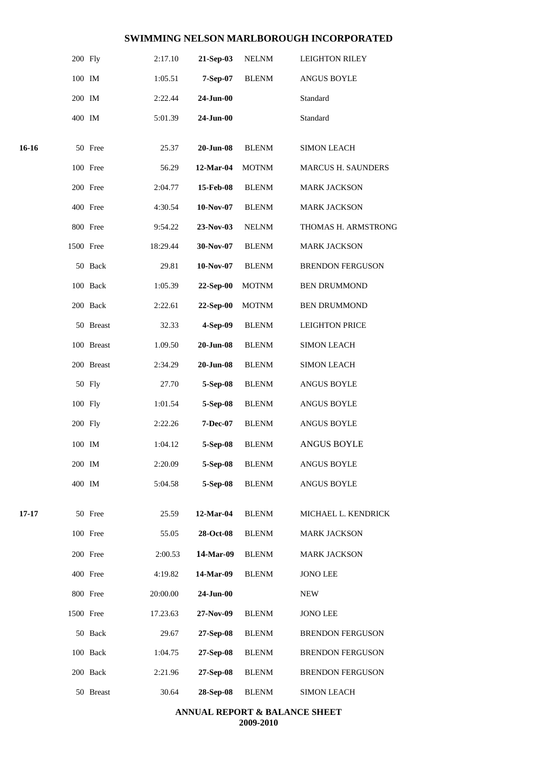## SWIMMING NELSON MARLBOROUGH INCORPORATED

| Age | Event | Time | Date | Club | Name |
|---|---|---|---|---|---|
| | 200 Fly | 2:17.10 | 21-Sep-03 | NELNM | LEIGHTON RILEY |
| | 100 IM | 1:05.51 | 7-Sep-07 | BLENM | ANGUS BOYLE |
| | 200 IM | 2:22.44 | 24-Jun-00 | | Standard |
| | 400 IM | 5:01.39 | 24-Jun-00 | | Standard |
| 16-16 | 50 Free | 25.37 | 20-Jun-08 | BLENM | SIMON LEACH |
| | 100 Free | 56.29 | 12-Mar-04 | MOTNM | MARCUS H. SAUNDERS |
| | 200 Free | 2:04.77 | 15-Feb-08 | BLENM | MARK JACKSON |
| | 400 Free | 4:30.54 | 10-Nov-07 | BLENM | MARK JACKSON |
| | 800 Free | 9:54.22 | 23-Nov-03 | NELNM | THOMAS H. ARMSTRONG |
| | 1500 Free | 18:29.44 | 30-Nov-07 | BLENM | MARK JACKSON |
| | 50 Back | 29.81 | 10-Nov-07 | BLENM | BRENDON FERGUSON |
| | 100 Back | 1:05.39 | 22-Sep-00 | MOTNM | BEN DRUMMOND |
| | 200 Back | 2:22.61 | 22-Sep-00 | MOTNM | BEN DRUMMOND |
| | 50 Breast | 32.33 | 4-Sep-09 | BLENM | LEIGHTON PRICE |
| | 100 Breast | 1.09.50 | 20-Jun-08 | BLENM | SIMON LEACH |
| | 200 Breast | 2:34.29 | 20-Jun-08 | BLENM | SIMON LEACH |
| | 50 Fly | 27.70 | 5-Sep-08 | BLENM | ANGUS BOYLE |
| | 100 Fly | 1:01.54 | 5-Sep-08 | BLENM | ANGUS BOYLE |
| | 200 Fly | 2:22.26 | 7-Dec-07 | BLENM | ANGUS BOYLE |
| | 100 IM | 1:04.12 | 5-Sep-08 | BLENM | ANGUS BOYLE |
| | 200 IM | 2:20.09 | 5-Sep-08 | BLENM | ANGUS BOYLE |
| | 400 IM | 5:04.58 | 5-Sep-08 | BLENM | ANGUS BOYLE |
| 17-17 | 50 Free | 25.59 | 12-Mar-04 | BLENM | MICHAEL L. KENDRICK |
| | 100 Free | 55.05 | 28-Oct-08 | BLENM | MARK JACKSON |
| | 200 Free | 2:00.53 | 14-Mar-09 | BLENM | MARK JACKSON |
| | 400 Free | 4:19.82 | 14-Mar-09 | BLENM | JONO LEE |
| | 800 Free | 20:00.00 | 24-Jun-00 | | NEW |
| | 1500 Free | 17.23.63 | 27-Nov-09 | BLENM | JONO LEE |
| | 50 Back | 29.67 | 27-Sep-08 | BLENM | BRENDON FERGUSON |
| | 100 Back | 1:04.75 | 27-Sep-08 | BLENM | BRENDON FERGUSON |
| | 200 Back | 2:21.96 | 27-Sep-08 | BLENM | BRENDON FERGUSON |
| | 50 Breast | 30.64 | 28-Sep-08 | BLENM | SIMON LEACH |

**ANNUAL REPORT & BALANCE SHEET**
**2009-2010**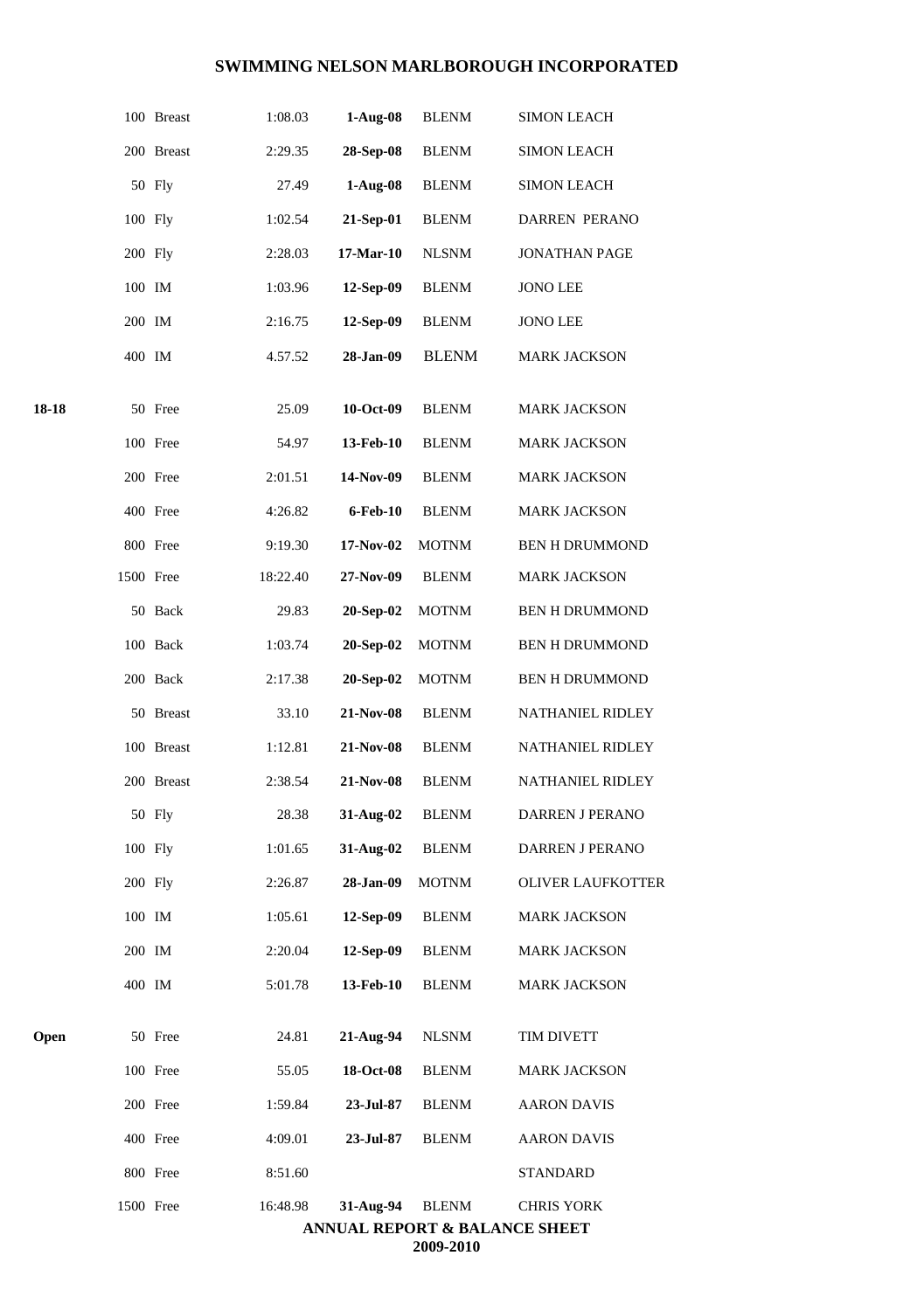| | | | | | |
|---|---|---|---|---|---|
| | 100 Breast | 1:08.03 | **1-Aug-08** | BLENM | SIMON LEACH |
| | 200 Breast | 2:29.35 | **28-Sep-08** | BLENM | SIMON LEACH |
| | 50 Fly | 27.49 | **1-Aug-08** | BLENM | SIMON LEACH |
| | 100 Fly | 1:02.54 | **21-Sep-01** | BLENM | DARREN PERANO |
| | 200 Fly | 2:28.03 | **17-Mar-10** | NLSNM | JONATHAN PAGE |
| | 100 IM | 1:03.96 | **12-Sep-09** | BLENM | JONO LEE |
| | 200 IM | 2:16.75 | **12-Sep-09** | BLENM | JONO LEE |
| | 400 IM | 4.57.52 | **28-Jan-09** | BLENM | MARK JACKSON |
| **18-18** | 50 Free | 25.09 | **10-Oct-09** | BLENM | MARK JACKSON |
| | 100 Free | 54.97 | **13-Feb-10** | BLENM | MARK JACKSON |
| | 200 Free | 2:01.51 | **14-Nov-09** | BLENM | MARK JACKSON |
| | 400 Free | 4:26.82 | **6-Feb-10** | BLENM | MARK JACKSON |
| | 800 Free | 9:19.30 | **17-Nov-02** | MOTNM | BEN H DRUMMOND |
| | 1500 Free | 18:22.40 | **27-Nov-09** | BLENM | MARK JACKSON |
| | 50 Back | 29.83 | **20-Sep-02** | MOTNM | BEN H DRUMMOND |
| | 100 Back | 1:03.74 | **20-Sep-02** | MOTNM | BEN H DRUMMOND |
| | 200 Back | 2:17.38 | **20-Sep-02** | MOTNM | BEN H DRUMMOND |
| | 50 Breast | 33.10 | **21-Nov-08** | BLENM | NATHANIEL RIDLEY |
| | 100 Breast | 1:12.81 | **21-Nov-08** | BLENM | NATHANIEL RIDLEY |
| | 200 Breast | 2:38.54 | **21-Nov-08** | BLENM | NATHANIEL RIDLEY |
| | 50 Fly | 28.38 | **31-Aug-02** | BLENM | DARREN J PERANO |
| | 100 Fly | 1:01.65 | **31-Aug-02** | BLENM | DARREN J PERANO |
| | 200 Fly | 2:26.87 | **28-Jan-09** | MOTNM | OLIVER LAUFKOTTER |
| | 100 IM | 1:05.61 | **12-Sep-09** | BLENM | MARK JACKSON |
| | 200 IM | 2:20.04 | **12-Sep-09** | BLENM | MARK JACKSON |
| | 400 IM | 5:01.78 | **13-Feb-10** | BLENM | MARK JACKSON |
| **Open** | 50 Free | 24.81 | **21-Aug-94** | NLSNM | TIM DIVETT |
| | 100 Free | 55.05 | **18-Oct-08** | BLENM | MARK JACKSON |
| | 200 Free | 1:59.84 | **23-Jul-87** | BLENM | AARON DAVIS |
| | 400 Free | 4:09.01 | **23-Jul-87** | BLENM | AARON DAVIS |
| | 800 Free | 8:51.60 | | | STANDARD |
| | 1500 Free | 16:48.98 | **31-Aug-94** | BLENM | CHRIS YORK |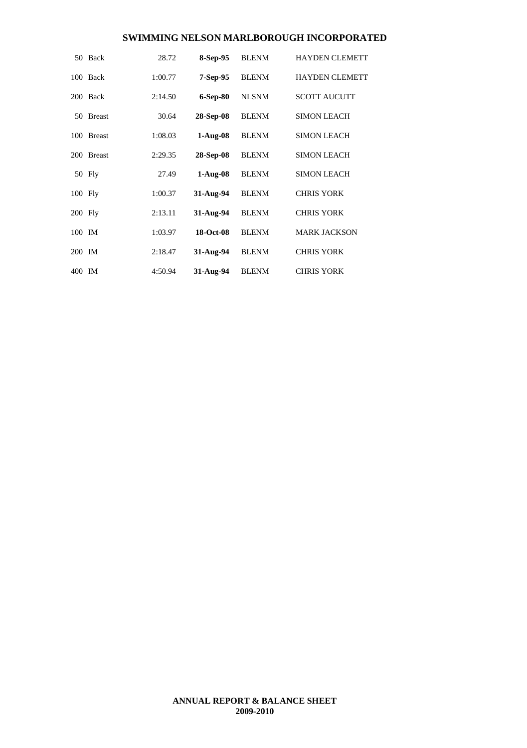## SWIMMING NELSON MARLBOROUGH INCORPORATED

| Event | Time | Date | Club | Name |
|---|---|---|---|---|
| 50 Back | 28.72 | **8-Sep-95** | BLENM | HAYDEN CLEMETT |
| 100 Back | 1:00.77 | **7-Sep-95** | BLENM | HAYDEN CLEMETT |
| 200 Back | 2:14.50 | **6-Sep-80** | NLSNM | SCOTT AUCUTT |
| 50 Breast | 30.64 | **28-Sep-08** | BLENM | SIMON LEACH |
| 100 Breast | 1:08.03 | **1-Aug-08** | BLENM | SIMON LEACH |
| 200 Breast | 2:29.35 | **28-Sep-08** | BLENM | SIMON LEACH |
| 50 Fly | 27.49 | **1-Aug-08** | BLENM | SIMON LEACH |
| 100 Fly | 1:00.37 | **31-Aug-94** | BLENM | CHRIS YORK |
| 200 Fly | 2:13.11 | **31-Aug-94** | BLENM | CHRIS YORK |
| 100 IM | 1:03.97 | **18-Oct-08** | BLENM | MARK JACKSON |
| 200 IM | 2:18.47 | **31-Aug-94** | BLENM | CHRIS YORK |
| 400 IM | 4:50.94 | **31-Aug-94** | BLENM | CHRIS YORK |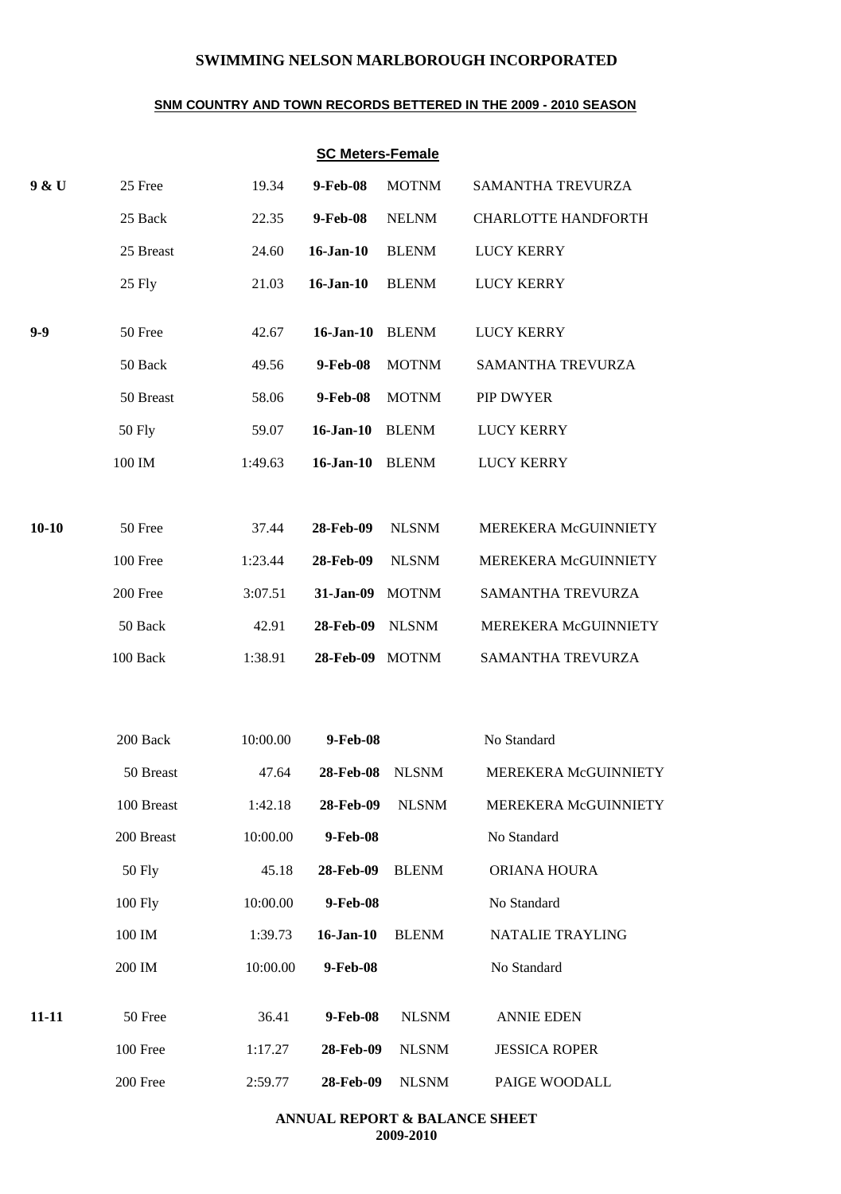# SWIMMING NELSON MARLBOROUGH INCORPORATED

## SNM COUNTRY AND TOWN RECORDS BETTERED IN THE 2009 - 2010 SEASON

### SC Meters-Female

| Age | Event | Time | Date | Club | Name |
|---|---|---|---|---|---|
| **9 & U** | 25 Free | 19.34 | **9-Feb-08** | MOTNM | SAMANTHA TREVURZA |
| | 25 Back | 22.35 | **9-Feb-08** | NELNM | CHARLOTTE HANDFORTH |
| | 25 Breast | 24.60 | **16-Jan-10** | BLENM | LUCY KERRY |
| | 25 Fly | 21.03 | **16-Jan-10** | BLENM | LUCY KERRY |
| **9-9** | 50 Free | 42.67 | **16-Jan-10** | BLENM | LUCY KERRY |
| | 50 Back | 49.56 | **9-Feb-08** | MOTNM | SAMANTHA TREVURZA |
| | 50 Breast | 58.06 | **9-Feb-08** | MOTNM | PIP DWYER |
| | 50 Fly | 59.07 | **16-Jan-10** | BLENM | LUCY KERRY |
| | 100 IM | 1:49.63 | **16-Jan-10** | BLENM | LUCY KERRY |
| **10-10** | 50 Free | 37.44 | **28-Feb-09** | NLSNM | MEREKERA McGUINNIETY |
| | 100 Free | 1:23.44 | **28-Feb-09** | NLSNM | MEREKERA McGUINNIETY |
| | 200 Free | 3:07.51 | **31-Jan-09** | MOTNM | SAMANTHA TREVURZA |
| | 50 Back | 42.91 | **28-Feb-09** | NLSNM | MEREKERA McGUINNIETY |
| | 100 Back | 1:38.91 | **28-Feb-09** | MOTNM | SAMANTHA TREVURZA |
| | 200 Back | 10:00.00 | **9-Feb-08** | | No Standard |
| | 50 Breast | 47.64 | **28-Feb-08** | NLSNM | MEREKERA McGUINNIETY |
| | 100 Breast | 1:42.18 | **28-Feb-09** | NLSNM | MEREKERA McGUINNIETY |
| | 200 Breast | 10:00.00 | **9-Feb-08** | | No Standard |
| | 50 Fly | 45.18 | **28-Feb-09** | BLENM | ORIANA HOURA |
| | 100 Fly | 10:00.00 | **9-Feb-08** | | No Standard |
| | 100 IM | 1:39.73 | **16-Jan-10** | BLENM | NATALIE TRAYLING |
| | 200 IM | 10:00.00 | **9-Feb-08** | | No Standard |
| **11-11** | 50 Free | 36.41 | **9-Feb-08** | NLSNM | ANNIE EDEN |
| | 100 Free | 1:17.27 | **28-Feb-09** | NLSNM | JESSICA ROPER |
| | 200 Free | 2:59.77 | **28-Feb-09** | NLSNM | PAIGE WOODALL |

**ANNUAL REPORT & BALANCE SHEET**
**2009-2010**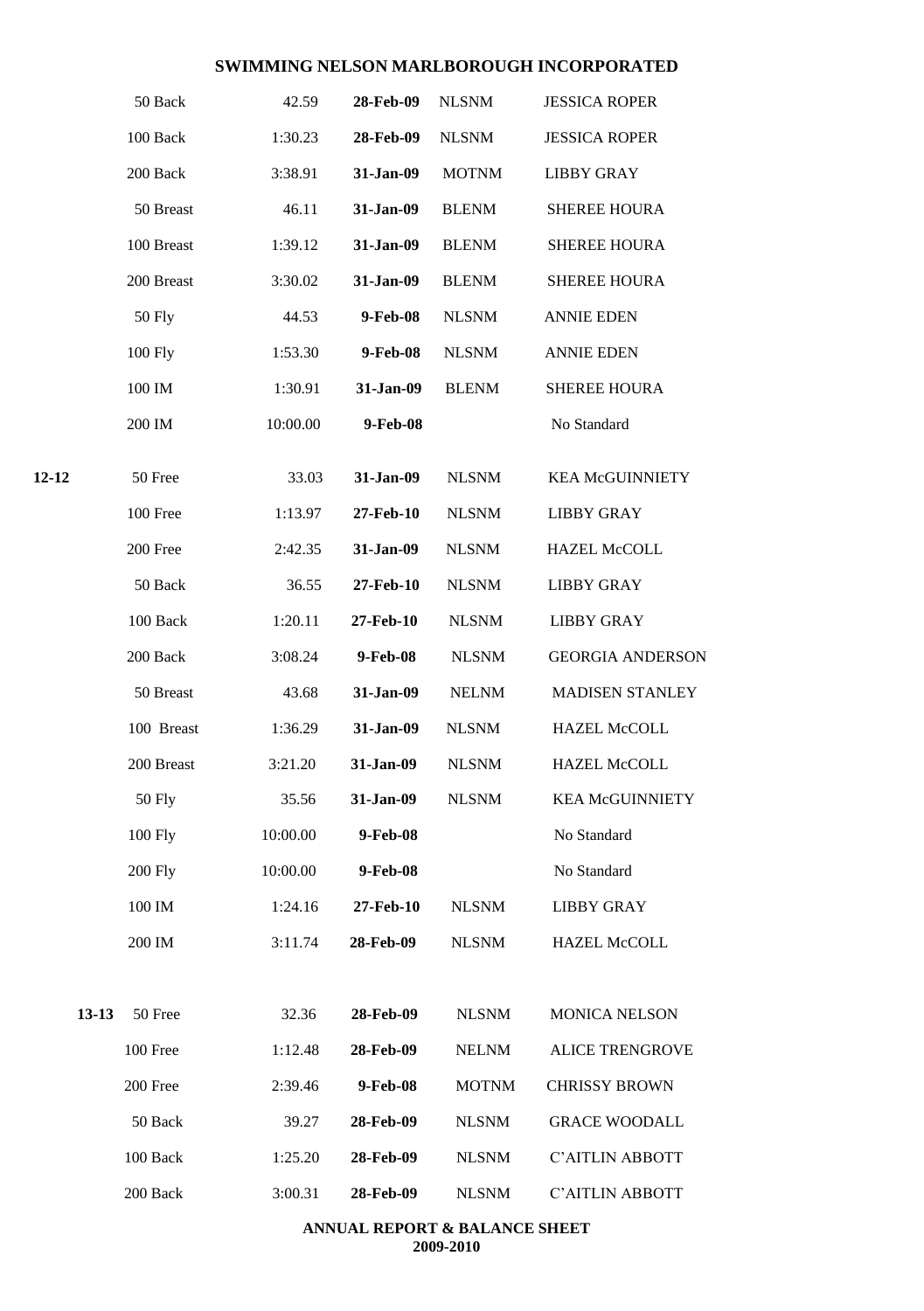# SWIMMING NELSON MARLBOROUGH INCORPORATED

| Age | Event | Time | Date | Club | Name |
|---|---|---|---|---|---|
| | 50 Back | 42.59 | **28-Feb-09** | NLSNM | JESSICA ROPER |
| | 100 Back | 1:30.23 | **28-Feb-09** | NLSNM | JESSICA ROPER |
| | 200 Back | 3:38.91 | **31-Jan-09** | MOTNM | LIBBY GRAY |
| | 50 Breast | 46.11 | **31-Jan-09** | BLENM | SHEREE HOURA |
| | 100 Breast | 1:39.12 | **31-Jan-09** | BLENM | SHEREE HOURA |
| | 200 Breast | 3:30.02 | **31-Jan-09** | BLENM | SHEREE HOURA |
| | 50 Fly | 44.53 | **9-Feb-08** | NLSNM | ANNIE EDEN |
| | 100 Fly | 1:53.30 | **9-Feb-08** | NLSNM | ANNIE EDEN |
| | 100 IM | 1:30.91 | **31-Jan-09** | BLENM | SHEREE HOURA |
| | 200 IM | 10:00.00 | **9-Feb-08** | | No Standard |
| **12-12** | 50 Free | 33.03 | **31-Jan-09** | NLSNM | KEA McGUINNIETY |
| | 100 Free | 1:13.97 | **27-Feb-10** | NLSNM | LIBBY GRAY |
| | 200 Free | 2:42.35 | **31-Jan-09** | NLSNM | HAZEL McCOLL |
| | 50 Back | 36.55 | **27-Feb-10** | NLSNM | LIBBY GRAY |
| | 100 Back | 1:20.11 | **27-Feb-10** | NLSNM | LIBBY GRAY |
| | 200 Back | 3:08.24 | **9-Feb-08** | NLSNM | GEORGIA ANDERSON |
| | 50 Breast | 43.68 | **31-Jan-09** | NELNM | MADISEN STANLEY |
| | 100 Breast | 1:36.29 | **31-Jan-09** | NLSNM | HAZEL McCOLL |
| | 200 Breast | 3:21.20 | **31-Jan-09** | NLSNM | HAZEL McCOLL |
| | 50 Fly | 35.56 | **31-Jan-09** | NLSNM | KEA McGUINNIETY |
| | 100 Fly | 10:00.00 | **9-Feb-08** | | No Standard |
| | 200 Fly | 10:00.00 | **9-Feb-08** | | No Standard |
| | 100 IM | 1:24.16 | **27-Feb-10** | NLSNM | LIBBY GRAY |
| | 200 IM | 3:11.74 | **28-Feb-09** | NLSNM | HAZEL McCOLL |
| **13-13** | 50 Free | 32.36 | **28-Feb-09** | NLSNM | MONICA NELSON |
| | 100 Free | 1:12.48 | **28-Feb-09** | NELNM | ALICE TRENGROVE |
| | 200 Free | 2:39.46 | **9-Feb-08** | MOTNM | CHRISSY BROWN |
| | 50 Back | 39.27 | **28-Feb-09** | NLSNM | GRACE WOODALL |
| | 100 Back | 1:25.20 | **28-Feb-09** | NLSNM | C'AITLIN ABBOTT |
| | 200 Back | 3:00.31 | **28-Feb-09** | NLSNM | C'AITLIN ABBOTT |

**ANNUAL REPORT & BALANCE SHEET**
**2009-2010**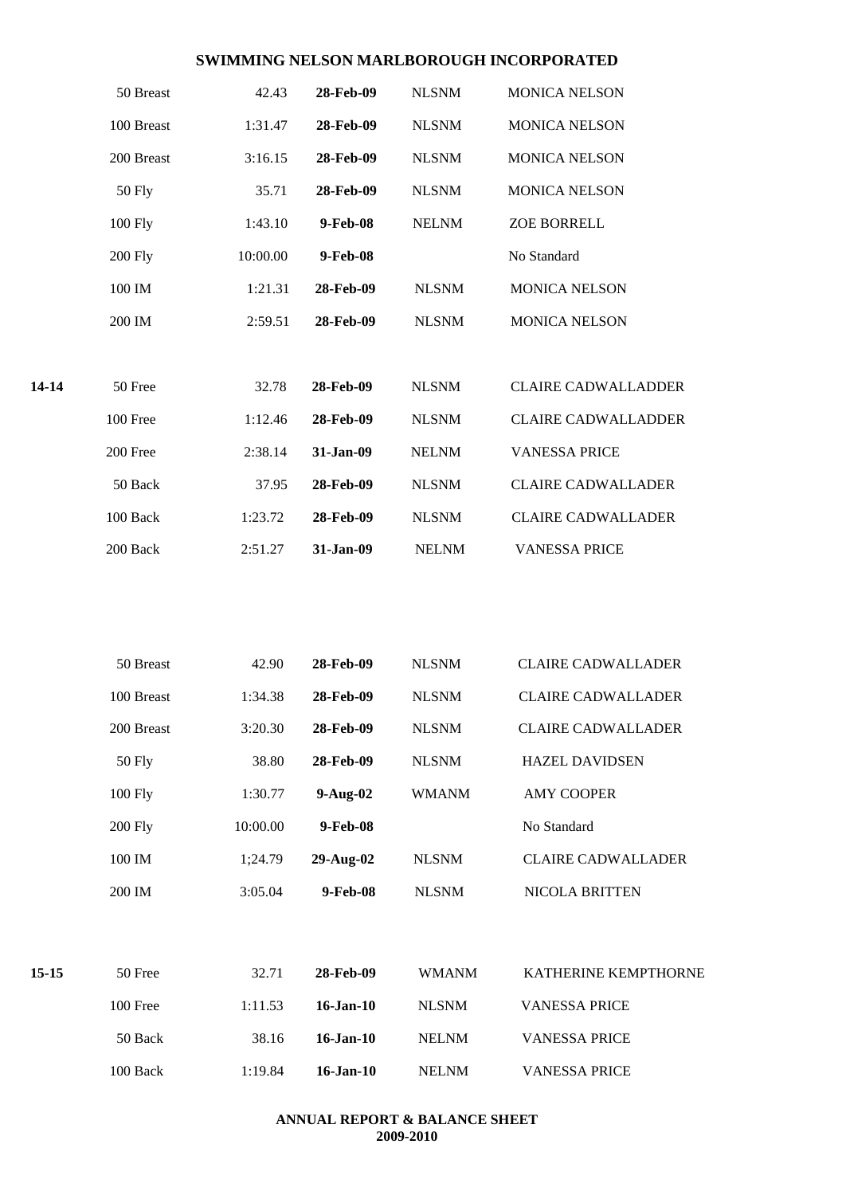# SWIMMING NELSON MARLBOROUGH INCORPORATED

| | | | | | |
|---|---|---|---|---|---|
| | 50 Breast | 42.43 | **28-Feb-09** | NLSNM | MONICA NELSON |
| | 100 Breast | 1:31.47 | **28-Feb-09** | NLSNM | MONICA NELSON |
| | 200 Breast | 3:16.15 | **28-Feb-09** | NLSNM | MONICA NELSON |
| | 50 Fly | 35.71 | **28-Feb-09** | NLSNM | MONICA NELSON |
| | 100 Fly | 1:43.10 | **9-Feb-08** | NELNM | ZOE BORRELL |
| | 200 Fly | 10:00.00 | **9-Feb-08** | | No Standard |
| | 100 IM | 1:21.31 | **28-Feb-09** | NLSNM | MONICA NELSON |
| | 200 IM | 2:59.51 | **28-Feb-09** | NLSNM | MONICA NELSON |
| **14-14** | 50 Free | 32.78 | **28-Feb-09** | NLSNM | CLAIRE CADWALLADDER |
| | 100 Free | 1:12.46 | **28-Feb-09** | NLSNM | CLAIRE CADWALLADDER |
| | 200 Free | 2:38.14 | **31-Jan-09** | NELNM | VANESSA PRICE |
| | 50 Back | 37.95 | **28-Feb-09** | NLSNM | CLAIRE CADWALLADER |
| | 100 Back | 1:23.72 | **28-Feb-09** | NLSNM | CLAIRE CADWALLADER |
| | 200 Back | 2:51.27 | **31-Jan-09** | NELNM | VANESSA PRICE |
| | 50 Breast | 42.90 | **28-Feb-09** | NLSNM | CLAIRE CADWALLADER |
| | 100 Breast | 1:34.38 | **28-Feb-09** | NLSNM | CLAIRE CADWALLADER |
| | 200 Breast | 3:20.30 | **28-Feb-09** | NLSNM | CLAIRE CADWALLADER |
| | 50 Fly | 38.80 | **28-Feb-09** | NLSNM | HAZEL DAVIDSEN |
| | 100 Fly | 1:30.77 | **9-Aug-02** | WMANM | AMY COOPER |
| | 200 Fly | 10:00.00 | **9-Feb-08** | | No Standard |
| | 100 IM | 1;24.79 | **29-Aug-02** | NLSNM | CLAIRE CADWALLADER |
| | 200 IM | 3:05.04 | **9-Feb-08** | NLSNM | NICOLA BRITTEN |
| **15-15** | 50 Free | 32.71 | **28-Feb-09** | WMANM | KATHERINE KEMPTHORNE |
| | 100 Free | 1:11.53 | **16-Jan-10** | NLSNM | VANESSA PRICE |
| | 50 Back | 38.16 | **16-Jan-10** | NELNM | VANESSA PRICE |
| | 100 Back | 1:19.84 | **16-Jan-10** | NELNM | VANESSA PRICE |

**ANNUAL REPORT & BALANCE SHEET**
**2009-2010**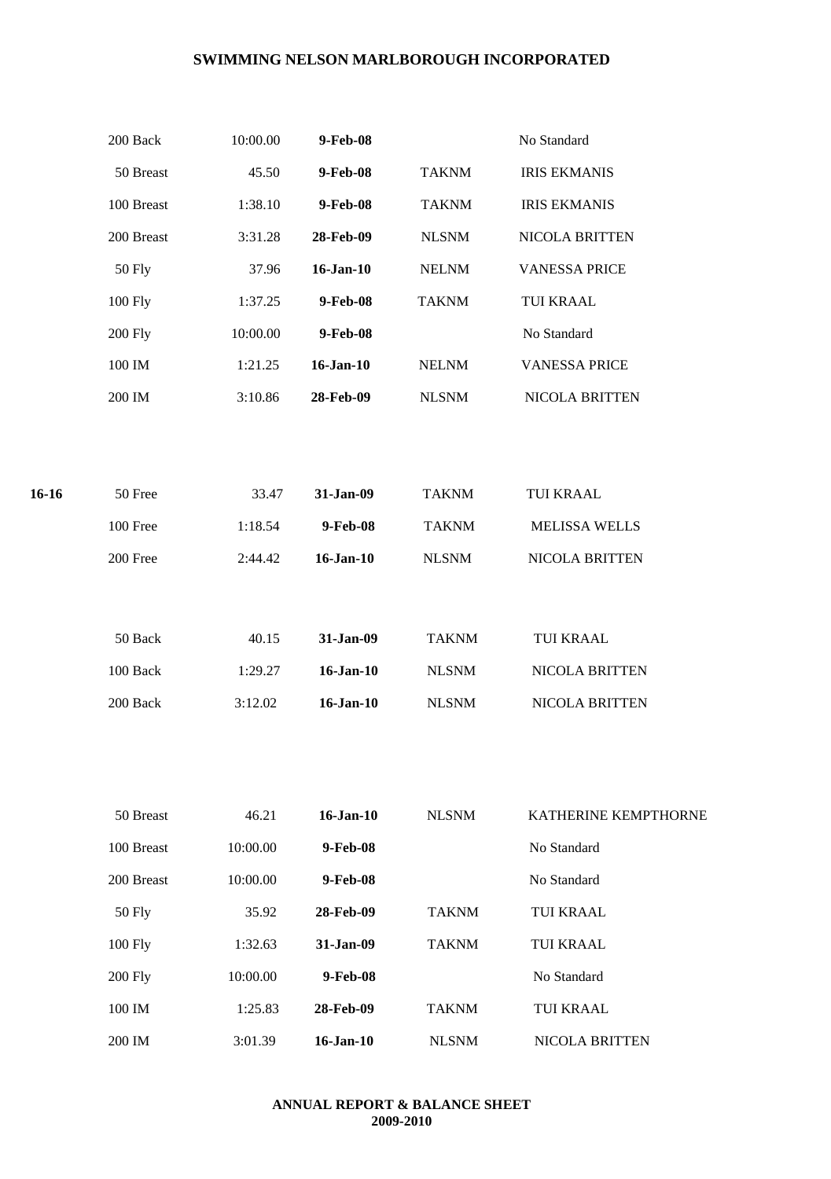| | Event | Time | Date | Club | Name |
|---|---|---|---|---|---|
| | 200 Back | 10:00.00 | **9-Feb-08** | | No Standard |
| | 50 Breast | 45.50 | **9-Feb-08** | TAKNM | IRIS EKMANIS |
| | 100 Breast | 1:38.10 | **9-Feb-08** | TAKNM | IRIS EKMANIS |
| | 200 Breast | 3:31.28 | **28-Feb-09** | NLSNM | NICOLA BRITTEN |
| | 50 Fly | 37.96 | **16-Jan-10** | NELNM | VANESSA PRICE |
| | 100 Fly | 1:37.25 | **9-Feb-08** | TAKNM | TUI KRAAL |
| | 200 Fly | 10:00.00 | **9-Feb-08** | | No Standard |
| | 100 IM | 1:21.25 | **16-Jan-10** | NELNM | VANESSA PRICE |
| | 200 IM | 3:10.86 | **28-Feb-09** | NLSNM | NICOLA BRITTEN |
| **16-16** | 50 Free | 33.47 | **31-Jan-09** | TAKNM | TUI KRAAL |
| | 100 Free | 1:18.54 | **9-Feb-08** | TAKNM | MELISSA WELLS |
| | 200 Free | 2:44.42 | **16-Jan-10** | NLSNM | NICOLA BRITTEN |
| | 50 Back | 40.15 | **31-Jan-09** | TAKNM | TUI KRAAL |
| | 100 Back | 1:29.27 | **16-Jan-10** | NLSNM | NICOLA BRITTEN |
| | 200 Back | 3:12.02 | **16-Jan-10** | NLSNM | NICOLA BRITTEN |
| | 50 Breast | 46.21 | **16-Jan-10** | NLSNM | KATHERINE KEMPTHORNE |
| | 100 Breast | 10:00.00 | **9-Feb-08** | | No Standard |
| | 200 Breast | 10:00.00 | **9-Feb-08** | | No Standard |
| | 50 Fly | 35.92 | **28-Feb-09** | TAKNM | TUI KRAAL |
| | 100 Fly | 1:32.63 | **31-Jan-09** | TAKNM | TUI KRAAL |
| | 200 Fly | 10:00.00 | **9-Feb-08** | | No Standard |
| | 100 IM | 1:25.83 | **28-Feb-09** | TAKNM | TUI KRAAL |
| | 200 IM | 3:01.39 | **16-Jan-10** | NLSNM | NICOLA BRITTEN |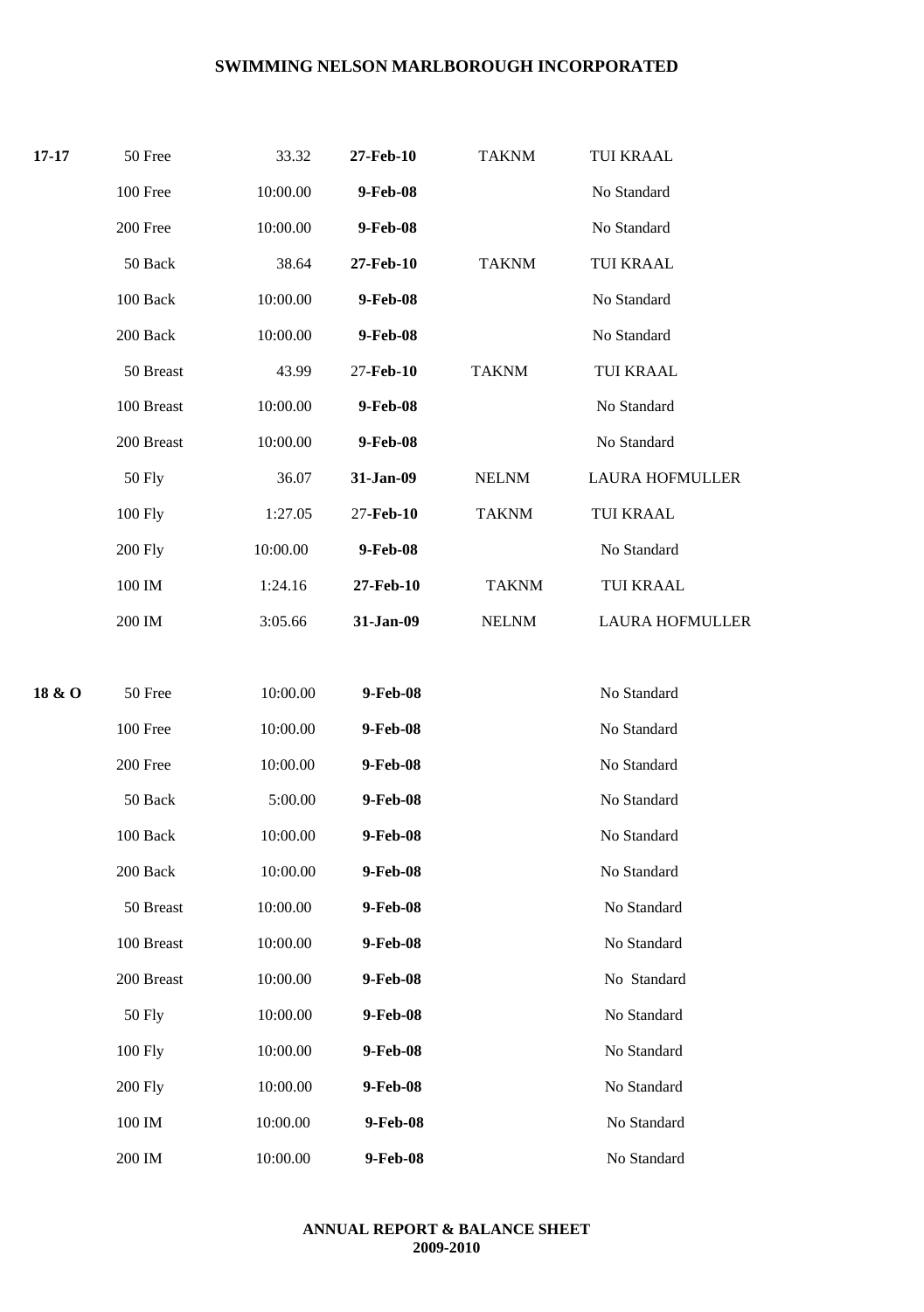## SWIMMING NELSON MARLBOROUGH INCORPORATED

| | | | | | |
|---|---|---|---|---|---|
| **17-17** | 50 Free | 33.32 | **27-Feb-10** | TAKNM | TUI KRAAL |
| | 100 Free | 10:00.00 | **9-Feb-08** | | No Standard |
| | 200 Free | 10:00.00 | **9-Feb-08** | | No Standard |
| | 50 Back | 38.64 | **27-Feb-10** | TAKNM | TUI KRAAL |
| | 100 Back | 10:00.00 | **9-Feb-08** | | No Standard |
| | 200 Back | 10:00.00 | **9-Feb-08** | | No Standard |
| | 50 Breast | 43.99 | 27-**Feb-10** | TAKNM | TUI KRAAL |
| | 100 Breast | 10:00.00 | **9-Feb-08** | | No Standard |
| | 200 Breast | 10:00.00 | **9-Feb-08** | | No Standard |
| | 50 Fly | 36.07 | **31-Jan-09** | NELNM | LAURA HOFMULLER |
| | 100 Fly | 1:27.05 | 27-**Feb-10** | TAKNM | TUI KRAAL |
| | 200 Fly | 10:00.00 | **9-Feb-08** | | No Standard |
| | 100 IM | 1:24.16 | **27-Feb-10** | TAKNM | TUI KRAAL |
| | 200 IM | 3:05.66 | **31-Jan-09** | NELNM | LAURA HOFMULLER |
| **18 & O** | 50 Free | 10:00.00 | **9-Feb-08** | | No Standard |
| | 100 Free | 10:00.00 | **9-Feb-08** | | No Standard |
| | 200 Free | 10:00.00 | **9-Feb-08** | | No Standard |
| | 50 Back | 5:00.00 | **9-Feb-08** | | No Standard |
| | 100 Back | 10:00.00 | **9-Feb-08** | | No Standard |
| | 200 Back | 10:00.00 | **9-Feb-08** | | No Standard |
| | 50 Breast | 10:00.00 | **9-Feb-08** | | No Standard |
| | 100 Breast | 10:00.00 | **9-Feb-08** | | No Standard |
| | 200 Breast | 10:00.00 | **9-Feb-08** | | No Standard |
| | 50 Fly | 10:00.00 | **9-Feb-08** | | No Standard |
| | 100 Fly | 10:00.00 | **9-Feb-08** | | No Standard |
| | 200 Fly | 10:00.00 | **9-Feb-08** | | No Standard |
| | 100 IM | 10:00.00 | **9-Feb-08** | | No Standard |
| | 200 IM | 10:00.00 | **9-Feb-08** | | No Standard |

**ANNUAL REPORT & BALANCE SHEET**
**2009-2010**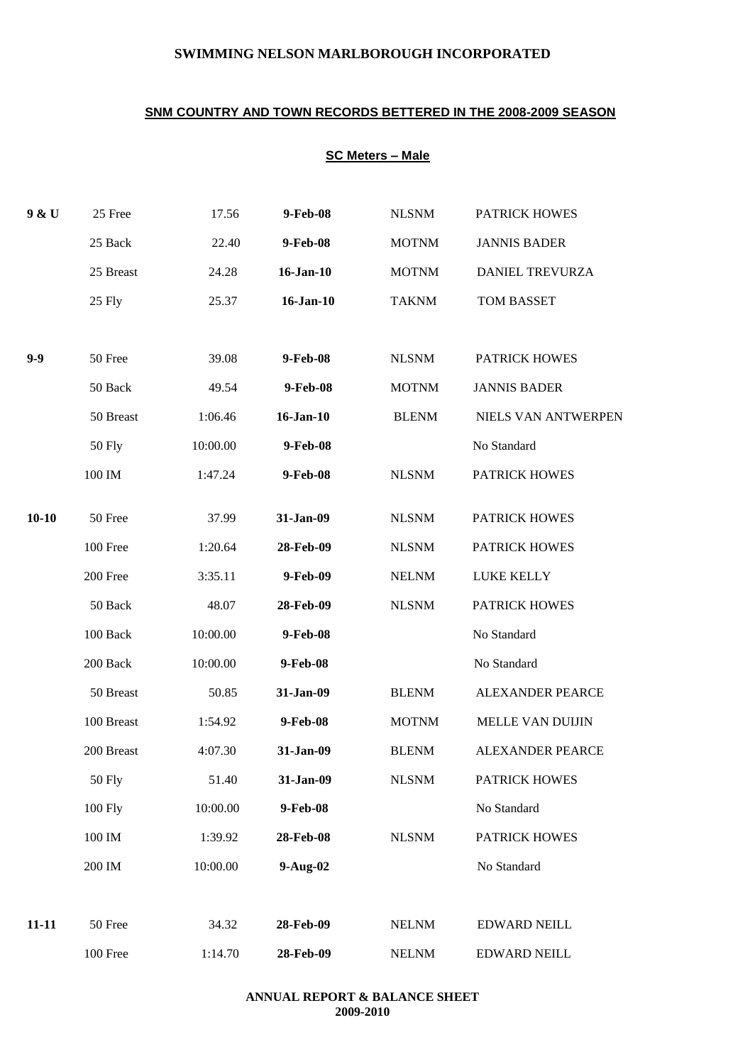# SWIMMING NELSON MARLBOROUGH INCORPORATED

## SNM COUNTRY AND TOWN RECORDS BETTERED IN THE 2008-2009 SEASON

### SC Meters – Male

| Age | Event | Time | Date | Club | Name |
|---|---|---|---|---|---|
| **9 & U** | 25 Free | 17.56 | **9-Feb-08** | NLSNM | PATRICK HOWES |
| | 25 Back | 22.40 | **9-Feb-08** | MOTNM | JANNIS BADER |
| | 25 Breast | 24.28 | **16-Jan-10** | MOTNM | DANIEL TREVURZA |
| | 25 Fly | 25.37 | **16-Jan-10** | TAKNM | TOM BASSET |
| **9-9** | 50 Free | 39.08 | **9-Feb-08** | NLSNM | PATRICK HOWES |
| | 50 Back | 49.54 | **9-Feb-08** | MOTNM | JANNIS BADER |
| | 50 Breast | 1:06.46 | **16-Jan-10** | BLENM | NIELS VAN ANTWERPEN |
| | 50 Fly | 10:00.00 | **9-Feb-08** | | No Standard |
| | 100 IM | 1:47.24 | **9-Feb-08** | NLSNM | PATRICK HOWES |
| **10-10** | 50 Free | 37.99 | **31-Jan-09** | NLSNM | PATRICK HOWES |
| | 100 Free | 1:20.64 | **28-Feb-09** | NLSNM | PATRICK HOWES |
| | 200 Free | 3:35.11 | **9-Feb-09** | NELNM | LUKE KELLY |
| | 50 Back | 48.07 | **28-Feb-09** | NLSNM | PATRICK HOWES |
| | 100 Back | 10:00.00 | **9-Feb-08** | | No Standard |
| | 200 Back | 10:00.00 | **9-Feb-08** | | No Standard |
| | 50 Breast | 50.85 | **31-Jan-09** | BLENM | ALEXANDER PEARCE |
| | 100 Breast | 1:54.92 | **9-Feb-08** | MOTNM | MELLE VAN DUIJIN |
| | 200 Breast | 4:07.30 | **31-Jan-09** | BLENM | ALEXANDER PEARCE |
| | 50 Fly | 51.40 | **31-Jan-09** | NLSNM | PATRICK HOWES |
| | 100 Fly | 10:00.00 | **9-Feb-08** | | No Standard |
| | 100 IM | 1:39.92 | **28-Feb-08** | NLSNM | PATRICK HOWES |
| | 200 IM | 10:00.00 | **9-Aug-02** | | No Standard |
| **11-11** | 50 Free | 34.32 | **28-Feb-09** | NELNM | EDWARD NEILL |
| | 100 Free | 1:14.70 | **28-Feb-09** | NELNM | EDWARD NEILL |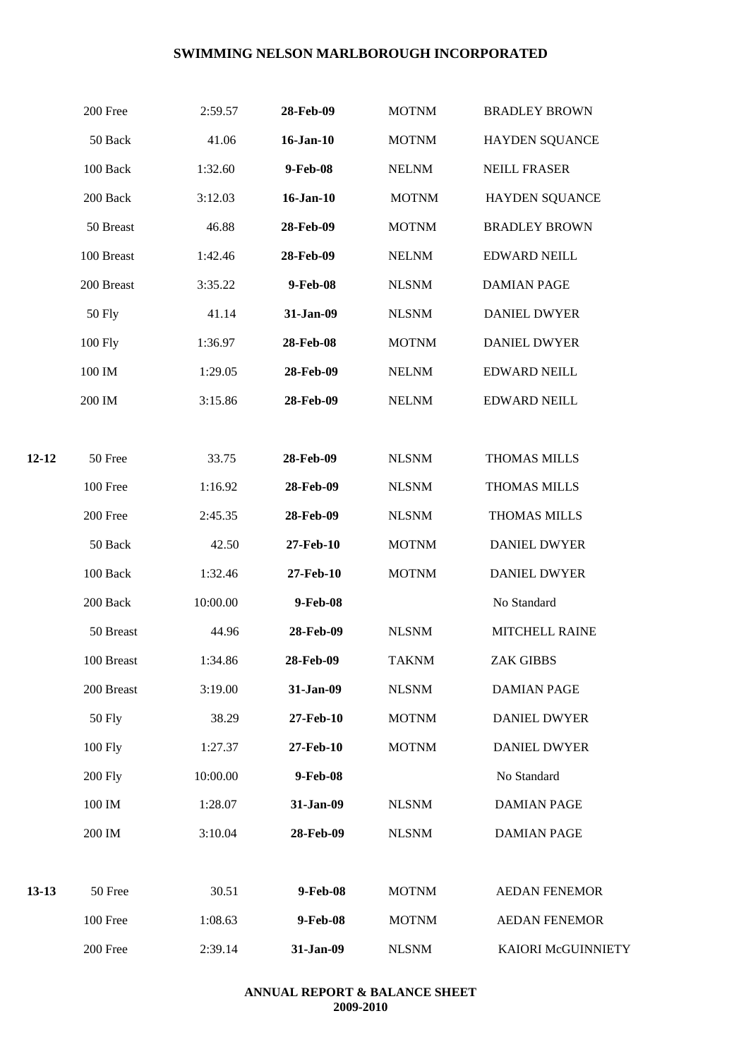## SWIMMING NELSON MARLBOROUGH INCORPORATED

| | | | | | |
|---|---|---|---|---|---|
| | 200 Free | 2:59.57 | **28-Feb-09** | MOTNM | BRADLEY BROWN |
| | 50 Back | 41.06 | **16-Jan-10** | MOTNM | HAYDEN SQUANCE |
| | 100 Back | 1:32.60 | **9-Feb-08** | NELNM | NEILL FRASER |
| | 200 Back | 3:12.03 | **16-Jan-10** | MOTNM | HAYDEN SQUANCE |
| | 50 Breast | 46.88 | **28-Feb-09** | MOTNM | BRADLEY BROWN |
| | 100 Breast | 1:42.46 | **28-Feb-09** | NELNM | EDWARD NEILL |
| | 200 Breast | 3:35.22 | **9-Feb-08** | NLSNM | DAMIAN PAGE |
| | 50 Fly | 41.14 | **31-Jan-09** | NLSNM | DANIEL DWYER |
| | 100 Fly | 1:36.97 | **28-Feb-08** | MOTNM | DANIEL DWYER |
| | 100 IM | 1:29.05 | **28-Feb-09** | NELNM | EDWARD NEILL |
| | 200 IM | 3:15.86 | **28-Feb-09** | NELNM | EDWARD NEILL |
| **12-12** | 50 Free | 33.75 | **28-Feb-09** | NLSNM | THOMAS MILLS |
| | 100 Free | 1:16.92 | **28-Feb-09** | NLSNM | THOMAS MILLS |
| | 200 Free | 2:45.35 | **28-Feb-09** | NLSNM | THOMAS MILLS |
| | 50 Back | 42.50 | **27-Feb-10** | MOTNM | DANIEL DWYER |
| | 100 Back | 1:32.46 | **27-Feb-10** | MOTNM | DANIEL DWYER |
| | 200 Back | 10:00.00 | **9-Feb-08** | | No Standard |
| | 50 Breast | 44.96 | **28-Feb-09** | NLSNM | MITCHELL RAINE |
| | 100 Breast | 1:34.86 | **28-Feb-09** | TAKNM | ZAK GIBBS |
| | 200 Breast | 3:19.00 | **31-Jan-09** | NLSNM | DAMIAN PAGE |
| | 50 Fly | 38.29 | **27-Feb-10** | MOTNM | DANIEL DWYER |
| | 100 Fly | 1:27.37 | **27-Feb-10** | MOTNM | DANIEL DWYER |
| | 200 Fly | 10:00.00 | **9-Feb-08** | | No Standard |
| | 100 IM | 1:28.07 | **31-Jan-09** | NLSNM | DAMIAN PAGE |
| | 200 IM | 3:10.04 | **28-Feb-09** | NLSNM | DAMIAN PAGE |
| **13-13** | 50 Free | 30.51 | **9-Feb-08** | MOTNM | AEDAN FENEMOR |
| | 100 Free | 1:08.63 | **9-Feb-08** | MOTNM | AEDAN FENEMOR |
| | 200 Free | 2:39.14 | **31-Jan-09** | NLSNM | KAIORI McGUINNIETY |

**ANNUAL REPORT & BALANCE SHEET**
**2009-2010**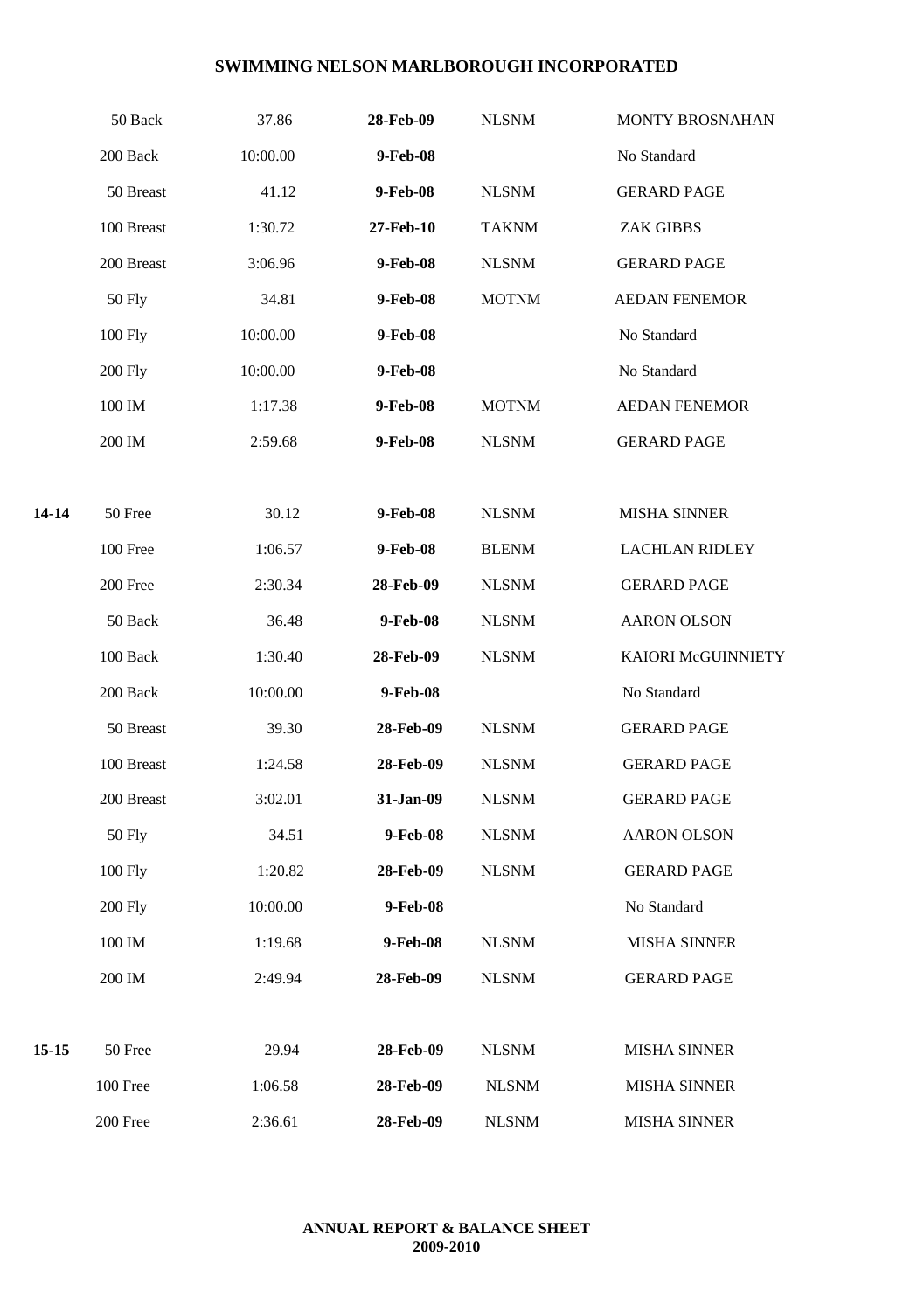# SWIMMING NELSON MARLBOROUGH INCORPORATED

| | | | | | |
|---|---|---|---|---|---|
| | 50 Back | 37.86 | **28-Feb-09** | NLSNM | MONTY BROSNAHAN |
| | 200 Back | 10:00.00 | **9-Feb-08** | | No Standard |
| | 50 Breast | 41.12 | **9-Feb-08** | NLSNM | GERARD PAGE |
| | 100 Breast | 1:30.72 | **27-Feb-10** | TAKNM | ZAK GIBBS |
| | 200 Breast | 3:06.96 | **9-Feb-08** | NLSNM | GERARD PAGE |
| | 50 Fly | 34.81 | **9-Feb-08** | MOTNM | AEDAN FENEMOR |
| | 100 Fly | 10:00.00 | **9-Feb-08** | | No Standard |
| | 200 Fly | 10:00.00 | **9-Feb-08** | | No Standard |
| | 100 IM | 1:17.38 | **9-Feb-08** | MOTNM | AEDAN FENEMOR |
| | 200 IM | 2:59.68 | **9-Feb-08** | NLSNM | GERARD PAGE |
| | | | | | |
| **14-14** | 50 Free | 30.12 | **9-Feb-08** | NLSNM | MISHA SINNER |
| | 100 Free | 1:06.57 | **9-Feb-08** | BLENM | LACHLAN RIDLEY |
| | 200 Free | 2:30.34 | **28-Feb-09** | NLSNM | GERARD PAGE |
| | 50 Back | 36.48 | **9-Feb-08** | NLSNM | AARON OLSON |
| | 100 Back | 1:30.40 | **28-Feb-09** | NLSNM | KAIORI McGUINNIETY |
| | 200 Back | 10:00.00 | **9-Feb-08** | | No Standard |
| | 50 Breast | 39.30 | **28-Feb-09** | NLSNM | GERARD PAGE |
| | 100 Breast | 1:24.58 | **28-Feb-09** | NLSNM | GERARD PAGE |
| | 200 Breast | 3:02.01 | **31-Jan-09** | NLSNM | GERARD PAGE |
| | 50 Fly | 34.51 | **9-Feb-08** | NLSNM | AARON OLSON |
| | 100 Fly | 1:20.82 | **28-Feb-09** | NLSNM | GERARD PAGE |
| | 200 Fly | 10:00.00 | **9-Feb-08** | | No Standard |
| | 100 IM | 1:19.68 | **9-Feb-08** | NLSNM | MISHA SINNER |
| | 200 IM | 2:49.94 | **28-Feb-09** | NLSNM | GERARD PAGE |
| | | | | | |
| **15-15** | 50 Free | 29.94 | **28-Feb-09** | NLSNM | MISHA SINNER |
| | 100 Free | 1:06.58 | **28-Feb-09** | NLSNM | MISHA SINNER |
| | 200 Free | 2:36.61 | **28-Feb-09** | NLSNM | MISHA SINNER |

**ANNUAL REPORT & BALANCE SHEET**
**2009-2010**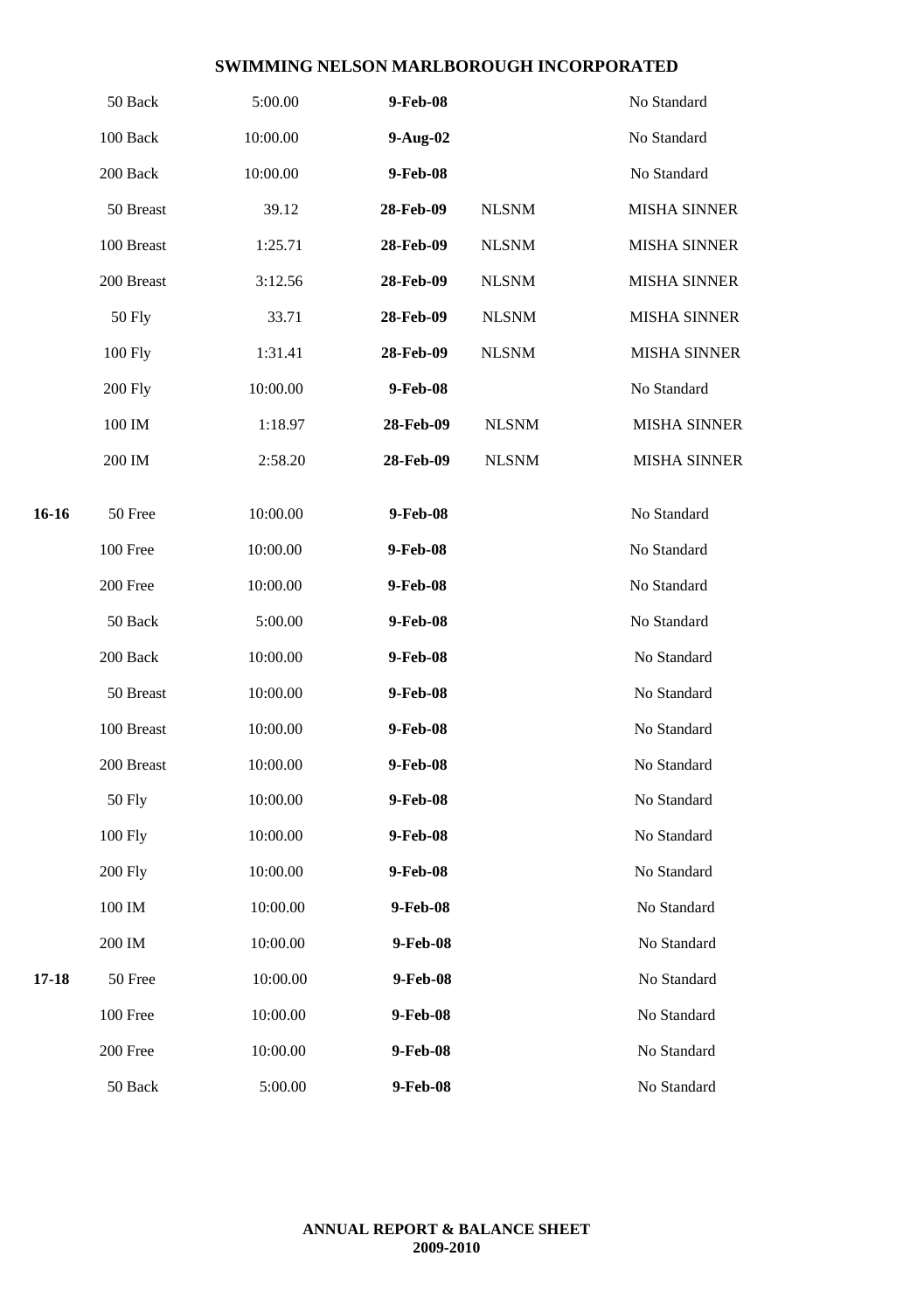| | | | | | |
|---|---|---|---|---|---|
| | 50 Back | 5:00.00 | **9-Feb-08** | | No Standard |
| | 100 Back | 10:00.00 | **9-Aug-02** | | No Standard |
| | 200 Back | 10:00.00 | **9-Feb-08** | | No Standard |
| | 50 Breast | 39.12 | **28-Feb-09** | NLSNM | MISHA SINNER |
| | 100 Breast | 1:25.71 | **28-Feb-09** | NLSNM | MISHA SINNER |
| | 200 Breast | 3:12.56 | **28-Feb-09** | NLSNM | MISHA SINNER |
| | 50 Fly | 33.71 | **28-Feb-09** | NLSNM | MISHA SINNER |
| | 100 Fly | 1:31.41 | **28-Feb-09** | NLSNM | MISHA SINNER |
| | 200 Fly | 10:00.00 | **9-Feb-08** | | No Standard |
| | 100 IM | 1:18.97 | **28-Feb-09** | NLSNM | MISHA SINNER |
| | 200 IM | 2:58.20 | **28-Feb-09** | NLSNM | MISHA SINNER |
| **16-16** | 50 Free | 10:00.00 | **9-Feb-08** | | No Standard |
| | 100 Free | 10:00.00 | **9-Feb-08** | | No Standard |
| | 200 Free | 10:00.00 | **9-Feb-08** | | No Standard |
| | 50 Back | 5:00.00 | **9-Feb-08** | | No Standard |
| | 200 Back | 10:00.00 | **9-Feb-08** | | No Standard |
| | 50 Breast | 10:00.00 | **9-Feb-08** | | No Standard |
| | 100 Breast | 10:00.00 | **9-Feb-08** | | No Standard |
| | 200 Breast | 10:00.00 | **9-Feb-08** | | No Standard |
| | 50 Fly | 10:00.00 | **9-Feb-08** | | No Standard |
| | 100 Fly | 10:00.00 | **9-Feb-08** | | No Standard |
| | 200 Fly | 10:00.00 | **9-Feb-08** | | No Standard |
| | 100 IM | 10:00.00 | **9-Feb-08** | | No Standard |
| | 200 IM | 10:00.00 | **9-Feb-08** | | No Standard |
| **17-18** | 50 Free | 10:00.00 | **9-Feb-08** | | No Standard |
| | 100 Free | 10:00.00 | **9-Feb-08** | | No Standard |
| | 200 Free | 10:00.00 | **9-Feb-08** | | No Standard |
| | 50 Back | 5:00.00 | **9-Feb-08** | | No Standard |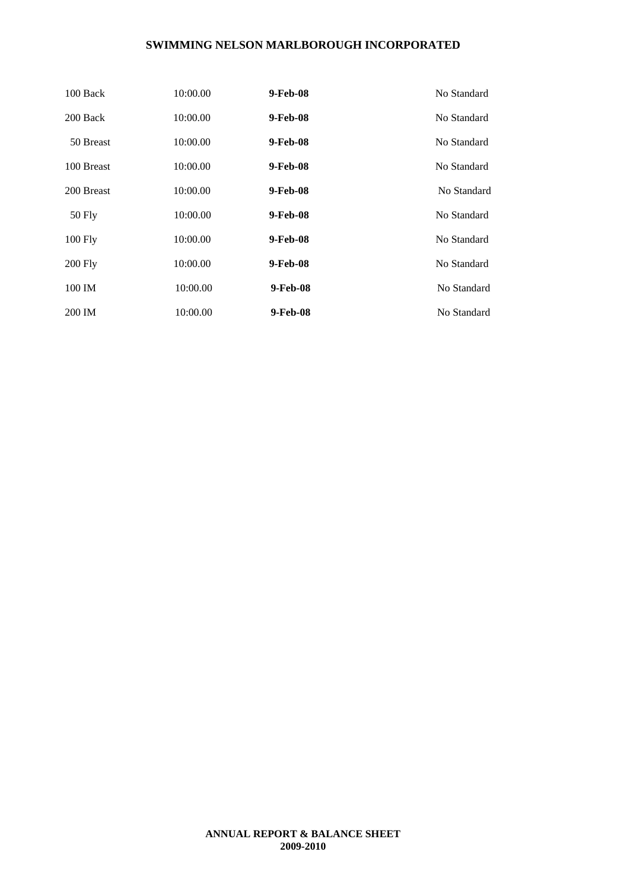| | | | |
|---|---|---|---|
| 100 Back | 10:00.00 | **9-Feb-08** | No Standard |
| 200 Back | 10:00.00 | **9-Feb-08** | No Standard |
| 50 Breast | 10:00.00 | **9-Feb-08** | No Standard |
| 100 Breast | 10:00.00 | **9-Feb-08** | No Standard |
| 200 Breast | 10:00.00 | **9-Feb-08** | No Standard |
| 50 Fly | 10:00.00 | **9-Feb-08** | No Standard |
| 100 Fly | 10:00.00 | **9-Feb-08** | No Standard |
| 200 Fly | 10:00.00 | **9-Feb-08** | No Standard |
| 100 IM | 10:00.00 | **9-Feb-08** | No Standard |
| 200 IM | 10:00.00 | **9-Feb-08** | No Standard |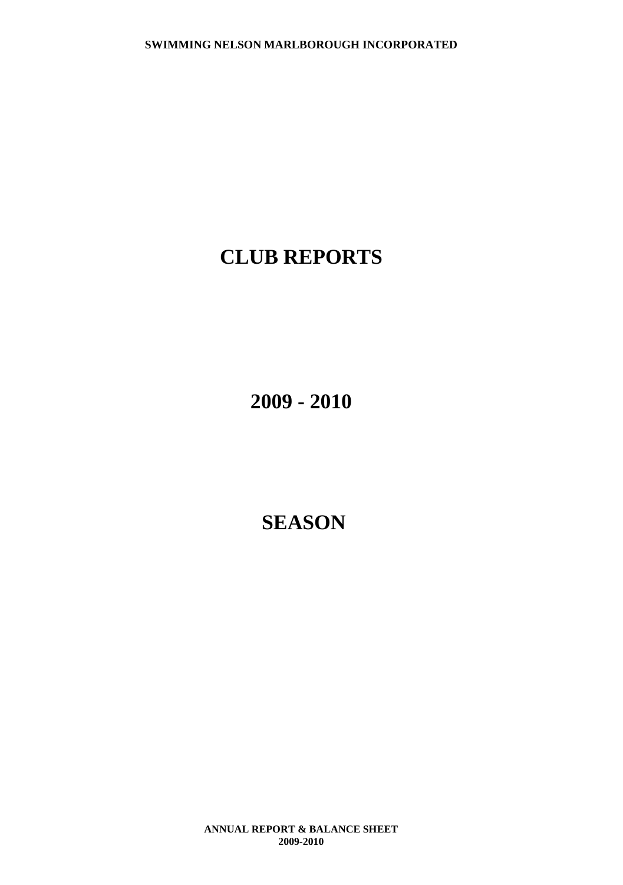# CLUB REPORTS

# 2009 - 2010

# SEASON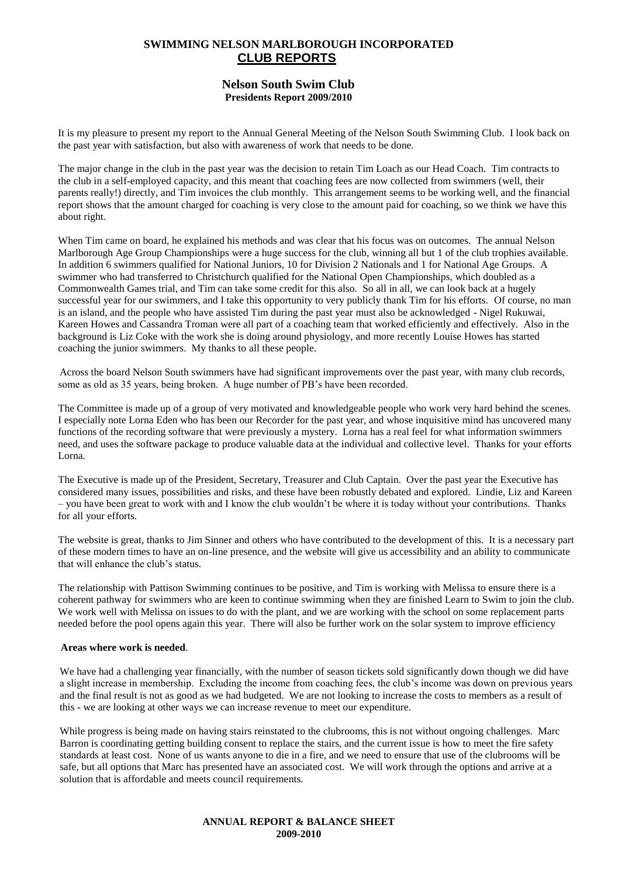# SWIMMING NELSON MARLBOROUGH INCORPORATED

## CLUB REPORTS

### Nelson South Swim Club

**Presidents Report 2009/2010**

It is my pleasure to present my report to the Annual General Meeting of the Nelson South Swimming Club. I look back on the past year with satisfaction, but also with awareness of work that needs to be done.

The major change in the club in the past year was the decision to retain Tim Loach as our Head Coach. Tim contracts to the club in a self-employed capacity, and this meant that coaching fees are now collected from swimmers (well, their parents really!) directly, and Tim invoices the club monthly. This arrangement seems to be working well, and the financial report shows that the amount charged for coaching is very close to the amount paid for coaching, so we think we have this about right.

When Tim came on board, he explained his methods and was clear that his focus was on outcomes. The annual Nelson Marlborough Age Group Championships were a huge success for the club, winning all but 1 of the club trophies available. In addition 6 swimmers qualified for National Juniors, 10 for Division 2 Nationals and 1 for National Age Groups. A swimmer who had transferred to Christchurch qualified for the National Open Championships, which doubled as a Commonwealth Games trial, and Tim can take some credit for this also. So all in all, we can look back at a hugely successful year for our swimmers, and I take this opportunity to very publicly thank Tim for his efforts. Of course, no man is an island, and the people who have assisted Tim during the past year must also be acknowledged - Nigel Rukuwai, Kareen Howes and Cassandra Troman were all part of a coaching team that worked efficiently and effectively. Also in the background is Liz Coke with the work she is doing around physiology, and more recently Louise Howes has started coaching the junior swimmers. My thanks to all these people.

Across the board Nelson South swimmers have had significant improvements over the past year, with many club records, some as old as 35 years, being broken. A huge number of PB's have been recorded.

The Committee is made up of a group of very motivated and knowledgeable people who work very hard behind the scenes. I especially note Lorna Eden who has been our Recorder for the past year, and whose inquisitive mind has uncovered many functions of the recording software that were previously a mystery. Lorna has a real feel for what information swimmers need, and uses the software package to produce valuable data at the individual and collective level. Thanks for your efforts Lorna.

The Executive is made up of the President, Secretary, Treasurer and Club Captain. Over the past year the Executive has considered many issues, possibilities and risks, and these have been robustly debated and explored. Lindie, Liz and Kareen – you have been great to work with and I know the club wouldn't be where it is today without your contributions. Thanks for all your efforts.

The website is great, thanks to Jim Sinner and others who have contributed to the development of this. It is a necessary part of these modern times to have an on-line presence, and the website will give us accessibility and an ability to communicate that will enhance the club's status.

The relationship with Pattison Swimming continues to be positive, and Tim is working with Melissa to ensure there is a coherent pathway for swimmers who are keen to continue swimming when they are finished Learn to Swim to join the club. We work well with Melissa on issues to do with the plant, and we are working with the school on some replacement parts needed before the pool opens again this year. There will also be further work on the solar system to improve efficiency

**Areas where work is needed**.

We have had a challenging year financially, with the number of season tickets sold significantly down though we did have a slight increase in membership. Excluding the income from coaching fees, the club's income was down on previous years and the final result is not as good as we had budgeted. We are not looking to increase the costs to members as a result of this - we are looking at other ways we can increase revenue to meet our expenditure.

While progress is being made on having stairs reinstated to the clubrooms, this is not without ongoing challenges. Marc Barron is coordinating getting building consent to replace the stairs, and the current issue is how to meet the fire safety standards at least cost. None of us wants anyone to die in a fire, and we need to ensure that use of the clubrooms will be safe, but all options that Marc has presented have an associated cost. We will work through the options and arrive at a solution that is affordable and meets council requirements.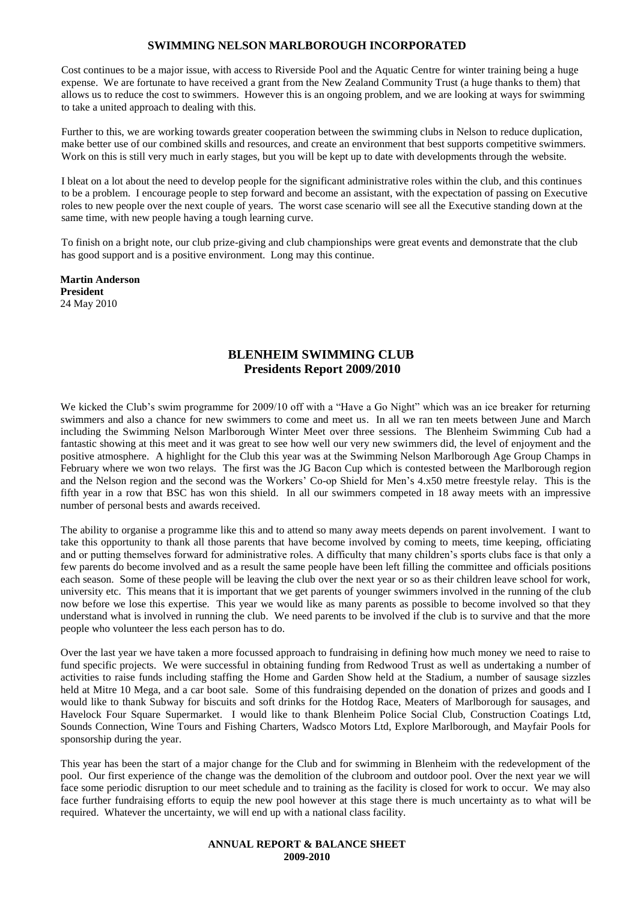**SWIMMING NELSON MARLBOROUGH INCORPORATED**

Cost continues to be a major issue, with access to Riverside Pool and the Aquatic Centre for winter training being a huge expense. We are fortunate to have received a grant from the New Zealand Community Trust (a huge thanks to them) that allows us to reduce the cost to swimmers. However this is an ongoing problem, and we are looking at ways for swimming to take a united approach to dealing with this.

Further to this, we are working towards greater cooperation between the swimming clubs in Nelson to reduce duplication, make better use of our combined skills and resources, and create an environment that best supports competitive swimmers. Work on this is still very much in early stages, but you will be kept up to date with developments through the website.

I bleat on a lot about the need to develop people for the significant administrative roles within the club, and this continues to be a problem. I encourage people to step forward and become an assistant, with the expectation of passing on Executive roles to new people over the next couple of years. The worst case scenario will see all the Executive standing down at the same time, with new people having a tough learning curve.

To finish on a bright note, our club prize-giving and club championships were great events and demonstrate that the club has good support and is a positive environment. Long may this continue.

**Martin Anderson**
**President**
24 May 2010

## BLENHEIM SWIMMING CLUB
## Presidents Report 2009/2010

We kicked the Club's swim programme for 2009/10 off with a "Have a Go Night" which was an ice breaker for returning swimmers and also a chance for new swimmers to come and meet us. In all we ran ten meets between June and March including the Swimming Nelson Marlborough Winter Meet over three sessions. The Blenheim Swimming Cub had a fantastic showing at this meet and it was great to see how well our very new swimmers did, the level of enjoyment and the positive atmosphere. A highlight for the Club this year was at the Swimming Nelson Marlborough Age Group Champs in February where we won two relays. The first was the JG Bacon Cup which is contested between the Marlborough region and the Nelson region and the second was the Workers' Co-op Shield for Men's 4.x50 metre freestyle relay. This is the fifth year in a row that BSC has won this shield. In all our swimmers competed in 18 away meets with an impressive number of personal bests and awards received.

The ability to organise a programme like this and to attend so many away meets depends on parent involvement. I want to take this opportunity to thank all those parents that have become involved by coming to meets, time keeping, officiating and or putting themselves forward for administrative roles. A difficulty that many children's sports clubs face is that only a few parents do become involved and as a result the same people have been left filling the committee and officials positions each season. Some of these people will be leaving the club over the next year or so as their children leave school for work, university etc. This means that it is important that we get parents of younger swimmers involved in the running of the club now before we lose this expertise. This year we would like as many parents as possible to become involved so that they understand what is involved in running the club. We need parents to be involved if the club is to survive and that the more people who volunteer the less each person has to do.

Over the last year we have taken a more focussed approach to fundraising in defining how much money we need to raise to fund specific projects. We were successful in obtaining funding from Redwood Trust as well as undertaking a number of activities to raise funds including staffing the Home and Garden Show held at the Stadium, a number of sausage sizzles held at Mitre 10 Mega, and a car boot sale. Some of this fundraising depended on the donation of prizes and goods and I would like to thank Subway for biscuits and soft drinks for the Hotdog Race, Meaters of Marlborough for sausages, and Havelock Four Square Supermarket. I would like to thank Blenheim Police Social Club, Construction Coatings Ltd, Sounds Connection, Wine Tours and Fishing Charters, Wadsco Motors Ltd, Explore Marlborough, and Mayfair Pools for sponsorship during the year.

This year has been the start of a major change for the Club and for swimming in Blenheim with the redevelopment of the pool. Our first experience of the change was the demolition of the clubroom and outdoor pool. Over the next year we will face some periodic disruption to our meet schedule and to training as the facility is closed for work to occur. We may also face further fundraising efforts to equip the new pool however at this stage there is much uncertainty as to what will be required. Whatever the uncertainty, we will end up with a national class facility.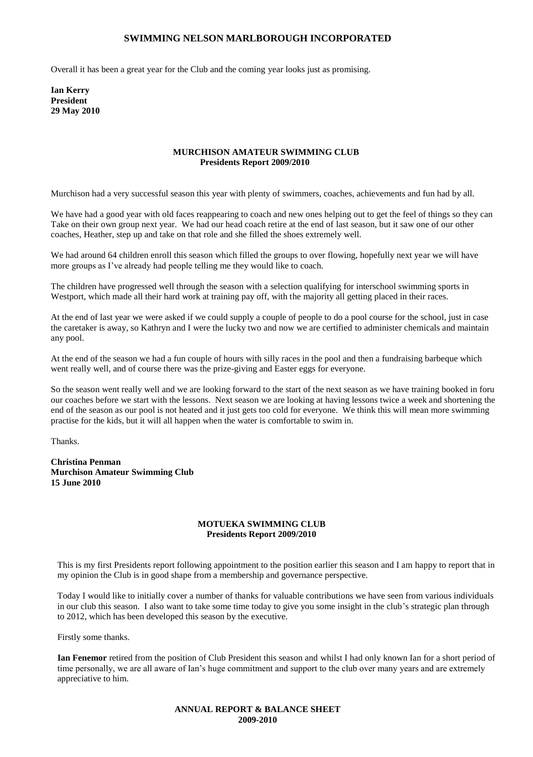Overall it has been a great year for the Club and the coming year looks just as promising.

**Ian Kerry**
**President**
**29 May 2010**

## MURCHISON AMATEUR SWIMMING CLUB
### Presidents Report 2009/2010

Murchison had a very successful season this year with plenty of swimmers, coaches, achievements and fun had by all.

We have had a good year with old faces reappearing to coach and new ones helping out to get the feel of things so they can Take on their own group next year. We had our head coach retire at the end of last season, but it saw one of our other coaches, Heather, step up and take on that role and she filled the shoes extremely well.

We had around 64 children enroll this season which filled the groups to over flowing, hopefully next year we will have more groups as I've already had people telling me they would like to coach.

The children have progressed well through the season with a selection qualifying for interschool swimming sports in Westport, which made all their hard work at training pay off, with the majority all getting placed in their races.

At the end of last year we were asked if we could supply a couple of people to do a pool course for the school, just in case the caretaker is away, so Kathryn and I were the lucky two and now we are certified to administer chemicals and maintain any pool.

At the end of the season we had a fun couple of hours with silly races in the pool and then a fundraising barbeque which went really well, and of course there was the prize-giving and Easter eggs for everyone.

So the season went really well and we are looking forward to the start of the next season as we have training booked in foru our coaches before we start with the lessons. Next season we are looking at having lessons twice a week and shortening the end of the season as our pool is not heated and it just gets too cold for everyone. We think this will mean more swimming practise for the kids, but it will all happen when the water is comfortable to swim in.

Thanks.

**Christina Penman**
**Murchison Amateur Swimming Club**
**15 June 2010**

## MOTUEKA SWIMMING CLUB
### Presidents Report 2009/2010

This is my first Presidents report following appointment to the position earlier this season and I am happy to report that in my opinion the Club is in good shape from a membership and governance perspective.

Today I would like to initially cover a number of thanks for valuable contributions we have seen from various individuals in our club this season. I also want to take some time today to give you some insight in the club's strategic plan through to 2012, which has been developed this season by the executive.

Firstly some thanks.

**Ian Fenemor** retired from the position of Club President this season and whilst I had only known Ian for a short period of time personally, we are all aware of Ian's huge commitment and support to the club over many years and are extremely appreciative to him.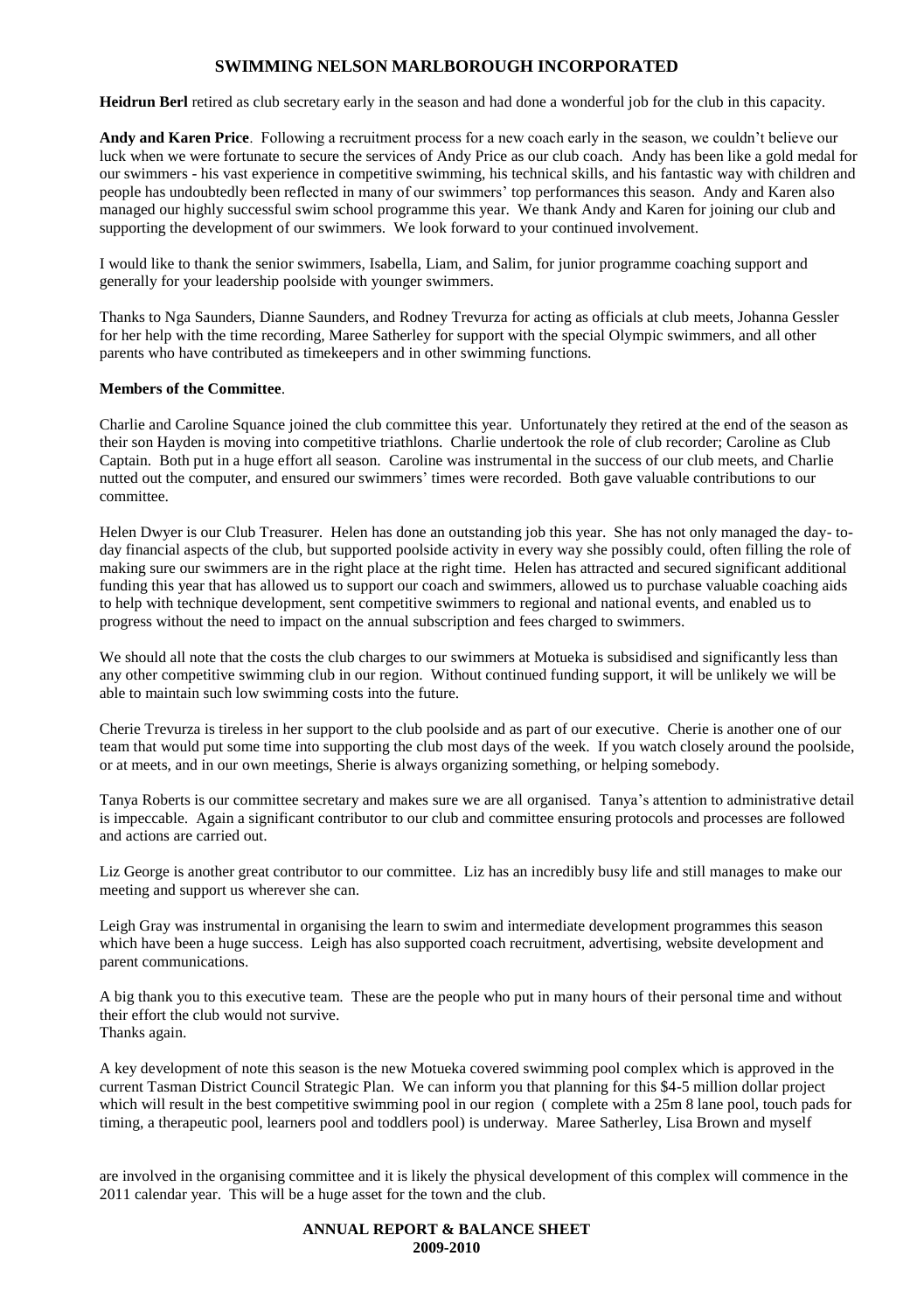# SWIMMING NELSON MARLBOROUGH INCORPORATED

**Heidrun Berl** retired as club secretary early in the season and had done a wonderful job for the club in this capacity.

**Andy and Karen Price**. Following a recruitment process for a new coach early in the season, we couldn't believe our luck when we were fortunate to secure the services of Andy Price as our club coach. Andy has been like a gold medal for our swimmers - his vast experience in competitive swimming, his technical skills, and his fantastic way with children and people has undoubtedly been reflected in many of our swimmers' top performances this season. Andy and Karen also managed our highly successful swim school programme this year. We thank Andy and Karen for joining our club and supporting the development of our swimmers. We look forward to your continued involvement.

I would like to thank the senior swimmers, Isabella, Liam, and Salim, for junior programme coaching support and generally for your leadership poolside with younger swimmers.

Thanks to Nga Saunders, Dianne Saunders, and Rodney Trevurza for acting as officials at club meets, Johanna Gessler for her help with the time recording, Maree Satherley for support with the special Olympic swimmers, and all other parents who have contributed as timekeepers and in other swimming functions.

**Members of the Committee**.

Charlie and Caroline Squance joined the club committee this year. Unfortunately they retired at the end of the season as their son Hayden is moving into competitive triathlons. Charlie undertook the role of club recorder; Caroline as Club Captain. Both put in a huge effort all season. Caroline was instrumental in the success of our club meets, and Charlie nutted out the computer, and ensured our swimmers' times were recorded. Both gave valuable contributions to our committee.

Helen Dwyer is our Club Treasurer. Helen has done an outstanding job this year. She has not only managed the day- to-day financial aspects of the club, but supported poolside activity in every way she possibly could, often filling the role of making sure our swimmers are in the right place at the right time. Helen has attracted and secured significant additional funding this year that has allowed us to support our coach and swimmers, allowed us to purchase valuable coaching aids to help with technique development, sent competitive swimmers to regional and national events, and enabled us to progress without the need to impact on the annual subscription and fees charged to swimmers.

We should all note that the costs the club charges to our swimmers at Motueka is subsidised and significantly less than any other competitive swimming club in our region. Without continued funding support, it will be unlikely we will be able to maintain such low swimming costs into the future.

Cherie Trevurza is tireless in her support to the club poolside and as part of our executive. Cherie is another one of our team that would put some time into supporting the club most days of the week. If you watch closely around the poolside, or at meets, and in our own meetings, Sherie is always organizing something, or helping somebody.

Tanya Roberts is our committee secretary and makes sure we are all organised. Tanya's attention to administrative detail is impeccable. Again a significant contributor to our club and committee ensuring protocols and processes are followed and actions are carried out.

Liz George is another great contributor to our committee. Liz has an incredibly busy life and still manages to make our meeting and support us wherever she can.

Leigh Gray was instrumental in organising the learn to swim and intermediate development programmes this season which have been a huge success. Leigh has also supported coach recruitment, advertising, website development and parent communications.

A big thank you to this executive team. These are the people who put in many hours of their personal time and without their effort the club would not survive.
Thanks again.

A key development of note this season is the new Motueka covered swimming pool complex which is approved in the current Tasman District Council Strategic Plan. We can inform you that planning for this $4-5 million dollar project which will result in the best competitive swimming pool in our region ( complete with a 25m 8 lane pool, touch pads for timing, a therapeutic pool, learners pool and toddlers pool) is underway. Maree Satherley, Lisa Brown and myself

are involved in the organising committee and it is likely the physical development of this complex will commence in the 2011 calendar year. This will be a huge asset for the town and the club.

**ANNUAL REPORT & BALANCE SHEET**
**2009-2010**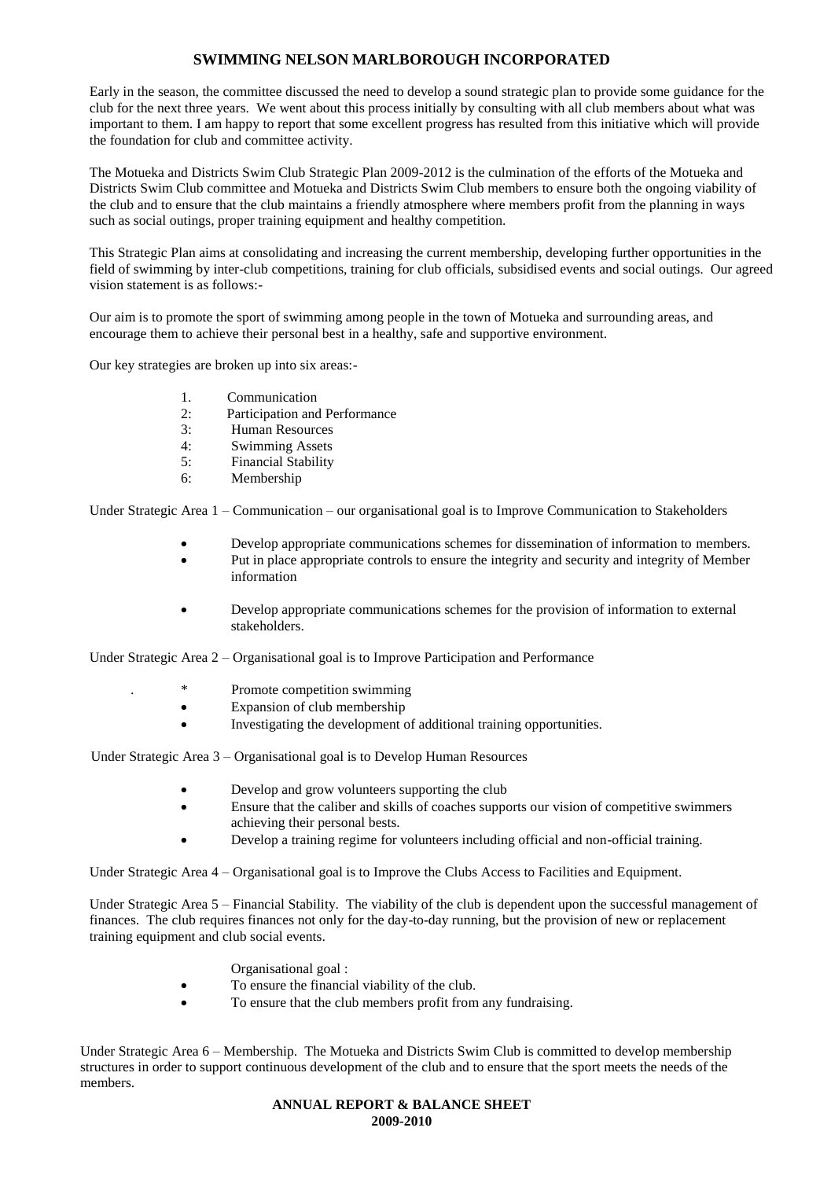## SWIMMING NELSON MARLBOROUGH INCORPORATED

Early in the season, the committee discussed the need to develop a sound strategic plan to provide some guidance for the club for the next three years. We went about this process initially by consulting with all club members about what was important to them. I am happy to report that some excellent progress has resulted from this initiative which will provide the foundation for club and committee activity.

The Motueka and Districts Swim Club Strategic Plan 2009-2012 is the culmination of the efforts of the Motueka and Districts Swim Club committee and Motueka and Districts Swim Club members to ensure both the ongoing viability of the club and to ensure that the club maintains a friendly atmosphere where members profit from the planning in ways such as social outings, proper training equipment and healthy competition.

This Strategic Plan aims at consolidating and increasing the current membership, developing further opportunities in the field of swimming by inter-club competitions, training for club officials, subsidised events and social outings. Our agreed vision statement is as follows:-

Our aim is to promote the sport of swimming among people in the town of Motueka and surrounding areas, and encourage them to achieve their personal best in a healthy, safe and supportive environment.

Our key strategies are broken up into six areas:-

1. Communication
2: Participation and Performance
3: Human Resources
4: Swimming Assets
5: Financial Stability
6: Membership

Under Strategic Area 1 – Communication – our organisational goal is to Improve Communication to Stakeholders

- Develop appropriate communications schemes for dissemination of information to members.
- Put in place appropriate controls to ensure the integrity and security and integrity of Member information
- Develop appropriate communications schemes for the provision of information to external stakeholders.

Under Strategic Area 2 – Organisational goal is to Improve Participation and Performance

- Promote competition swimming
- Expansion of club membership
- Investigating the development of additional training opportunities.

Under Strategic Area 3 – Organisational goal is to Develop Human Resources

- Develop and grow volunteers supporting the club
- Ensure that the caliber and skills of coaches supports our vision of competitive swimmers achieving their personal bests.
- Develop a training regime for volunteers including official and non-official training.

Under Strategic Area 4 – Organisational goal is to Improve the Clubs Access to Facilities and Equipment.

Under Strategic Area 5 – Financial Stability. The viability of the club is dependent upon the successful management of finances. The club requires finances not only for the day-to-day running, but the provision of new or replacement training equipment and club social events.

Organisational goal :

- To ensure the financial viability of the club.
- To ensure that the club members profit from any fundraising.

Under Strategic Area 6 – Membership. The Motueka and Districts Swim Club is committed to develop membership structures in order to support continuous development of the club and to ensure that the sport meets the needs of the members.

**ANNUAL REPORT & BALANCE SHEET**
**2009-2010**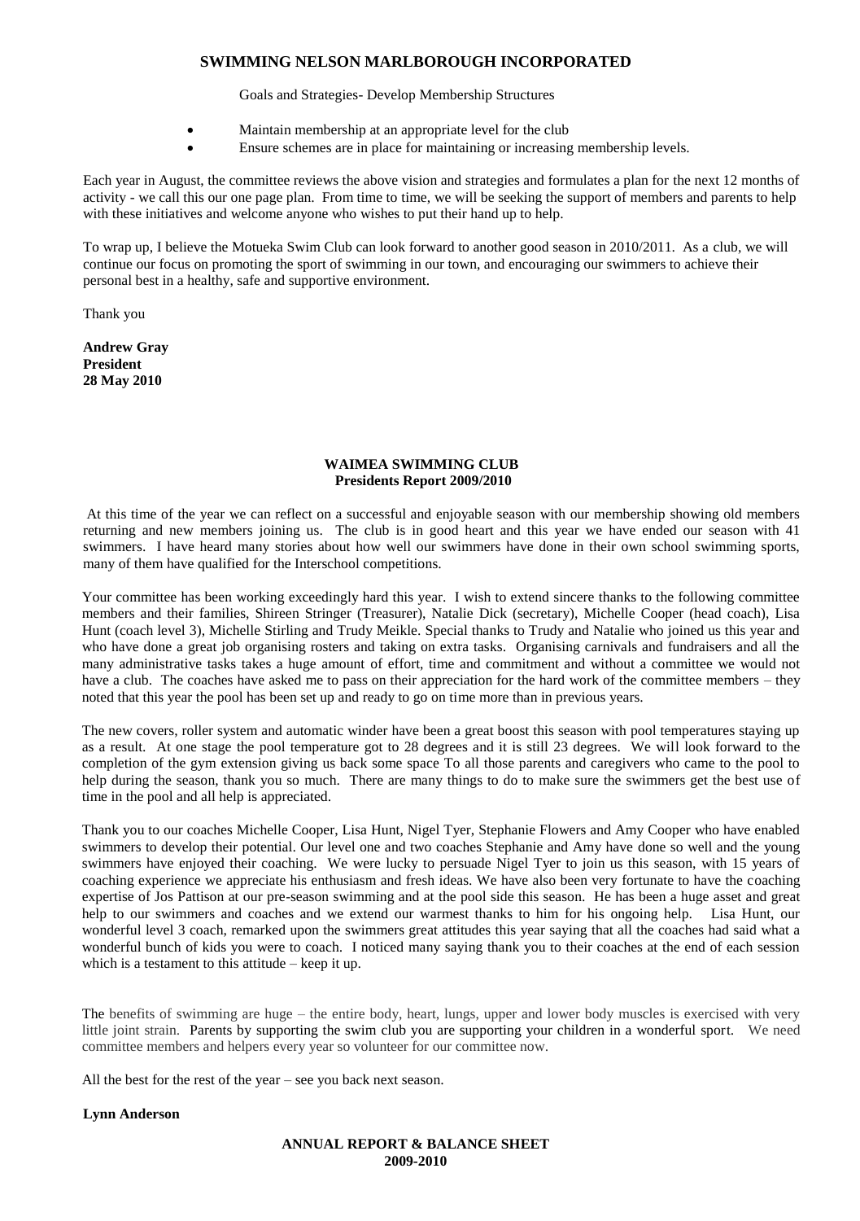# SWIMMING NELSON MARLBOROUGH INCORPORATED

Goals and Strategies- Develop Membership Structures

- Maintain membership at an appropriate level for the club
- Ensure schemes are in place for maintaining or increasing membership levels.

Each year in August, the committee reviews the above vision and strategies and formulates a plan for the next 12 months of activity - we call this our one page plan. From time to time, we will be seeking the support of members and parents to help with these initiatives and welcome anyone who wishes to put their hand up to help.

To wrap up, I believe the Motueka Swim Club can look forward to another good season in 2010/2011. As a club, we will continue our focus on promoting the sport of swimming in our town, and encouraging our swimmers to achieve their personal best in a healthy, safe and supportive environment.

Thank you

**Andrew Gray**
**President**
**28 May 2010**

## WAIMEA SWIMMING CLUB
### Presidents Report 2009/2010

At this time of the year we can reflect on a successful and enjoyable season with our membership showing old members returning and new members joining us. The club is in good heart and this year we have ended our season with 41 swimmers. I have heard many stories about how well our swimmers have done in their own school swimming sports, many of them have qualified for the Interschool competitions.

Your committee has been working exceedingly hard this year. I wish to extend sincere thanks to the following committee members and their families, Shireen Stringer (Treasurer), Natalie Dick (secretary), Michelle Cooper (head coach), Lisa Hunt (coach level 3), Michelle Stirling and Trudy Meikle. Special thanks to Trudy and Natalie who joined us this year and who have done a great job organising rosters and taking on extra tasks. Organising carnivals and fundraisers and all the many administrative tasks takes a huge amount of effort, time and commitment and without a committee we would not have a club. The coaches have asked me to pass on their appreciation for the hard work of the committee members – they noted that this year the pool has been set up and ready to go on time more than in previous years.

The new covers, roller system and automatic winder have been a great boost this season with pool temperatures staying up as a result. At one stage the pool temperature got to 28 degrees and it is still 23 degrees. We will look forward to the completion of the gym extension giving us back some space To all those parents and caregivers who came to the pool to help during the season, thank you so much. There are many things to do to make sure the swimmers get the best use of time in the pool and all help is appreciated.

Thank you to our coaches Michelle Cooper, Lisa Hunt, Nigel Tyer, Stephanie Flowers and Amy Cooper who have enabled swimmers to develop their potential. Our level one and two coaches Stephanie and Amy have done so well and the young swimmers have enjoyed their coaching. We were lucky to persuade Nigel Tyer to join us this season, with 15 years of coaching experience we appreciate his enthusiasm and fresh ideas. We have also been very fortunate to have the coaching expertise of Jos Pattison at our pre-season swimming and at the pool side this season. He has been a huge asset and great help to our swimmers and coaches and we extend our warmest thanks to him for his ongoing help. Lisa Hunt, our wonderful level 3 coach, remarked upon the swimmers great attitudes this year saying that all the coaches had said what a wonderful bunch of kids you were to coach. I noticed many saying thank you to their coaches at the end of each session which is a testament to this attitude – keep it up.

The benefits of swimming are huge – the entire body, heart, lungs, upper and lower body muscles is exercised with very little joint strain. Parents by supporting the swim club you are supporting your children in a wonderful sport. We need committee members and helpers every year so volunteer for our committee now.

All the best for the rest of the year – see you back next season.

**Lynn Anderson**

### ANNUAL REPORT & BALANCE SHEET
### 2009-2010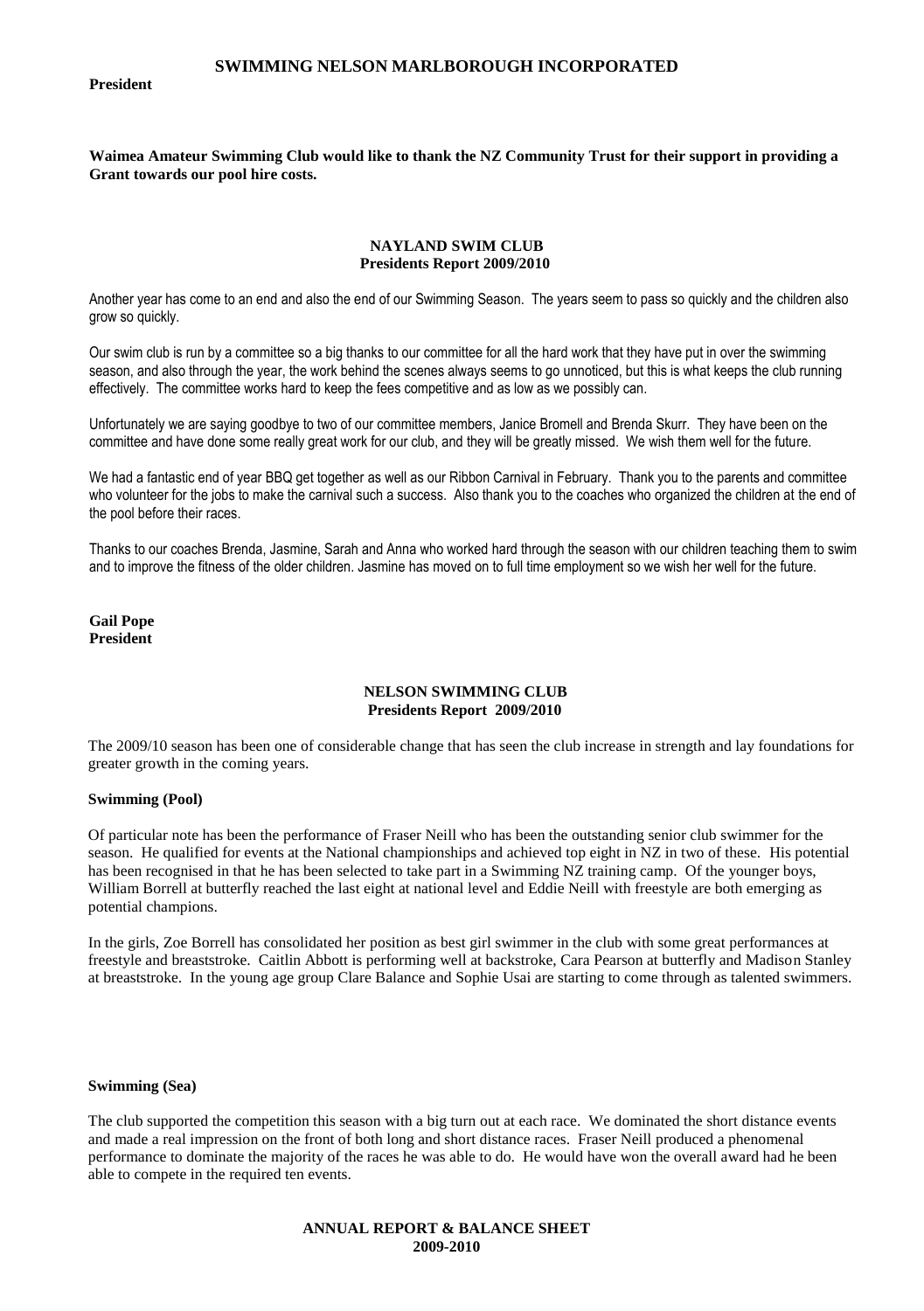**President**

**Waimea Amateur Swimming Club would like to thank the NZ Community Trust for their support in providing a Grant towards our pool hire costs.**

## NAYLAND SWIM CLUB
### Presidents Report 2009/2010

Another year has come to an end and also the end of our Swimming Season. The years seem to pass so quickly and the children also grow so quickly.

Our swim club is run by a committee so a big thanks to our committee for all the hard work that they have put in over the swimming season, and also through the year, the work behind the scenes always seems to go unnoticed, but this is what keeps the club running effectively. The committee works hard to keep the fees competitive and as low as we possibly can.

Unfortunately we are saying goodbye to two of our committee members, Janice Bromell and Brenda Skurr. They have been on the committee and have done some really great work for our club, and they will be greatly missed. We wish them well for the future.

We had a fantastic end of year BBQ get together as well as our Ribbon Carnival in February. Thank you to the parents and committee who volunteer for the jobs to make the carnival such a success. Also thank you to the coaches who organized the children at the end of the pool before their races.

Thanks to our coaches Brenda, Jasmine, Sarah and Anna who worked hard through the season with our children teaching them to swim and to improve the fitness of the older children. Jasmine has moved on to full time employment so we wish her well for the future.

**Gail Pope**
**President**

## NELSON SWIMMING CLUB
### Presidents Report 2009/2010

The 2009/10 season has been one of considerable change that has seen the club increase in strength and lay foundations for greater growth in the coming years.

**Swimming (Pool)**

Of particular note has been the performance of Fraser Neill who has been the outstanding senior club swimmer for the season. He qualified for events at the National championships and achieved top eight in NZ in two of these. His potential has been recognised in that he has been selected to take part in a Swimming NZ training camp. Of the younger boys, William Borrell at butterfly reached the last eight at national level and Eddie Neill with freestyle are both emerging as potential champions.

In the girls, Zoe Borrell has consolidated her position as best girl swimmer in the club with some great performances at freestyle and breaststroke. Caitlin Abbott is performing well at backstroke, Cara Pearson at butterfly and Madison Stanley at breaststroke. In the young age group Clare Balance and Sophie Usai are starting to come through as talented swimmers.

**Swimming (Sea)**

The club supported the competition this season with a big turn out at each race. We dominated the short distance events and made a real impression on the front of both long and short distance races. Fraser Neill produced a phenomenal performance to dominate the majority of the races he was able to do. He would have won the overall award had he been able to compete in the required ten events.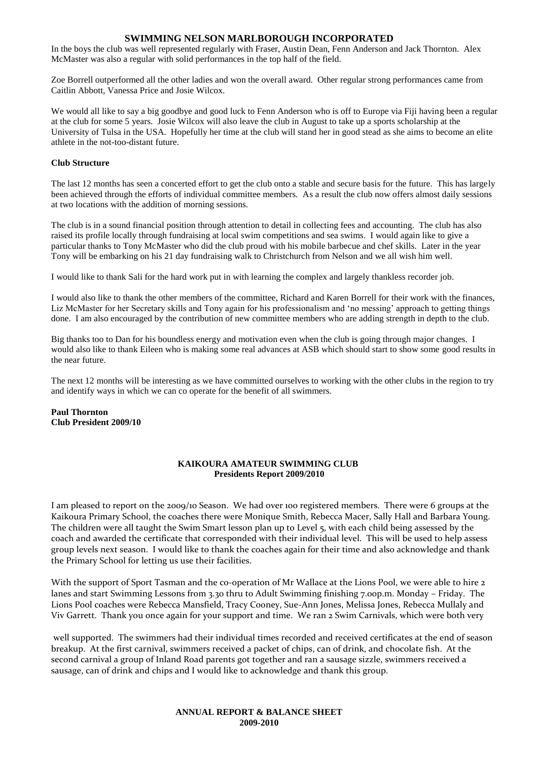In the boys the club was well represented regularly with Fraser, Austin Dean, Fenn Anderson and Jack Thornton. Alex McMaster was also a regular with solid performances in the top half of the field.

Zoe Borrell outperformed all the other ladies and won the overall award. Other regular strong performances came from Caitlin Abbott, Vanessa Price and Josie Wilcox.

We would all like to say a big goodbye and good luck to Fenn Anderson who is off to Europe via Fiji having been a regular at the club for some 5 years. Josie Wilcox will also leave the club in August to take up a sports scholarship at the University of Tulsa in the USA. Hopefully her time at the club will stand her in good stead as she aims to become an elite athlete in the not-too-distant future.

**Club Structure**

The last 12 months has seen a concerted effort to get the club onto a stable and secure basis for the future. This has largely been achieved through the efforts of individual committee members. As a result the club now offers almost daily sessions at two locations with the addition of morning sessions.

The club is in a sound financial position through attention to detail in collecting fees and accounting. The club has also raised its profile locally through fundraising at local swim competitions and sea swims. I would again like to give a particular thanks to Tony McMaster who did the club proud with his mobile barbecue and chef skills. Later in the year Tony will be embarking on his 21 day fundraising walk to Christchurch from Nelson and we all wish him well.

I would like to thank Sali for the hard work put in with learning the complex and largely thankless recorder job.

I would also like to thank the other members of the committee, Richard and Karen Borrell for their work with the finances, Liz McMaster for her Secretary skills and Tony again for his professionalism and 'no messing' approach to getting things done. I am also encouraged by the contribution of new committee members who are adding strength in depth to the club.

Big thanks too to Dan for his boundless energy and motivation even when the club is going through major changes. I would also like to thank Eileen who is making some real advances at ASB which should start to show some good results in the near future.

The next 12 months will be interesting as we have committed ourselves to working with the other clubs in the region to try and identify ways in which we can co operate for the benefit of all swimmers.

**Paul Thornton**
**Club President 2009/10**

## KAIKOURA AMATEUR SWIMMING CLUB
### Presidents Report 2009/2010

I am pleased to report on the 2009/10 Season. We had over 100 registered members. There were 6 groups at the Kaikoura Primary School, the coaches there were Monique Smith, Rebecca Macer, Sally Hall and Barbara Young. The children were all taught the Swim Smart lesson plan up to Level 5, with each child being assessed by the coach and awarded the certificate that corresponded with their individual level. This will be used to help assess group levels next season. I would like to thank the coaches again for their time and also acknowledge and thank the Primary School for letting us use their facilities.

With the support of Sport Tasman and the co-operation of Mr Wallace at the Lions Pool, we were able to hire 2 lanes and start Swimming Lessons from 3.30 thru to Adult Swimming finishing 7.00p.m. Monday – Friday. The Lions Pool coaches were Rebecca Mansfield, Tracy Cooney, Sue-Ann Jones, Melissa Jones, Rebecca Mullaly and Viv Garrett. Thank you once again for your support and time. We ran 2 Swim Carnivals, which were both very well supported. The swimmers had their individual times recorded and received certificates at the end of season breakup. At the first carnival, swimmers received a packet of chips, can of drink, and chocolate fish. At the second carnival a group of Inland Road parents got together and ran a sausage sizzle, swimmers received a sausage, can of drink and chips and I would like to acknowledge and thank this group.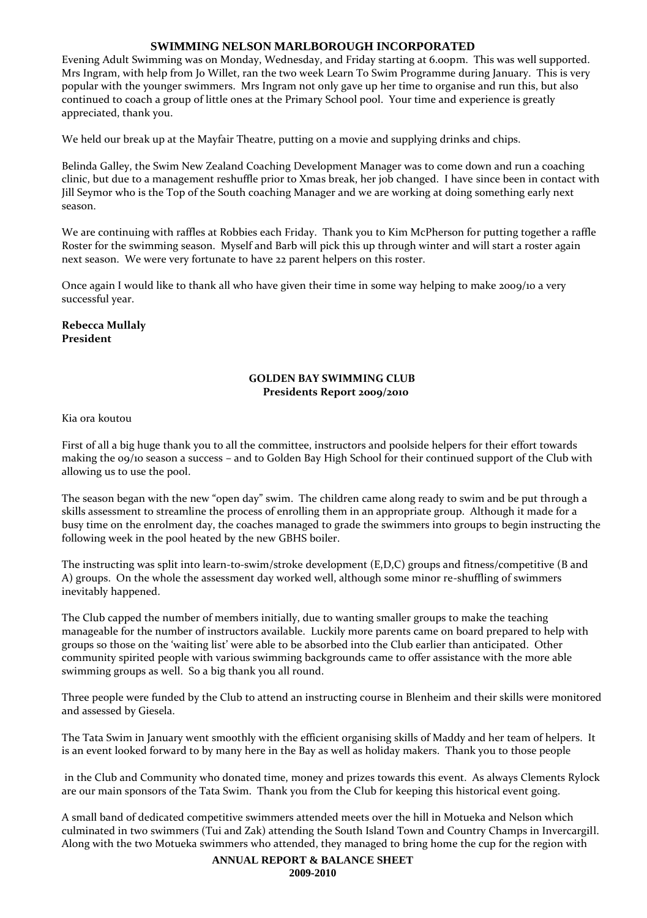Evening Adult Swimming was on Monday, Wednesday, and Friday starting at 6.00pm. This was well supported. Mrs Ingram, with help from Jo Willet, ran the two week Learn To Swim Programme during January. This is very popular with the younger swimmers. Mrs Ingram not only gave up her time to organise and run this, but also continued to coach a group of little ones at the Primary School pool. Your time and experience is greatly appreciated, thank you.

We held our break up at the Mayfair Theatre, putting on a movie and supplying drinks and chips.

Belinda Galley, the Swim New Zealand Coaching Development Manager was to come down and run a coaching clinic, but due to a management reshuffle prior to Xmas break, her job changed. I have since been in contact with Jill Seymor who is the Top of the South coaching Manager and we are working at doing something early next season.

We are continuing with raffles at Robbies each Friday. Thank you to Kim McPherson for putting together a raffle Roster for the swimming season. Myself and Barb will pick this up through winter and will start a roster again next season. We were very fortunate to have 22 parent helpers on this roster.

Once again I would like to thank all who have given their time in some way helping to make 2009/10 a very successful year.

**Rebecca Mullaly**
**President**

## GOLDEN BAY SWIMMING CLUB
### Presidents Report 2009/2010

Kia ora koutou

First of all a big huge thank you to all the committee, instructors and poolside helpers for their effort towards making the 09/10 season a success – and to Golden Bay High School for their continued support of the Club with allowing us to use the pool.

The season began with the new "open day" swim. The children came along ready to swim and be put through a skills assessment to streamline the process of enrolling them in an appropriate group. Although it made for a busy time on the enrolment day, the coaches managed to grade the swimmers into groups to begin instructing the following week in the pool heated by the new GBHS boiler.

The instructing was split into learn-to-swim/stroke development (E,D,C) groups and fitness/competitive (B and A) groups. On the whole the assessment day worked well, although some minor re-shuffling of swimmers inevitably happened.

The Club capped the number of members initially, due to wanting smaller groups to make the teaching manageable for the number of instructors available. Luckily more parents came on board prepared to help with groups so those on the 'waiting list' were able to be absorbed into the Club earlier than anticipated. Other community spirited people with various swimming backgrounds came to offer assistance with the more able swimming groups as well. So a big thank you all round.

Three people were funded by the Club to attend an instructing course in Blenheim and their skills were monitored and assessed by Giesela.

The Tata Swim in January went smoothly with the efficient organising skills of Maddy and her team of helpers. It is an event looked forward to by many here in the Bay as well as holiday makers. Thank you to those people in the Club and Community who donated time, money and prizes towards this event. As always Clements Rylock are our main sponsors of the Tata Swim. Thank you from the Club for keeping this historical event going.

A small band of dedicated competitive swimmers attended meets over the hill in Motueka and Nelson which culminated in two swimmers (Tui and Zak) attending the South Island Town and Country Champs in Invercargill. Along with the two Motueka swimmers who attended, they managed to bring home the cup for the region with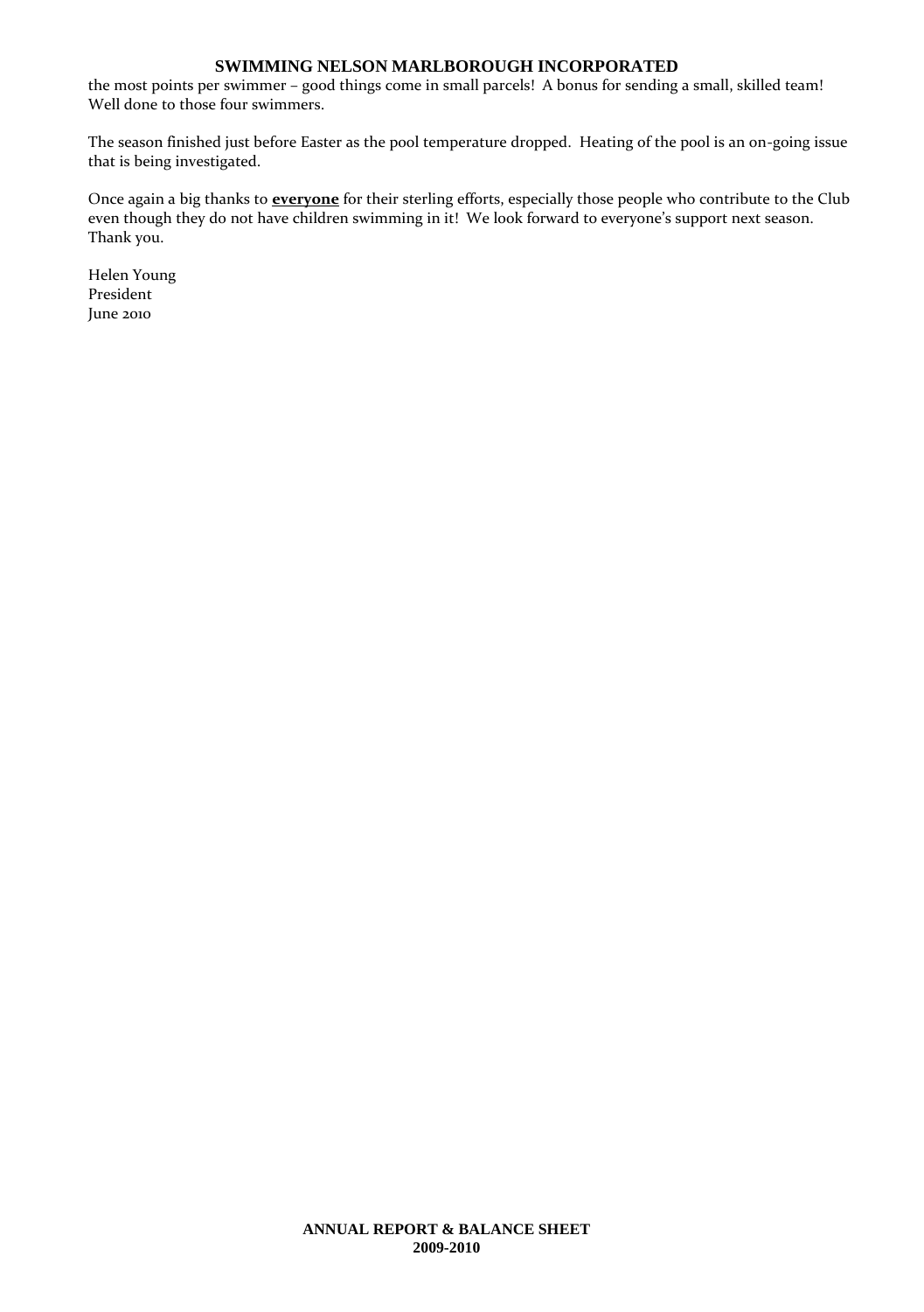the most points per swimmer – good things come in small parcels! A bonus for sending a small, skilled team! Well done to those four swimmers.

The season finished just before Easter as the pool temperature dropped. Heating of the pool is an on-going issue that is being investigated.

Once again a big thanks to **everyone** for their sterling efforts, especially those people who contribute to the Club even though they do not have children swimming in it! We look forward to everyone's support next season. Thank you.

Helen Young
President
June 2010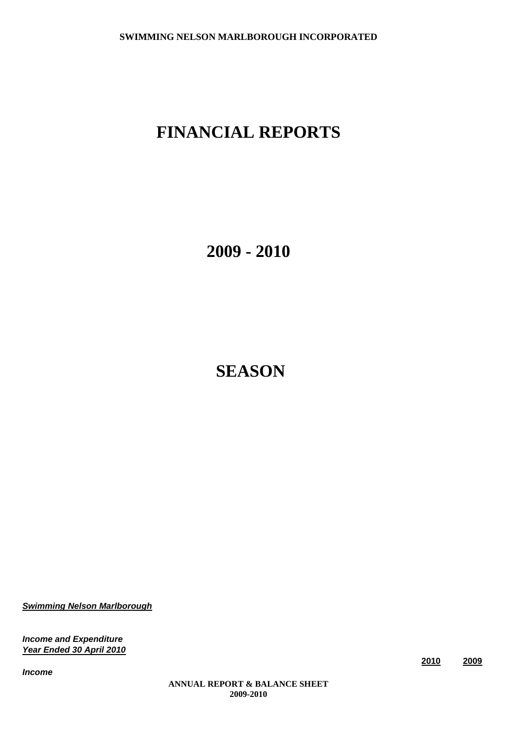**SWIMMING NELSON MARLBOROUGH INCORPORATED**

# FINANCIAL REPORTS

# 2009 - 2010

# SEASON

***Swimming Nelson Marlborough***

***Income and Expenditure***
***Year Ended 30 April 2010***

| | **2010** | **2009** |
|---|---|---|
| ***Income*** | | |

**ANNUAL REPORT & BALANCE SHEET**
**2009-2010**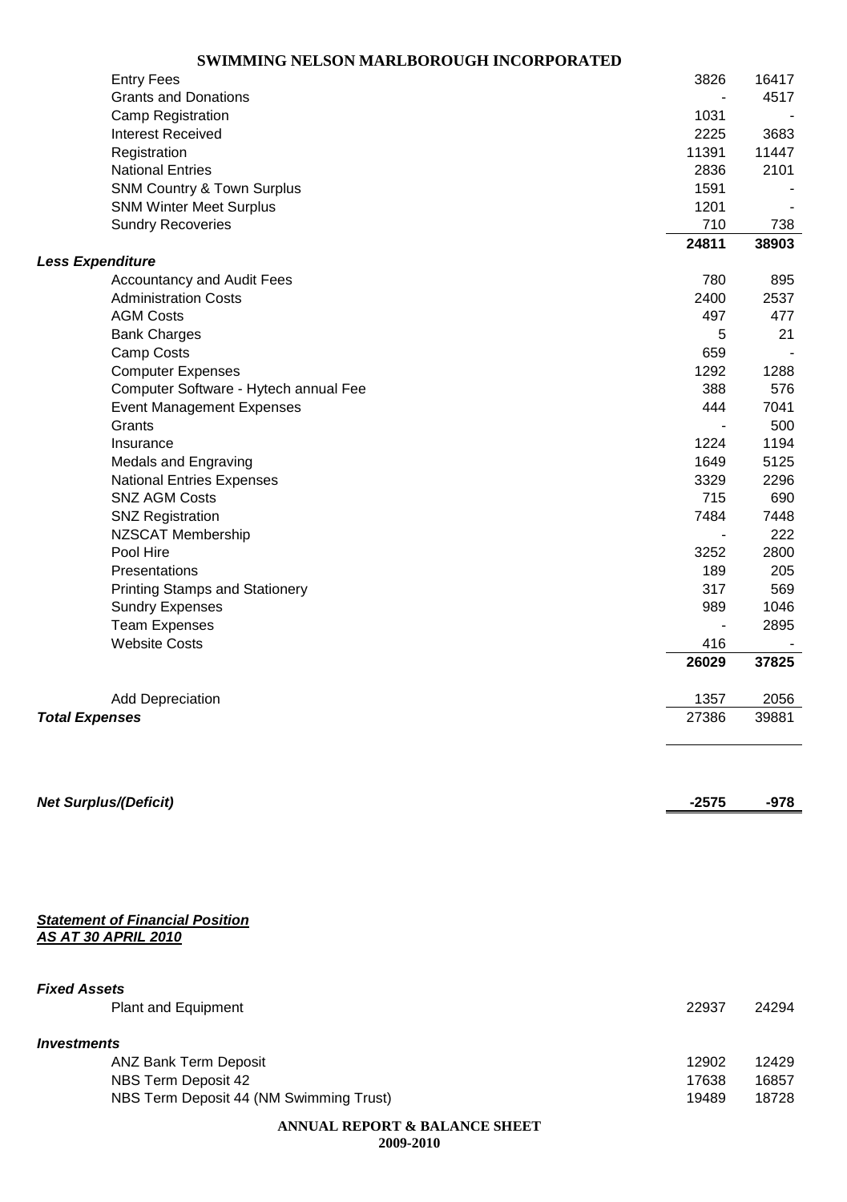# SWIMMING NELSON MARLBOROUGH INCORPORATED

| | | |
|---|---|---|
| Entry Fees | 3826 | 16417 |
| Grants and Donations | - | 4517 |
| Camp Registration | 1031 | - |
| Interest Received | 2225 | 3683 |
| Registration | 11391 | 11447 |
| National Entries | 2836 | 2101 |
| SNM Country & Town Surplus | 1591 | - |
| SNM Winter Meet Surplus | 1201 | - |
| Sundry Recoveries | 710 | 738 |
| | **24811** | **38903** |
| ***Less Expenditure*** | | |
| Accountancy and Audit Fees | 780 | 895 |
| Administration Costs | 2400 | 2537 |
| AGM Costs | 497 | 477 |
| Bank Charges | 5 | 21 |
| Camp Costs | 659 | - |
| Computer Expenses | 1292 | 1288 |
| Computer Software - Hytech annual Fee | 388 | 576 |
| Event Management Expenses | 444 | 7041 |
| Grants | - | 500 |
| Insurance | 1224 | 1194 |
| Medals and Engraving | 1649 | 5125 |
| National Entries Expenses | 3329 | 2296 |
| SNZ AGM Costs | 715 | 690 |
| SNZ Registration | 7484 | 7448 |
| NZSCAT Membership | - | 222 |
| Pool Hire | 3252 | 2800 |
| Presentations | 189 | 205 |
| Printing Stamps and Stationery | 317 | 569 |
| Sundry Expenses | 989 | 1046 |
| Team Expenses | - | 2895 |
| Website Costs | 416 | - |
| | **26029** | **37825** |
| Add Depreciation | 1357 | 2056 |
| ***Total Expenses*** | 27386 | 39881 |
| ***Net Surplus/(Deficit)*** | **-2575** | **-978** |

***Statement of Financial Position***
***AS AT 30 APRIL 2010***

| | | |
|---|---|---|
| ***Fixed Assets*** | | |
| Plant and Equipment | 22937 | 24294 |
| ***Investments*** | | |
| ANZ Bank Term Deposit | 12902 | 12429 |
| NBS Term Deposit 42 | 17638 | 16857 |
| NBS Term Deposit 44 (NM Swimming Trust) | 19489 | 18728 |

**ANNUAL REPORT & BALANCE SHEET**
**2009-2010**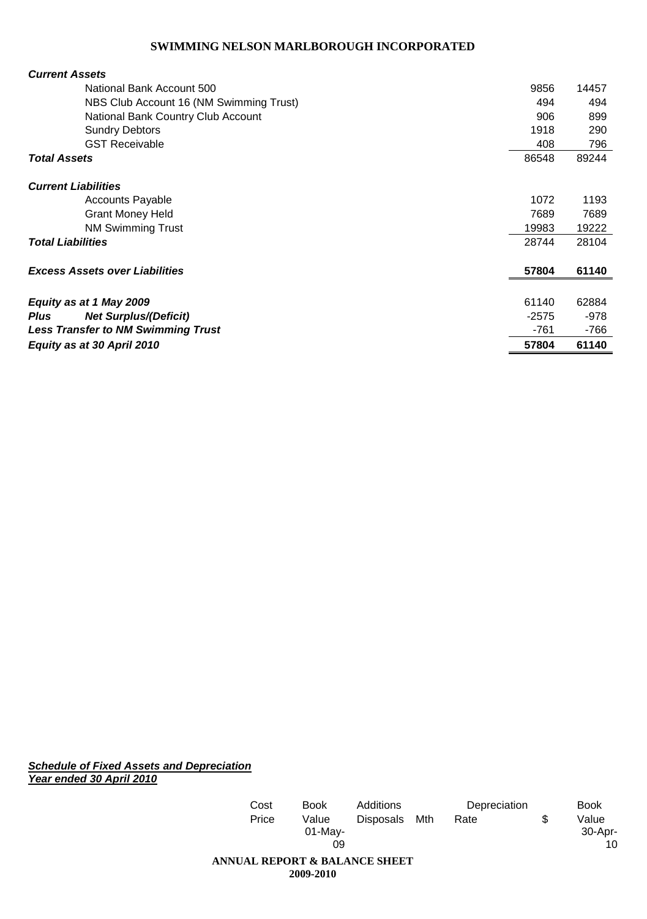# SWIMMING NELSON MARLBOROUGH INCORPORATED

| | | |
|---|---|---|
| ***Current Assets*** | | |
| National Bank Account 500 | 9856 | 14457 |
| NBS Club Account 16 (NM Swimming Trust) | 494 | 494 |
| National Bank Country Club Account | 906 | 899 |
| Sundry Debtors | 1918 | 290 |
| GST Receivable | 408 | 796 |
| ***Total Assets*** | 86548 | 89244 |
| ***Current Liabilities*** | | |
| Accounts Payable | 1072 | 1193 |
| Grant Money Held | 7689 | 7689 |
| NM Swimming Trust | 19983 | 19222 |
| ***Total Liabilities*** | 28744 | 28104 |
| ***Excess Assets over Liabilities*** | **57804** | **61140** |
| ***Equity as at 1 May 2009*** | 61140 | 62884 |
| ***Plus Net Surplus/(Deficit)*** | -2575 | -978 |
| ***Less Transfer to NM Swimming Trust*** | -761 | -766 |
| ***Equity as at 30 April 2010*** | **57804** | **61140** |

***Schedule of Fixed Assets and Depreciation***
***Year ended 30 April 2010***

| | Cost Price | Book Value 01-May-09 | Additions Disposals | Mth | Depreciation Rate | $ | Book Value 30-Apr-10 |
|---|---|---|---|---|---|---|---|

**ANNUAL REPORT & BALANCE SHEET**
**2009-2010**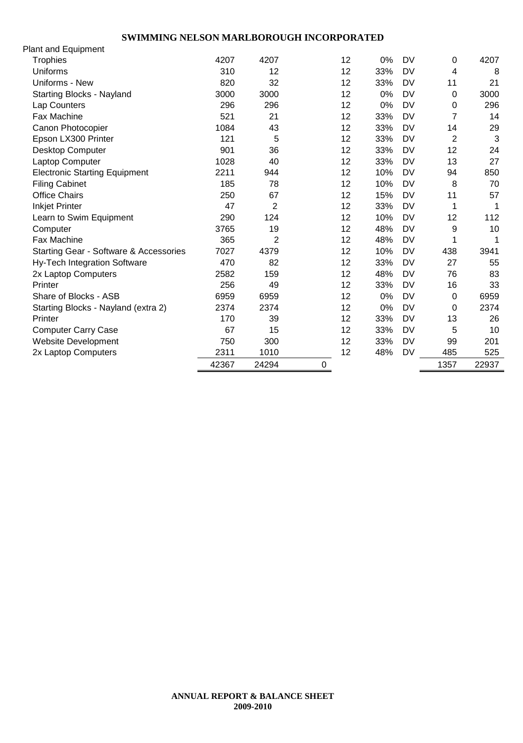# SWIMMING NELSON MARLBOROUGH INCORPORATED

| | | | | | | | | |
|---|---|---|---|---|---|---|---|---|
| Plant and Equipment | | | | | | | | |
| Trophies | 4207 | 4207 | | 12 | 0% | DV | 0 | 4207 |
| Uniforms | 310 | 12 | | 12 | 33% | DV | 4 | 8 |
| Uniforms - New | 820 | 32 | | 12 | 33% | DV | 11 | 21 |
| Starting Blocks - Nayland | 3000 | 3000 | | 12 | 0% | DV | 0 | 3000 |
| Lap Counters | 296 | 296 | | 12 | 0% | DV | 0 | 296 |
| Fax Machine | 521 | 21 | | 12 | 33% | DV | 7 | 14 |
| Canon Photocopier | 1084 | 43 | | 12 | 33% | DV | 14 | 29 |
| Epson LX300 Printer | 121 | 5 | | 12 | 33% | DV | 2 | 3 |
| Desktop Computer | 901 | 36 | | 12 | 33% | DV | 12 | 24 |
| Laptop Computer | 1028 | 40 | | 12 | 33% | DV | 13 | 27 |
| Electronic Starting Equipment | 2211 | 944 | | 12 | 10% | DV | 94 | 850 |
| Filing Cabinet | 185 | 78 | | 12 | 10% | DV | 8 | 70 |
| Office Chairs | 250 | 67 | | 12 | 15% | DV | 11 | 57 |
| Inkjet Printer | 47 | 2 | | 12 | 33% | DV | 1 | 1 |
| Learn to Swim Equipment | 290 | 124 | | 12 | 10% | DV | 12 | 112 |
| Computer | 3765 | 19 | | 12 | 48% | DV | 9 | 10 |
| Fax Machine | 365 | 2 | | 12 | 48% | DV | 1 | 1 |
| Starting Gear - Software & Accessories | 7027 | 4379 | | 12 | 10% | DV | 438 | 3941 |
| Hy-Tech Integration Software | 470 | 82 | | 12 | 33% | DV | 27 | 55 |
| 2x Laptop Computers | 2582 | 159 | | 12 | 48% | DV | 76 | 83 |
| Printer | 256 | 49 | | 12 | 33% | DV | 16 | 33 |
| Share of Blocks - ASB | 6959 | 6959 | | 12 | 0% | DV | 0 | 6959 |
| Starting Blocks - Nayland (extra 2) | 2374 | 2374 | | 12 | 0% | DV | 0 | 2374 |
| Printer | 170 | 39 | | 12 | 33% | DV | 13 | 26 |
| Computer Carry Case | 67 | 15 | | 12 | 33% | DV | 5 | 10 |
| Website Development | 750 | 300 | | 12 | 33% | DV | 99 | 201 |
| 2x Laptop Computers | 2311 | 1010 | | 12 | 48% | DV | 485 | 525 |
| | 42367 | 24294 | 0 | | | | 1357 | 22937 |

**ANNUAL REPORT & BALANCE SHEET 2009-2010**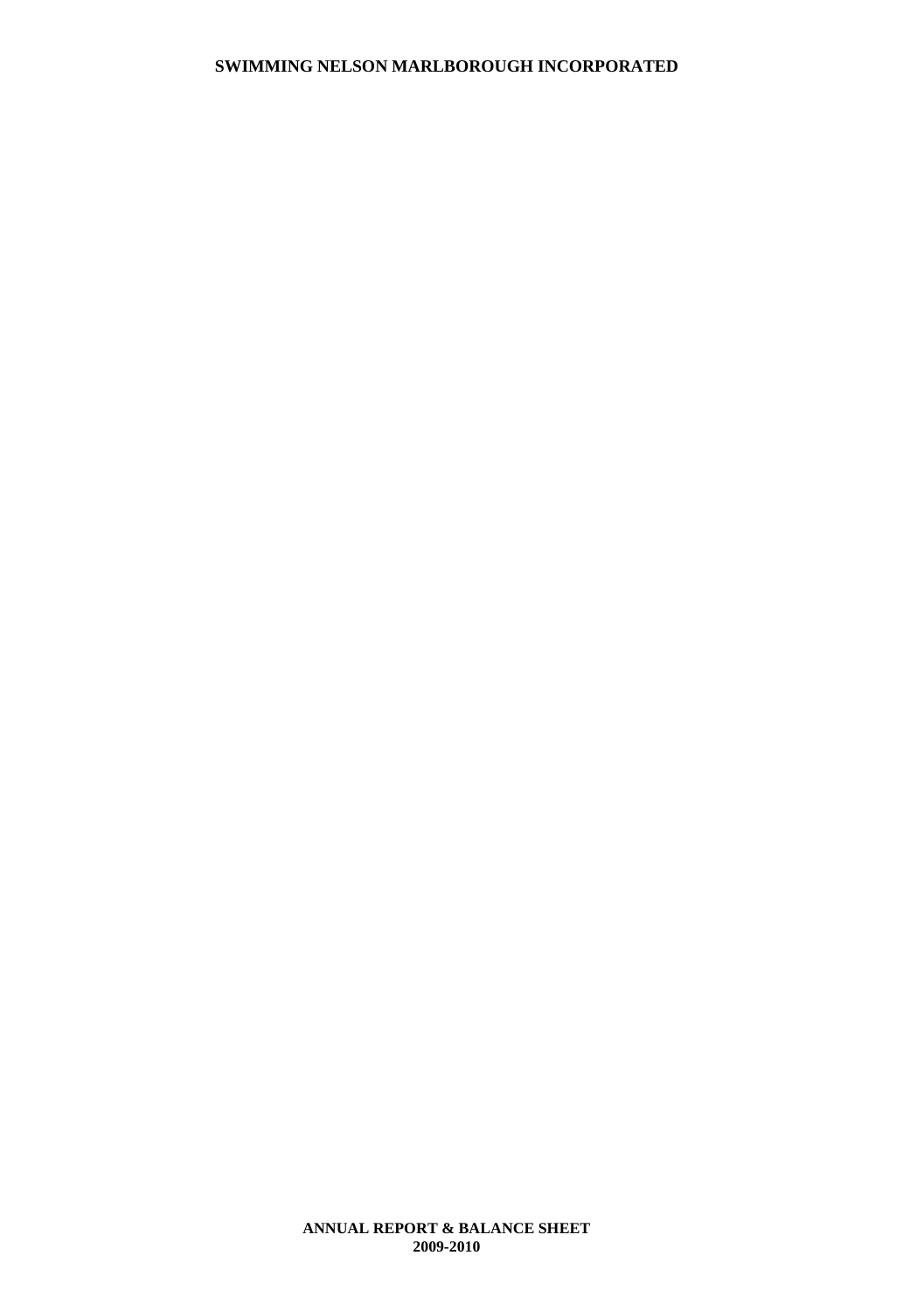**SWIMMING NELSON MARLBOROUGH INCORPORATED**

**ANNUAL REPORT & BALANCE SHEET**
**2009-2010**